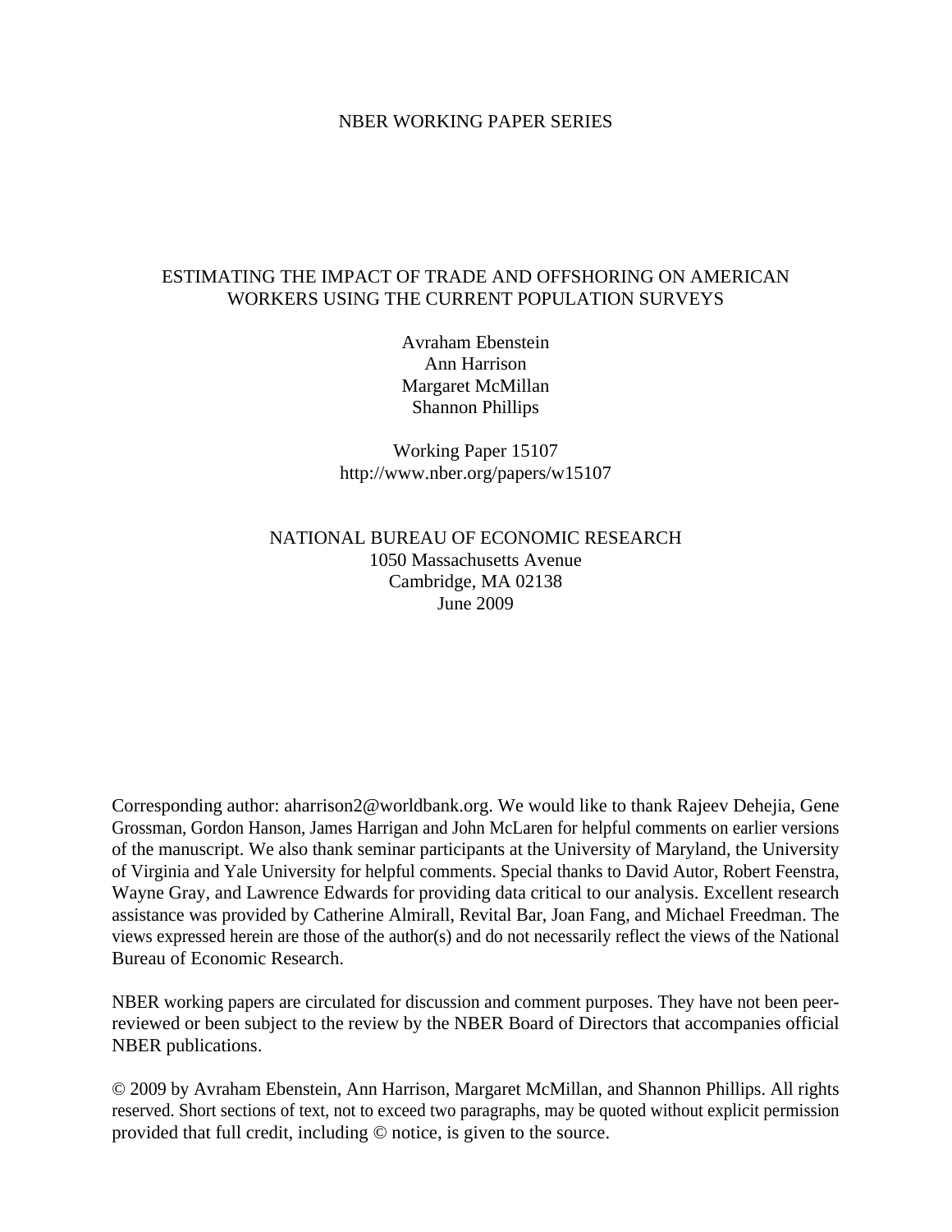NBER WORKING PAPER SERIES

# ESTIMATING THE IMPACT OF TRADE AND OFFSHORING ON AMERICAN WORKERS USING THE CURRENT POPULATION SURVEYS

Avraham Ebenstein
Ann Harrison
Margaret McMillan
Shannon Phillips

Working Paper 15107
http://www.nber.org/papers/w15107

NATIONAL BUREAU OF ECONOMIC RESEARCH
1050 Massachusetts Avenue
Cambridge, MA 02138
June 2009

Corresponding author: aharrison2@worldbank.org. We would like to thank Rajeev Dehejia, Gene Grossman, Gordon Hanson, James Harrigan and John McLaren for helpful comments on earlier versions of the manuscript. We also thank seminar participants at the University of Maryland, the University of Virginia and Yale University for helpful comments. Special thanks to David Autor, Robert Feenstra, Wayne Gray, and Lawrence Edwards for providing data critical to our analysis. Excellent research assistance was provided by Catherine Almirall, Revital Bar, Joan Fang, and Michael Freedman. The views expressed herein are those of the author(s) and do not necessarily reflect the views of the National Bureau of Economic Research.

NBER working papers are circulated for discussion and comment purposes. They have not been peer-reviewed or been subject to the review by the NBER Board of Directors that accompanies official NBER publications.

© 2009 by Avraham Ebenstein, Ann Harrison, Margaret McMillan, and Shannon Phillips. All rights reserved. Short sections of text, not to exceed two paragraphs, may be quoted without explicit permission provided that full credit, including © notice, is given to the source.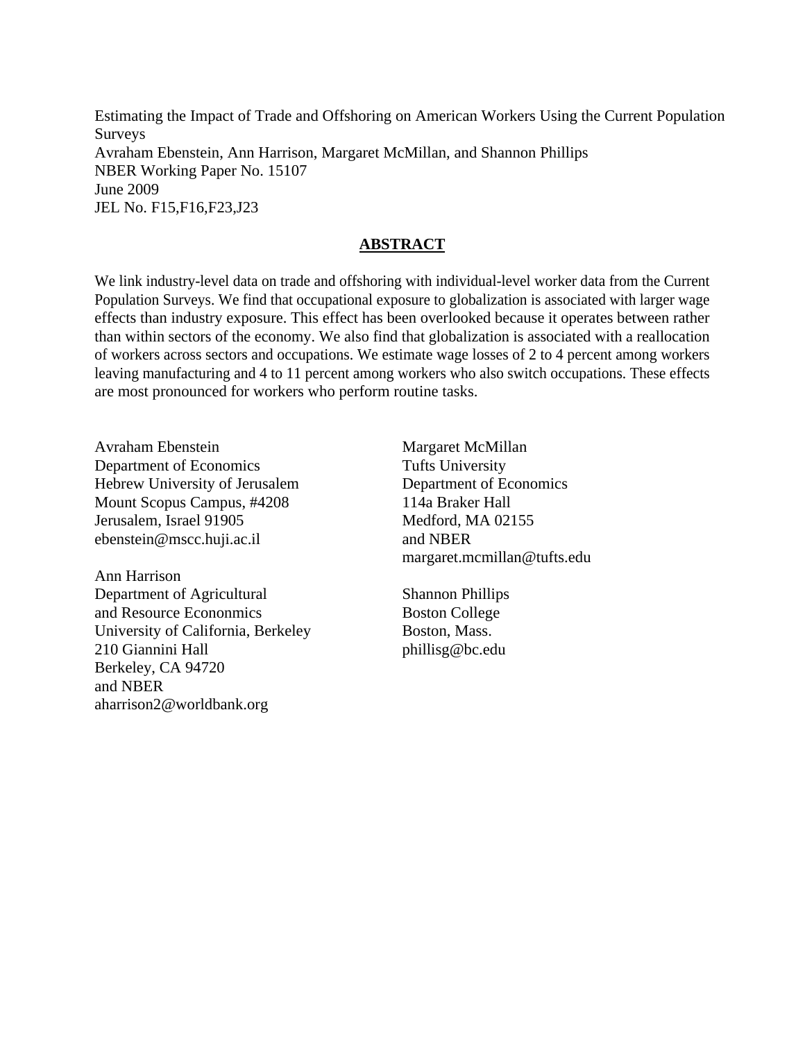Estimating the Impact of Trade and Offshoring on American Workers Using the Current Population Surveys
Avraham Ebenstein, Ann Harrison, Margaret McMillan, and Shannon Phillips
NBER Working Paper No. 15107
June 2009
JEL No. F15,F16,F23,J23

## ABSTRACT

We link industry-level data on trade and offshoring with individual-level worker data from the Current Population Surveys. We find that occupational exposure to globalization is associated with larger wage effects than industry exposure. This effect has been overlooked because it operates between rather than within sectors of the economy. We also find that globalization is associated with a reallocation of workers across sectors and occupations. We estimate wage losses of 2 to 4 percent among workers leaving manufacturing and 4 to 11 percent among workers who also switch occupations. These effects are most pronounced for workers who perform routine tasks.

Avraham Ebenstein
Department of Economics
Hebrew University of Jerusalem
Mount Scopus Campus, #4208
Jerusalem, Israel 91905
ebenstein@mscc.huji.ac.il

Ann Harrison
Department of Agricultural
and Resource Econonmics
University of California, Berkeley
210 Giannini Hall
Berkeley, CA 94720
and NBER
aharrison2@worldbank.org

Margaret McMillan
Tufts University
Department of Economics
114a Braker Hall
Medford, MA 02155
and NBER
margaret.mcmillan@tufts.edu

Shannon Phillips
Boston College
Boston, Mass.
phillisg@bc.edu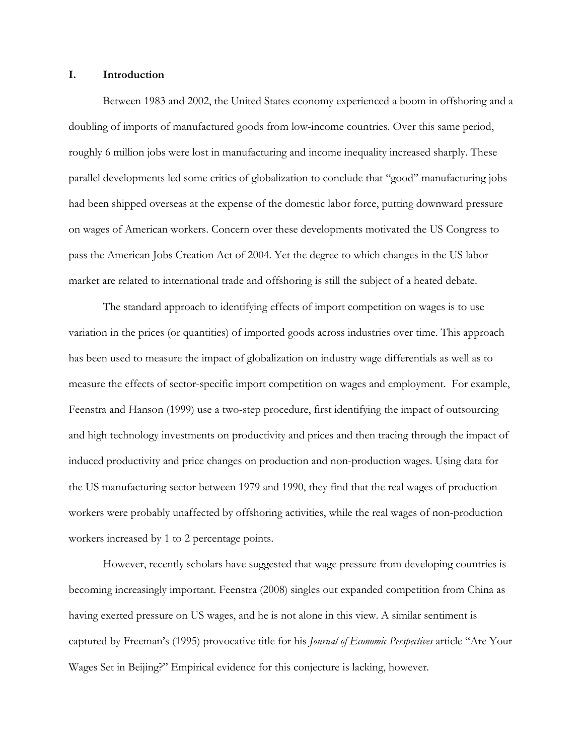## I. Introduction

Between 1983 and 2002, the United States economy experienced a boom in offshoring and a doubling of imports of manufactured goods from low-income countries. Over this same period, roughly 6 million jobs were lost in manufacturing and income inequality increased sharply. These parallel developments led some critics of globalization to conclude that "good" manufacturing jobs had been shipped overseas at the expense of the domestic labor force, putting downward pressure on wages of American workers. Concern over these developments motivated the US Congress to pass the American Jobs Creation Act of 2004. Yet the degree to which changes in the US labor market are related to international trade and offshoring is still the subject of a heated debate.

The standard approach to identifying effects of import competition on wages is to use variation in the prices (or quantities) of imported goods across industries over time. This approach has been used to measure the impact of globalization on industry wage differentials as well as to measure the effects of sector-specific import competition on wages and employment. For example, Feenstra and Hanson (1999) use a two-step procedure, first identifying the impact of outsourcing and high technology investments on productivity and prices and then tracing through the impact of induced productivity and price changes on production and non-production wages. Using data for the US manufacturing sector between 1979 and 1990, they find that the real wages of production workers were probably unaffected by offshoring activities, while the real wages of non-production workers increased by 1 to 2 percentage points.

However, recently scholars have suggested that wage pressure from developing countries is becoming increasingly important. Feenstra (2008) singles out expanded competition from China as having exerted pressure on US wages, and he is not alone in this view. A similar sentiment is captured by Freeman's (1995) provocative title for his *Journal of Economic Perspectives* article "Are Your Wages Set in Beijing?" Empirical evidence for this conjecture is lacking, however.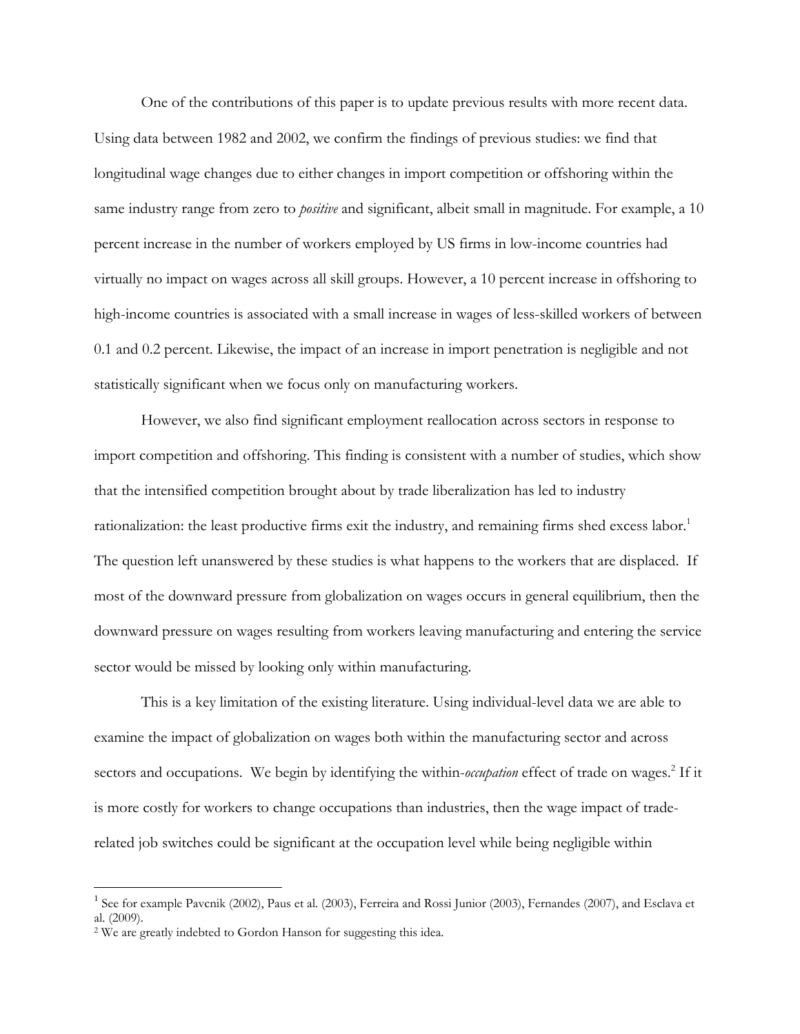One of the contributions of this paper is to update previous results with more recent data. Using data between 1982 and 2002, we confirm the findings of previous studies: we find that longitudinal wage changes due to either changes in import competition or offshoring within the same industry range from zero to *positive* and significant, albeit small in magnitude. For example, a 10 percent increase in the number of workers employed by US firms in low-income countries had virtually no impact on wages across all skill groups. However, a 10 percent increase in offshoring to high-income countries is associated with a small increase in wages of less-skilled workers of between 0.1 and 0.2 percent. Likewise, the impact of an increase in import penetration is negligible and not statistically significant when we focus only on manufacturing workers.

However, we also find significant employment reallocation across sectors in response to import competition and offshoring. This finding is consistent with a number of studies, which show that the intensified competition brought about by trade liberalization has led to industry rationalization: the least productive firms exit the industry, and remaining firms shed excess labor.[1] The question left unanswered by these studies is what happens to the workers that are displaced. If most of the downward pressure from globalization on wages occurs in general equilibrium, then the downward pressure on wages resulting from workers leaving manufacturing and entering the service sector would be missed by looking only within manufacturing.

This is a key limitation of the existing literature. Using individual-level data we are able to examine the impact of globalization on wages both within the manufacturing sector and across sectors and occupations. We begin by identifying the within-*occupation* effect of trade on wages.[2] If it is more costly for workers to change occupations than industries, then the wage impact of trade-related job switches could be significant at the occupation level while being negligible within

[1] See for example Pavcnik (2002), Paus et al. (2003), Ferreira and Rossi Junior (2003), Fernandes (2007), and Esclava et al. (2009).

[2] We are greatly indebted to Gordon Hanson for suggesting this idea.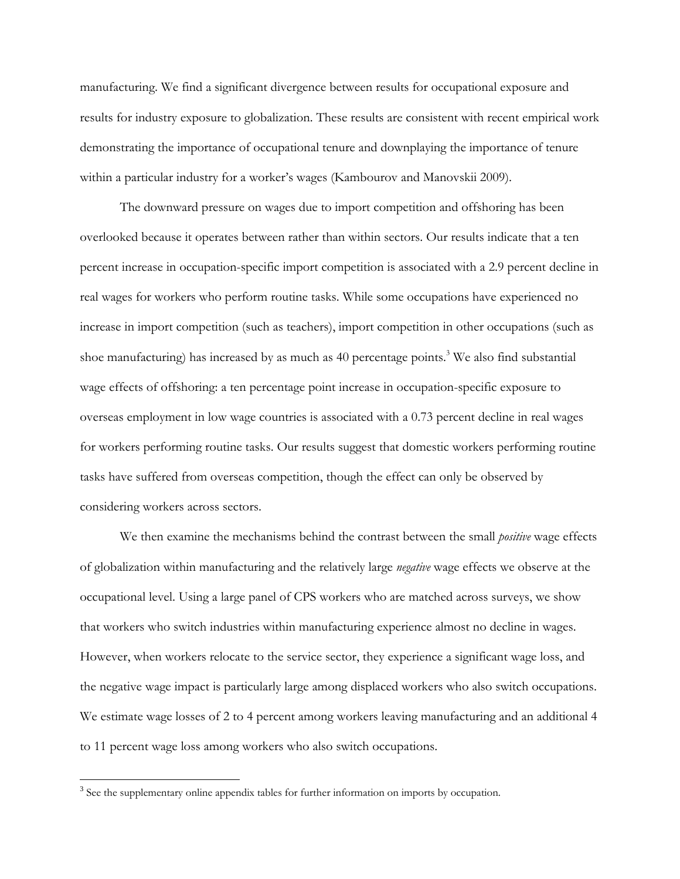manufacturing. We find a significant divergence between results for occupational exposure and results for industry exposure to globalization. These results are consistent with recent empirical work demonstrating the importance of occupational tenure and downplaying the importance of tenure within a particular industry for a worker's wages (Kambourov and Manovskii 2009).

The downward pressure on wages due to import competition and offshoring has been overlooked because it operates between rather than within sectors. Our results indicate that a ten percent increase in occupation-specific import competition is associated with a 2.9 percent decline in real wages for workers who perform routine tasks. While some occupations have experienced no increase in import competition (such as teachers), import competition in other occupations (such as shoe manufacturing) has increased by as much as 40 percentage points.[3] We also find substantial wage effects of offshoring: a ten percentage point increase in occupation-specific exposure to overseas employment in low wage countries is associated with a 0.73 percent decline in real wages for workers performing routine tasks. Our results suggest that domestic workers performing routine tasks have suffered from overseas competition, though the effect can only be observed by considering workers across sectors.

We then examine the mechanisms behind the contrast between the small *positive* wage effects of globalization within manufacturing and the relatively large *negative* wage effects we observe at the occupational level. Using a large panel of CPS workers who are matched across surveys, we show that workers who switch industries within manufacturing experience almost no decline in wages. However, when workers relocate to the service sector, they experience a significant wage loss, and the negative wage impact is particularly large among displaced workers who also switch occupations. We estimate wage losses of 2 to 4 percent among workers leaving manufacturing and an additional 4 to 11 percent wage loss among workers who also switch occupations.

[3] See the supplementary online appendix tables for further information on imports by occupation.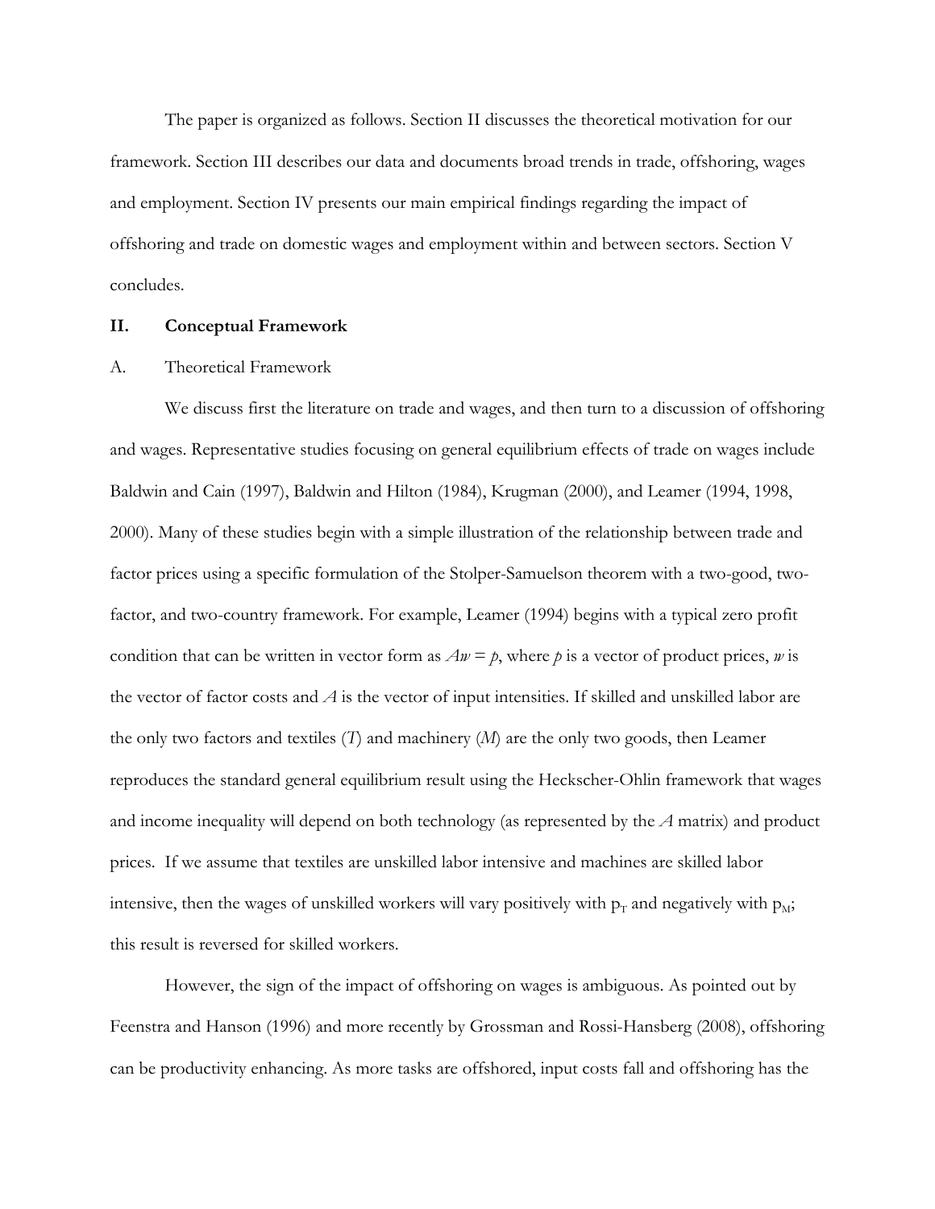The paper is organized as follows. Section II discusses the theoretical motivation for our framework. Section III describes our data and documents broad trends in trade, offshoring, wages and employment. Section IV presents our main empirical findings regarding the impact of offshoring and trade on domestic wages and employment within and between sectors. Section V concludes.

## II. Conceptual Framework

### A. Theoretical Framework

We discuss first the literature on trade and wages, and then turn to a discussion of offshoring and wages. Representative studies focusing on general equilibrium effects of trade on wages include Baldwin and Cain (1997), Baldwin and Hilton (1984), Krugman (2000), and Leamer (1994, 1998, 2000). Many of these studies begin with a simple illustration of the relationship between trade and factor prices using a specific formulation of the Stolper-Samuelson theorem with a two-good, two-factor, and two-country framework. For example, Leamer (1994) begins with a typical zero profit condition that can be written in vector form as $Aw = p$, where $p$ is a vector of product prices, $w$ is the vector of factor costs and $A$ is the vector of input intensities. If skilled and unskilled labor are the only two factors and textiles ($T$) and machinery ($M$) are the only two goods, then Leamer reproduces the standard general equilibrium result using the Heckscher-Ohlin framework that wages and income inequality will depend on both technology (as represented by the $A$ matrix) and product prices. If we assume that textiles are unskilled labor intensive and machines are skilled labor intensive, then the wages of unskilled workers will vary positively with $p_T$ and negatively with $p_M$; this result is reversed for skilled workers.

However, the sign of the impact of offshoring on wages is ambiguous. As pointed out by Feenstra and Hanson (1996) and more recently by Grossman and Rossi-Hansberg (2008), offshoring can be productivity enhancing. As more tasks are offshored, input costs fall and offshoring has the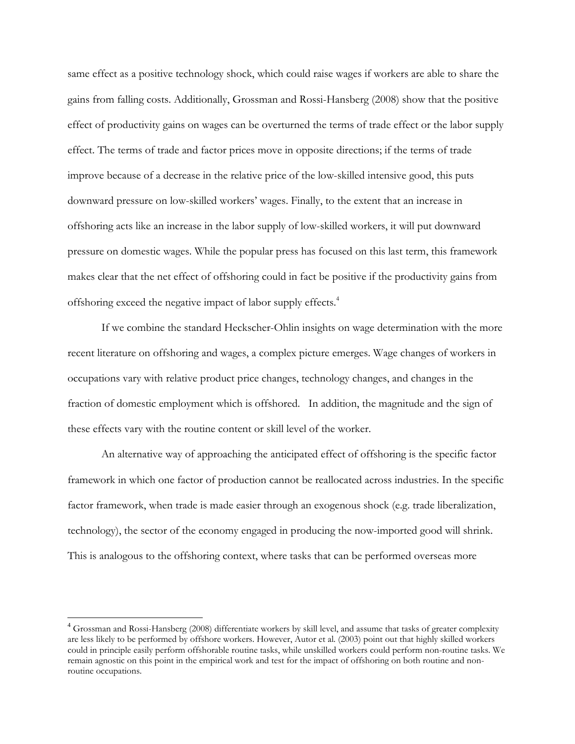same effect as a positive technology shock, which could raise wages if workers are able to share the gains from falling costs. Additionally, Grossman and Rossi-Hansberg (2008) show that the positive effect of productivity gains on wages can be overturned the terms of trade effect or the labor supply effect. The terms of trade and factor prices move in opposite directions; if the terms of trade improve because of a decrease in the relative price of the low-skilled intensive good, this puts downward pressure on low-skilled workers' wages. Finally, to the extent that an increase in offshoring acts like an increase in the labor supply of low-skilled workers, it will put downward pressure on domestic wages. While the popular press has focused on this last term, this framework makes clear that the net effect of offshoring could in fact be positive if the productivity gains from offshoring exceed the negative impact of labor supply effects.[4]

If we combine the standard Heckscher-Ohlin insights on wage determination with the more recent literature on offshoring and wages, a complex picture emerges. Wage changes of workers in occupations vary with relative product price changes, technology changes, and changes in the fraction of domestic employment which is offshored. In addition, the magnitude and the sign of these effects vary with the routine content or skill level of the worker.

An alternative way of approaching the anticipated effect of offshoring is the specific factor framework in which one factor of production cannot be reallocated across industries. In the specific factor framework, when trade is made easier through an exogenous shock (e.g. trade liberalization, technology), the sector of the economy engaged in producing the now-imported good will shrink. This is analogous to the offshoring context, where tasks that can be performed overseas more

---

[4] Grossman and Rossi-Hansberg (2008) differentiate workers by skill level, and assume that tasks of greater complexity are less likely to be performed by offshore workers. However, Autor et al. (2003) point out that highly skilled workers could in principle easily perform offshorable routine tasks, while unskilled workers could perform non-routine tasks. We remain agnostic on this point in the empirical work and test for the impact of offshoring on both routine and non-routine occupations.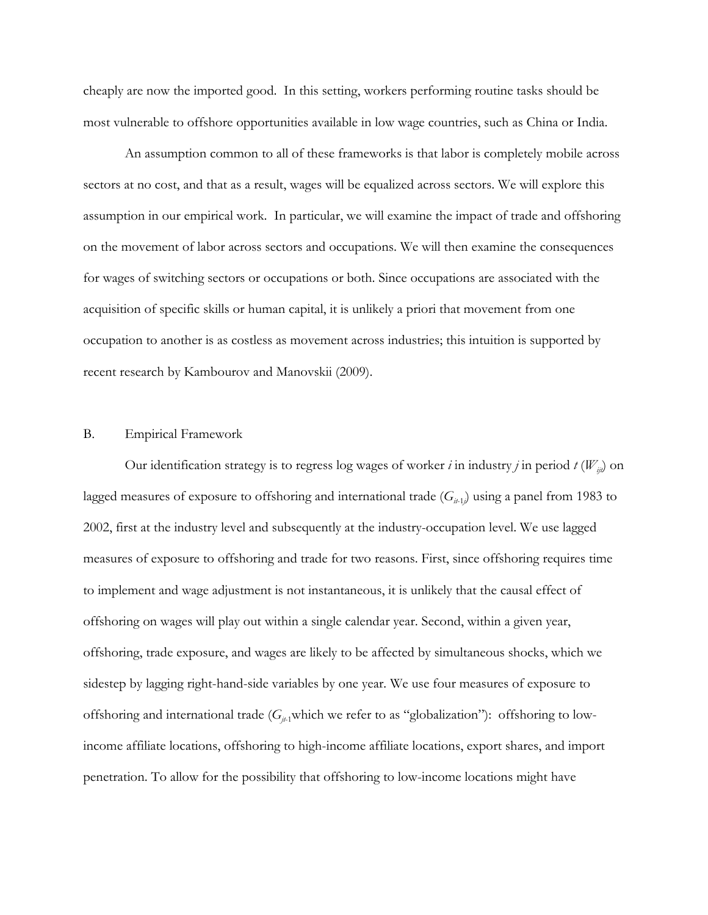cheaply are now the imported good. In this setting, workers performing routine tasks should be most vulnerable to offshore opportunities available in low wage countries, such as China or India.

An assumption common to all of these frameworks is that labor is completely mobile across sectors at no cost, and that as a result, wages will be equalized across sectors. We will explore this assumption in our empirical work. In particular, we will examine the impact of trade and offshoring on the movement of labor across sectors and occupations. We will then examine the consequences for wages of switching sectors or occupations or both. Since occupations are associated with the acquisition of specific skills or human capital, it is unlikely a priori that movement from one occupation to another is as costless as movement across industries; this intuition is supported by recent research by Kambourov and Manovskii (2009).

### B. Empirical Framework

Our identification strategy is to regress log wages of worker *i* in industry *j* in period *t* ($W_{ijt}$) on lagged measures of exposure to offshoring and international trade ($G_{it-1j}$) using a panel from 1983 to 2002, first at the industry level and subsequently at the industry-occupation level. We use lagged measures of exposure to offshoring and trade for two reasons. First, since offshoring requires time to implement and wage adjustment is not instantaneous, it is unlikely that the causal effect of offshoring on wages will play out within a single calendar year. Second, within a given year, offshoring, trade exposure, and wages are likely to be affected by simultaneous shocks, which we sidestep by lagging right-hand-side variables by one year. We use four measures of exposure to offshoring and international trade ($G_{jt-1}$which we refer to as "globalization"): offshoring to low-income affiliate locations, offshoring to high-income affiliate locations, export shares, and import penetration. To allow for the possibility that offshoring to low-income locations might have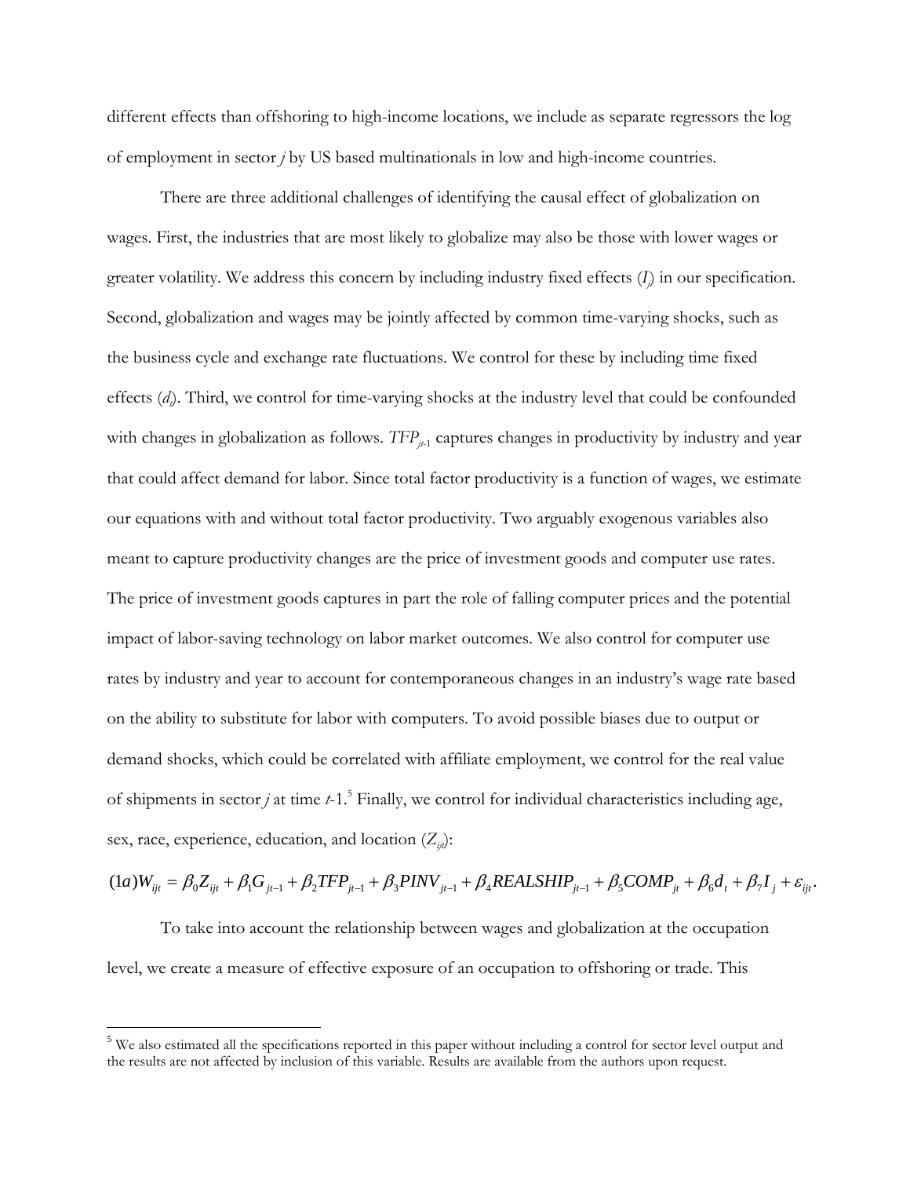different effects than offshoring to high-income locations, we include as separate regressors the log of employment in sector *j* by US based multinationals in low and high-income countries.

There are three additional challenges of identifying the causal effect of globalization on wages. First, the industries that are most likely to globalize may also be those with lower wages or greater volatility. We address this concern by including industry fixed effects ($I_j$) in our specification. Second, globalization and wages may be jointly affected by common time-varying shocks, such as the business cycle and exchange rate fluctuations. We control for these by including time fixed effects ($d_t$). Third, we control for time-varying shocks at the industry level that could be confounded with changes in globalization as follows. $TFP_{jt-1}$ captures changes in productivity by industry and year that could affect demand for labor. Since total factor productivity is a function of wages, we estimate our equations with and without total factor productivity. Two arguably exogenous variables also meant to capture productivity changes are the price of investment goods and computer use rates. The price of investment goods captures in part the role of falling computer prices and the potential impact of labor-saving technology on labor market outcomes. We also control for computer use rates by industry and year to account for contemporaneous changes in an industry's wage rate based on the ability to substitute for labor with computers. To avoid possible biases due to output or demand shocks, which could be correlated with affiliate employment, we control for the real value of shipments in sector *j* at time *t*-1.[5] Finally, we control for individual characteristics including age, sex, race, experience, education, and location ($Z_{ijt}$):

$$(1a) W_{ijt} = \beta_0 Z_{ijt} + \beta_1 G_{jt-1} + \beta_2 TFP_{jt-1} + \beta_3 PINV_{jt-1} + \beta_4 REALSHIP_{jt-1} + \beta_5 COMP_{jt} + \beta_6 d_t + \beta_7 I_j + \varepsilon_{ijt}.$$

To take into account the relationship between wages and globalization at the occupation level, we create a measure of effective exposure of an occupation to offshoring or trade. This

[5] We also estimated all the specifications reported in this paper without including a control for sector level output and the results are not affected by inclusion of this variable. Results are available from the authors upon request.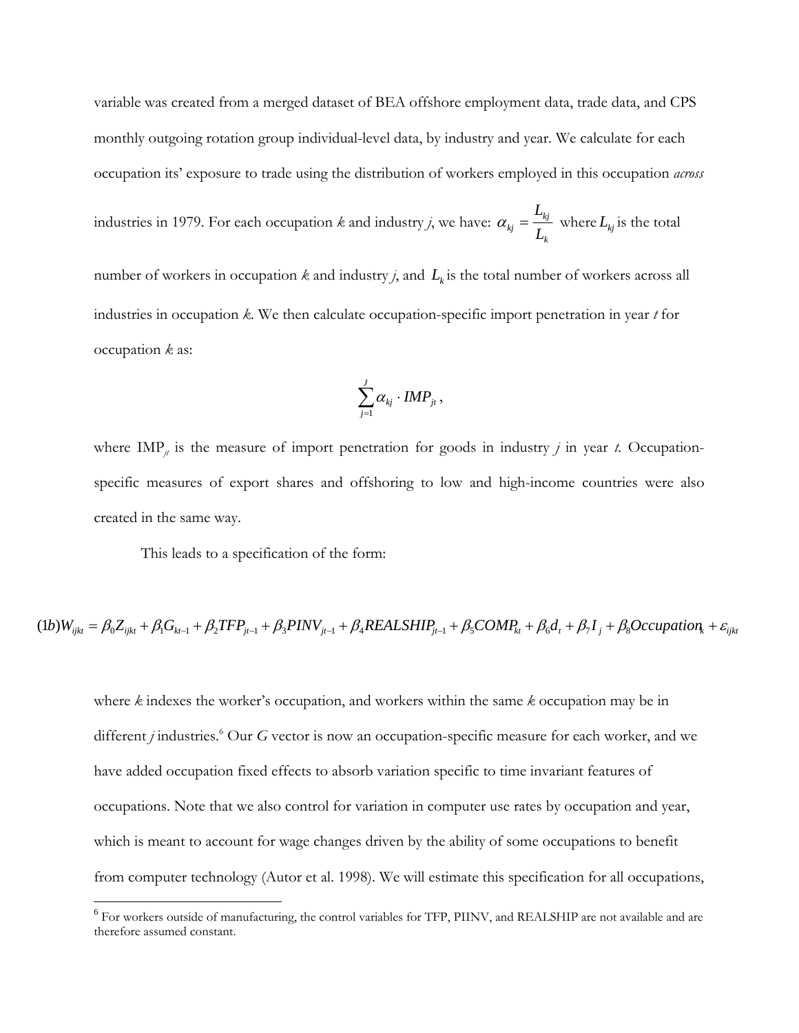variable was created from a merged dataset of BEA offshore employment data, trade data, and CPS monthly outgoing rotation group individual-level data, by industry and year. We calculate for each occupation its' exposure to trade using the distribution of workers employed in this occupation *across* industries in 1979. For each occupation *k* and industry *j*, we have: $\alpha_{kj} = \frac{L_{kj}}{L_k}$ where $L_{kj}$ is the total number of workers in occupation *k* and industry *j*, and $L_k$ is the total number of workers across all industries in occupation *k*. We then calculate occupation-specific import penetration in year *t* for occupation *k* as:

$$\sum_{j=1}^{J} \alpha_{kj} \cdot IMP_{jt},$$

where $\text{IMP}_{jt}$ is the measure of import penetration for goods in industry *j* in year *t*. Occupation-specific measures of export shares and offshoring to low and high-income countries were also created in the same way.

This leads to a specification of the form:

$$(1b) W_{ijkt} = \beta_0 Z_{ijkt} + \beta_1 G_{kt-1} + \beta_2 TFP_{jt-1} + \beta_3 PINV_{jt-1} + \beta_4 REALSHIP_{jt-1} + \beta_5 COMP_{kt} + \beta_6 d_t + \beta_7 I_j + \beta_8 Occupation_k + \varepsilon_{ijkt}$$

where *k* indexes the worker's occupation, and workers within the same *k* occupation may be in different *j* industries.[6] Our *G* vector is now an occupation-specific measure for each worker, and we have added occupation fixed effects to absorb variation specific to time invariant features of occupations. Note that we also control for variation in computer use rates by occupation and year, which is meant to account for wage changes driven by the ability of some occupations to benefit from computer technology (Autor et al. 1998). We will estimate this specification for all occupations,

[6] For workers outside of manufacturing, the control variables for TFP, PIINV, and REALSHIP are not available and are therefore assumed constant.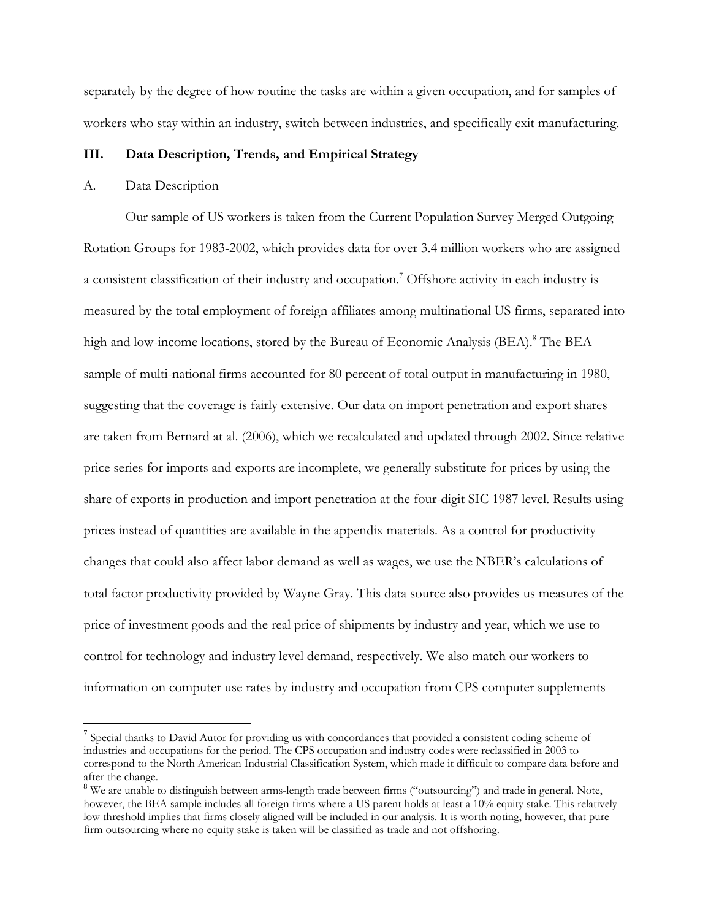separately by the degree of how routine the tasks are within a given occupation, and for samples of workers who stay within an industry, switch between industries, and specifically exit manufacturing.

## III. Data Description, Trends, and Empirical Strategy

### A. Data Description

Our sample of US workers is taken from the Current Population Survey Merged Outgoing Rotation Groups for 1983-2002, which provides data for over 3.4 million workers who are assigned a consistent classification of their industry and occupation.[7] Offshore activity in each industry is measured by the total employment of foreign affiliates among multinational US firms, separated into high and low-income locations, stored by the Bureau of Economic Analysis (BEA).[8] The BEA sample of multi-national firms accounted for 80 percent of total output in manufacturing in 1980, suggesting that the coverage is fairly extensive. Our data on import penetration and export shares are taken from Bernard at al. (2006), which we recalculated and updated through 2002. Since relative price series for imports and exports are incomplete, we generally substitute for prices by using the share of exports in production and import penetration at the four-digit SIC 1987 level. Results using prices instead of quantities are available in the appendix materials. As a control for productivity changes that could also affect labor demand as well as wages, we use the NBER's calculations of total factor productivity provided by Wayne Gray. This data source also provides us measures of the price of investment goods and the real price of shipments by industry and year, which we use to control for technology and industry level demand, respectively. We also match our workers to information on computer use rates by industry and occupation from CPS computer supplements

---

[7] Special thanks to David Autor for providing us with concordances that provided a consistent coding scheme of industries and occupations for the period. The CPS occupation and industry codes were reclassified in 2003 to correspond to the North American Industrial Classification System, which made it difficult to compare data before and after the change.

[8] We are unable to distinguish between arms-length trade between firms ("outsourcing") and trade in general. Note, however, the BEA sample includes all foreign firms where a US parent holds at least a 10% equity stake. This relatively low threshold implies that firms closely aligned will be included in our analysis. It is worth noting, however, that pure firm outsourcing where no equity stake is taken will be classified as trade and not offshoring.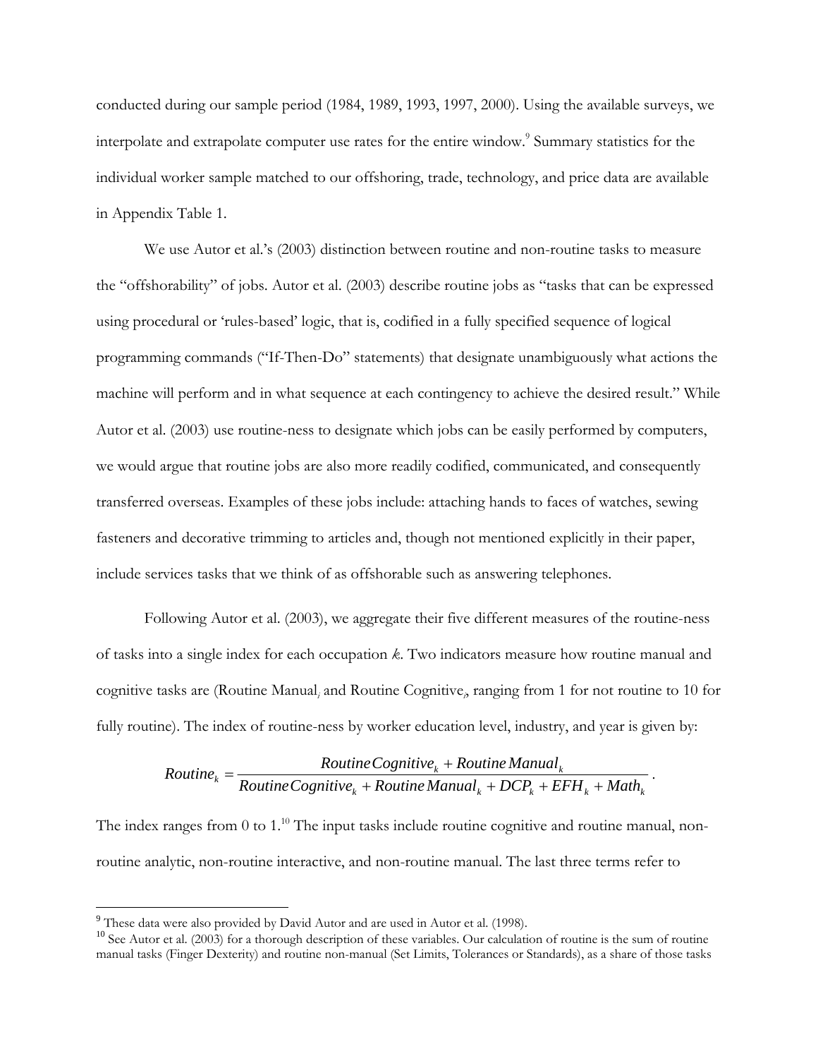conducted during our sample period (1984, 1989, 1993, 1997, 2000). Using the available surveys, we interpolate and extrapolate computer use rates for the entire window.[9] Summary statistics for the individual worker sample matched to our offshoring, trade, technology, and price data are available in Appendix Table 1.

We use Autor et al.'s (2003) distinction between routine and non-routine tasks to measure the "offshorability" of jobs. Autor et al. (2003) describe routine jobs as "tasks that can be expressed using procedural or 'rules-based' logic, that is, codified in a fully specified sequence of logical programming commands ("If-Then-Do" statements) that designate unambiguously what actions the machine will perform and in what sequence at each contingency to achieve the desired result." While Autor et al. (2003) use routine-ness to designate which jobs can be easily performed by computers, we would argue that routine jobs are also more readily codified, communicated, and consequently transferred overseas. Examples of these jobs include: attaching hands to faces of watches, sewing fasteners and decorative trimming to articles and, though not mentioned explicitly in their paper, include services tasks that we think of as offshorable such as answering telephones.

Following Autor et al. (2003), we aggregate their five different measures of the routine-ness of tasks into a single index for each occupation *k*. Two indicators measure how routine manual and cognitive tasks are (Routine Manual$_i$ and Routine Cognitive$_i$, ranging from 1 for not routine to 10 for fully routine). The index of routine-ness by worker education level, industry, and year is given by:

$$Routine_k = \frac{RoutineCognitive_k + RoutineManual_k}{RoutineCognitive_k + RoutineManual_k + DCP_k + EFH_k + Math_k}.$$

The index ranges from 0 to 1.[10] The input tasks include routine cognitive and routine manual, non-routine analytic, non-routine interactive, and non-routine manual. The last three terms refer to

[9] These data were also provided by David Autor and are used in Autor et al. (1998).

[10] See Autor et al. (2003) for a thorough description of these variables. Our calculation of routine is the sum of routine manual tasks (Finger Dexterity) and routine non-manual (Set Limits, Tolerances or Standards), as a share of those tasks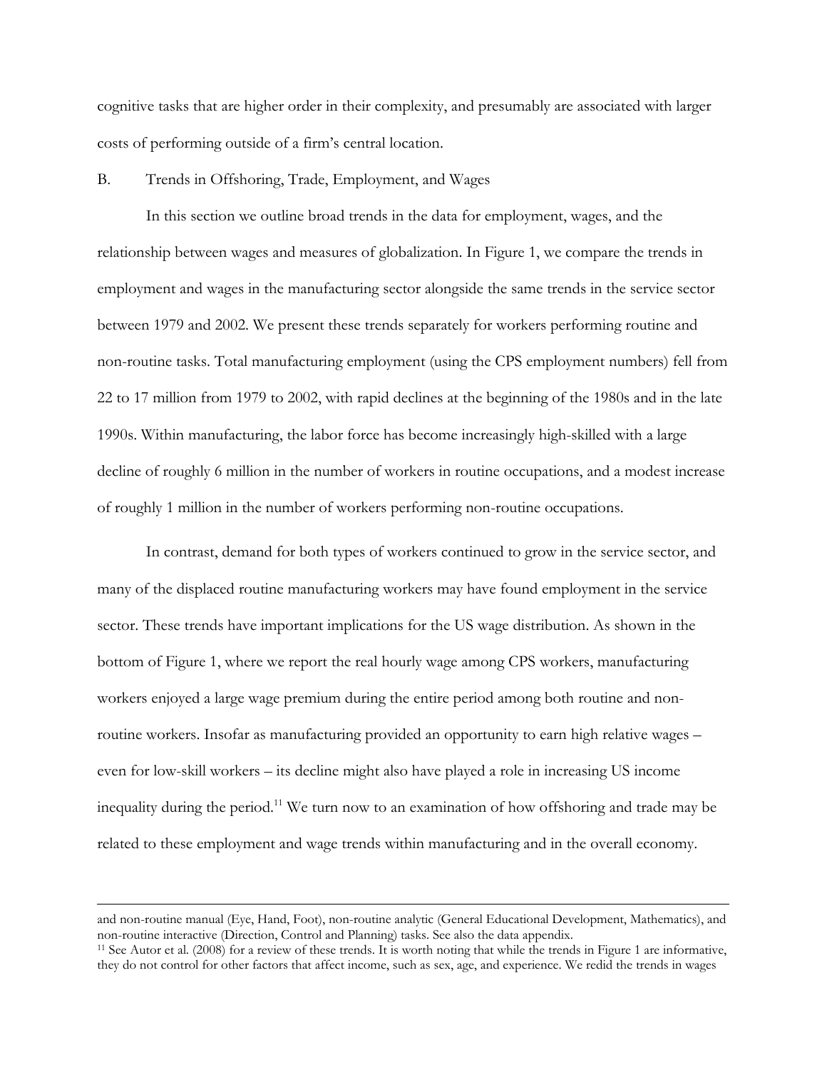cognitive tasks that are higher order in their complexity, and presumably are associated with larger costs of performing outside of a firm's central location.

### B. Trends in Offshoring, Trade, Employment, and Wages

In this section we outline broad trends in the data for employment, wages, and the relationship between wages and measures of globalization. In Figure 1, we compare the trends in employment and wages in the manufacturing sector alongside the same trends in the service sector between 1979 and 2002. We present these trends separately for workers performing routine and non-routine tasks. Total manufacturing employment (using the CPS employment numbers) fell from 22 to 17 million from 1979 to 2002, with rapid declines at the beginning of the 1980s and in the late 1990s. Within manufacturing, the labor force has become increasingly high-skilled with a large decline of roughly 6 million in the number of workers in routine occupations, and a modest increase of roughly 1 million in the number of workers performing non-routine occupations.

In contrast, demand for both types of workers continued to grow in the service sector, and many of the displaced routine manufacturing workers may have found employment in the service sector. These trends have important implications for the US wage distribution. As shown in the bottom of Figure 1, where we report the real hourly wage among CPS workers, manufacturing workers enjoyed a large wage premium during the entire period among both routine and non-routine workers. Insofar as manufacturing provided an opportunity to earn high relative wages – even for low-skill workers – its decline might also have played a role in increasing US income inequality during the period.[11] We turn now to an examination of how offshoring and trade may be related to these employment and wage trends within manufacturing and in the overall economy.

---

and non-routine manual (Eye, Hand, Foot), non-routine analytic (General Educational Development, Mathematics), and non-routine interactive (Direction, Control and Planning) tasks. See also the data appendix.

[11] See Autor et al. (2008) for a review of these trends. It is worth noting that while the trends in Figure 1 are informative, they do not control for other factors that affect income, such as sex, age, and experience. We redid the trends in wages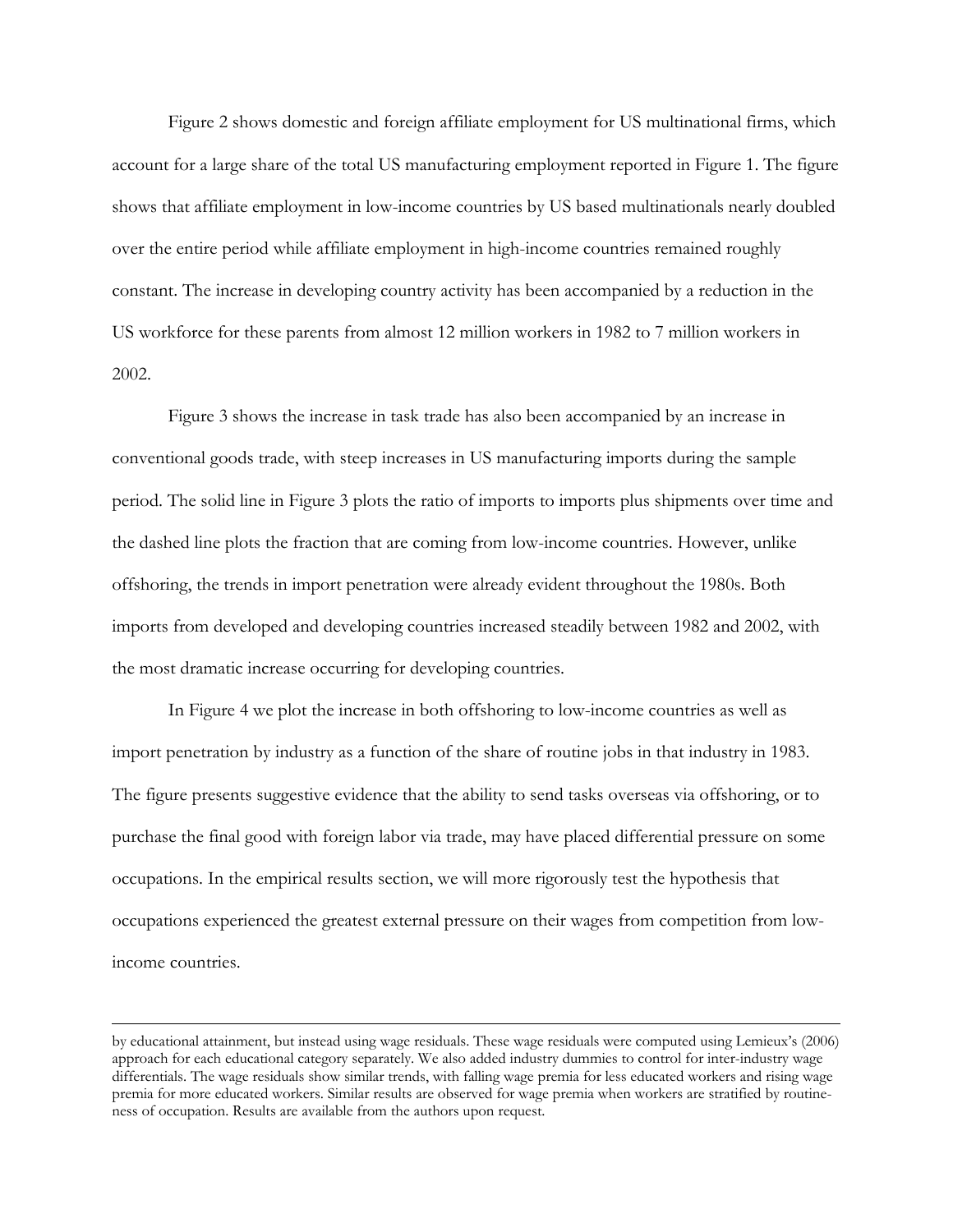Figure 2 shows domestic and foreign affiliate employment for US multinational firms, which account for a large share of the total US manufacturing employment reported in Figure 1. The figure shows that affiliate employment in low-income countries by US based multinationals nearly doubled over the entire period while affiliate employment in high-income countries remained roughly constant. The increase in developing country activity has been accompanied by a reduction in the US workforce for these parents from almost 12 million workers in 1982 to 7 million workers in 2002.

Figure 3 shows the increase in task trade has also been accompanied by an increase in conventional goods trade, with steep increases in US manufacturing imports during the sample period. The solid line in Figure 3 plots the ratio of imports to imports plus shipments over time and the dashed line plots the fraction that are coming from low-income countries. However, unlike offshoring, the trends in import penetration were already evident throughout the 1980s. Both imports from developed and developing countries increased steadily between 1982 and 2002, with the most dramatic increase occurring for developing countries.

In Figure 4 we plot the increase in both offshoring to low-income countries as well as import penetration by industry as a function of the share of routine jobs in that industry in 1983. The figure presents suggestive evidence that the ability to send tasks overseas via offshoring, or to purchase the final good with foreign labor via trade, may have placed differential pressure on some occupations. In the empirical results section, we will more rigorously test the hypothesis that occupations experienced the greatest external pressure on their wages from competition from low-income countries.

---

by educational attainment, but instead using wage residuals. These wage residuals were computed using Lemieux's (2006) approach for each educational category separately. We also added industry dummies to control for inter-industry wage differentials. The wage residuals show similar trends, with falling wage premia for less educated workers and rising wage premia for more educated workers. Similar results are observed for wage premia when workers are stratified by routineness of occupation. Results are available from the authors upon request.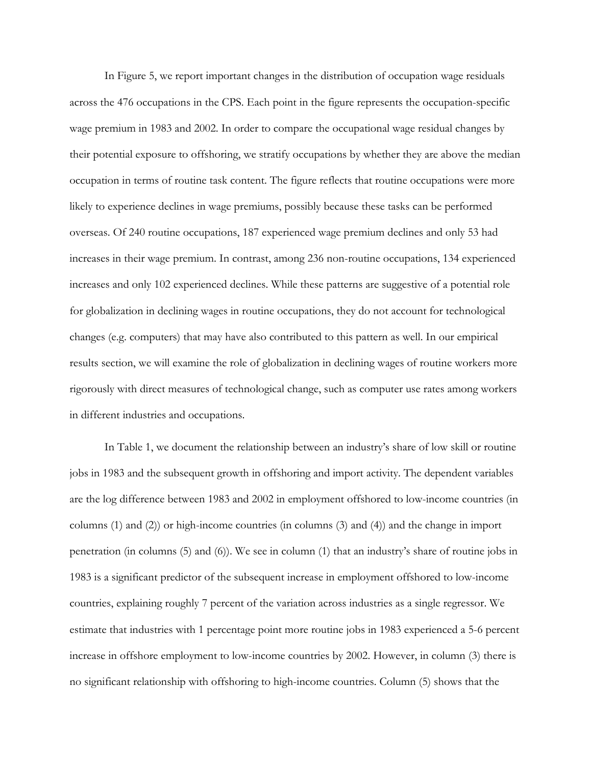In Figure 5, we report important changes in the distribution of occupation wage residuals across the 476 occupations in the CPS. Each point in the figure represents the occupation-specific wage premium in 1983 and 2002. In order to compare the occupational wage residual changes by their potential exposure to offshoring, we stratify occupations by whether they are above the median occupation in terms of routine task content. The figure reflects that routine occupations were more likely to experience declines in wage premiums, possibly because these tasks can be performed overseas. Of 240 routine occupations, 187 experienced wage premium declines and only 53 had increases in their wage premium. In contrast, among 236 non-routine occupations, 134 experienced increases and only 102 experienced declines. While these patterns are suggestive of a potential role for globalization in declining wages in routine occupations, they do not account for technological changes (e.g. computers) that may have also contributed to this pattern as well. In our empirical results section, we will examine the role of globalization in declining wages of routine workers more rigorously with direct measures of technological change, such as computer use rates among workers in different industries and occupations.

In Table 1, we document the relationship between an industry's share of low skill or routine jobs in 1983 and the subsequent growth in offshoring and import activity. The dependent variables are the log difference between 1983 and 2002 in employment offshored to low-income countries (in columns (1) and (2)) or high-income countries (in columns (3) and (4)) and the change in import penetration (in columns (5) and (6)). We see in column (1) that an industry's share of routine jobs in 1983 is a significant predictor of the subsequent increase in employment offshored to low-income countries, explaining roughly 7 percent of the variation across industries as a single regressor. We estimate that industries with 1 percentage point more routine jobs in 1983 experienced a 5-6 percent increase in offshore employment to low-income countries by 2002. However, in column (3) there is no significant relationship with offshoring to high-income countries. Column (5) shows that the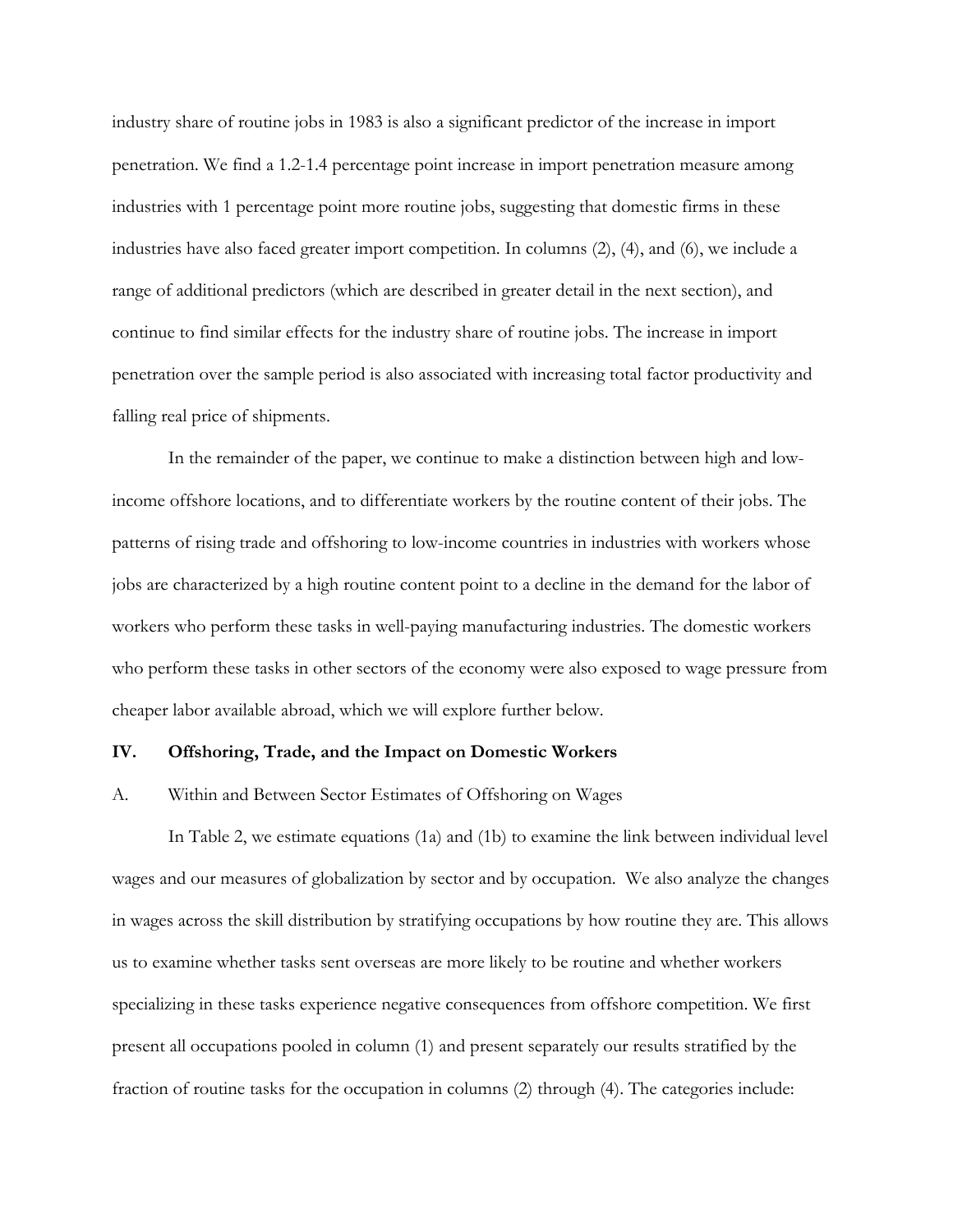industry share of routine jobs in 1983 is also a significant predictor of the increase in import penetration. We find a 1.2-1.4 percentage point increase in import penetration measure among industries with 1 percentage point more routine jobs, suggesting that domestic firms in these industries have also faced greater import competition. In columns (2), (4), and (6), we include a range of additional predictors (which are described in greater detail in the next section), and continue to find similar effects for the industry share of routine jobs. The increase in import penetration over the sample period is also associated with increasing total factor productivity and falling real price of shipments.

In the remainder of the paper, we continue to make a distinction between high and low-income offshore locations, and to differentiate workers by the routine content of their jobs. The patterns of rising trade and offshoring to low-income countries in industries with workers whose jobs are characterized by a high routine content point to a decline in the demand for the labor of workers who perform these tasks in well-paying manufacturing industries. The domestic workers who perform these tasks in other sectors of the economy were also exposed to wage pressure from cheaper labor available abroad, which we will explore further below.

## IV. Offshoring, Trade, and the Impact on Domestic Workers

### A. Within and Between Sector Estimates of Offshoring on Wages

In Table 2, we estimate equations (1a) and (1b) to examine the link between individual level wages and our measures of globalization by sector and by occupation. We also analyze the changes in wages across the skill distribution by stratifying occupations by how routine they are. This allows us to examine whether tasks sent overseas are more likely to be routine and whether workers specializing in these tasks experience negative consequences from offshore competition. We first present all occupations pooled in column (1) and present separately our results stratified by the fraction of routine tasks for the occupation in columns (2) through (4). The categories include: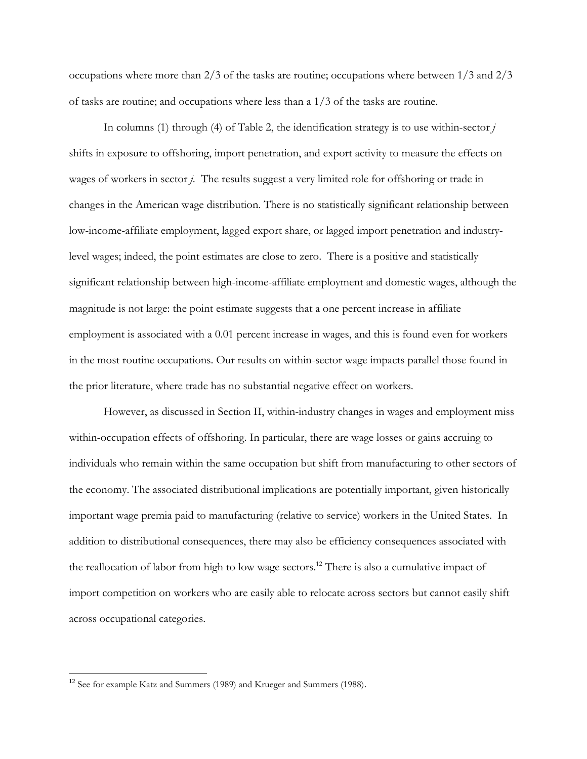occupations where more than 2/3 of the tasks are routine; occupations where between 1/3 and 2/3 of tasks are routine; and occupations where less than a 1/3 of the tasks are routine.

In columns (1) through (4) of Table 2, the identification strategy is to use within-sector *j* shifts in exposure to offshoring, import penetration, and export activity to measure the effects on wages of workers in sector *j*. The results suggest a very limited role for offshoring or trade in changes in the American wage distribution. There is no statistically significant relationship between low-income-affiliate employment, lagged export share, or lagged import penetration and industry-level wages; indeed, the point estimates are close to zero. There is a positive and statistically significant relationship between high-income-affiliate employment and domestic wages, although the magnitude is not large: the point estimate suggests that a one percent increase in affiliate employment is associated with a 0.01 percent increase in wages, and this is found even for workers in the most routine occupations. Our results on within-sector wage impacts parallel those found in the prior literature, where trade has no substantial negative effect on workers.

However, as discussed in Section II, within-industry changes in wages and employment miss within-occupation effects of offshoring. In particular, there are wage losses or gains accruing to individuals who remain within the same occupation but shift from manufacturing to other sectors of the economy. The associated distributional implications are potentially important, given historically important wage premia paid to manufacturing (relative to service) workers in the United States. In addition to distributional consequences, there may also be efficiency consequences associated with the reallocation of labor from high to low wage sectors.[12] There is also a cumulative impact of import competition on workers who are easily able to relocate across sectors but cannot easily shift across occupational categories.

[12] See for example Katz and Summers (1989) and Krueger and Summers (1988).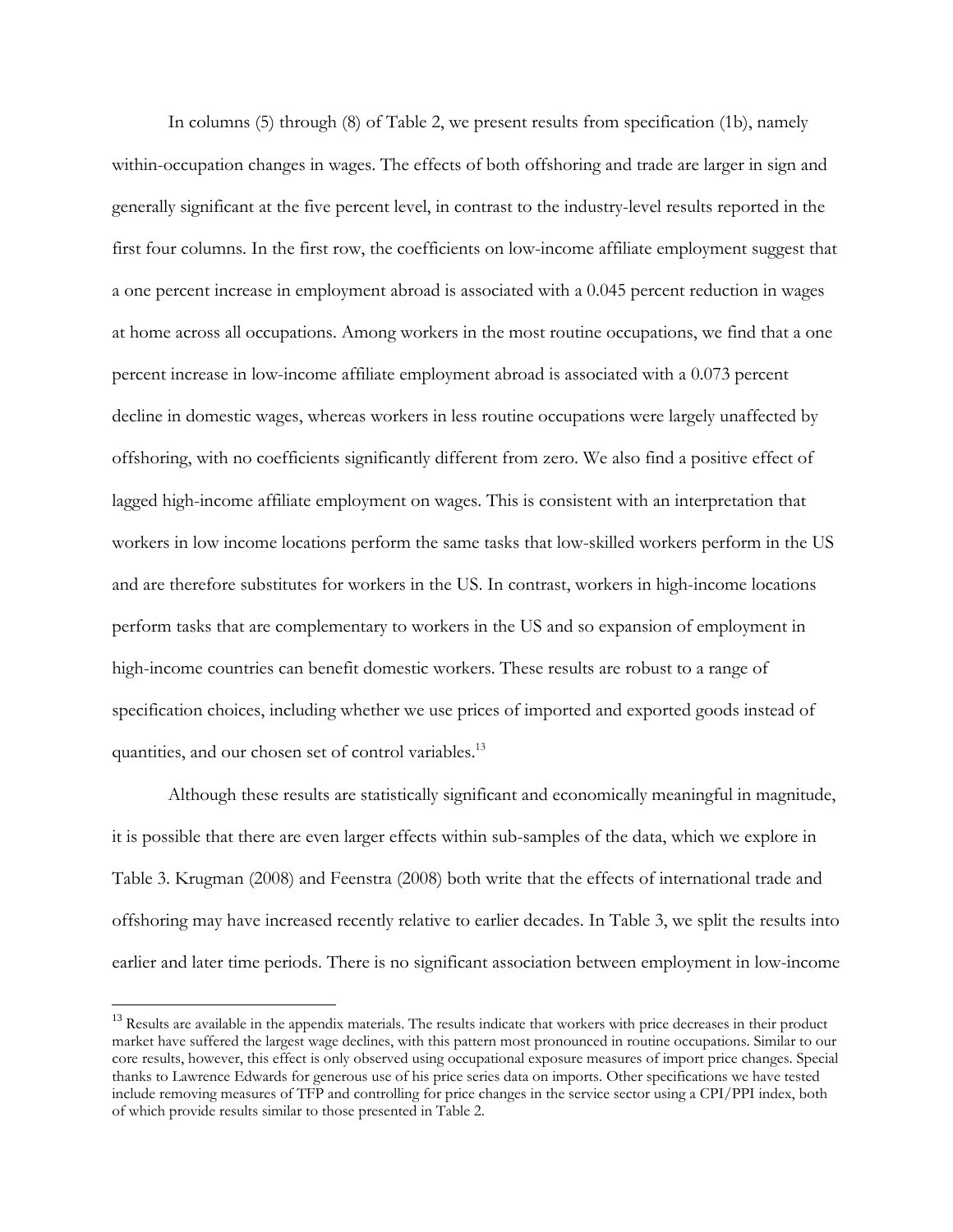In columns (5) through (8) of Table 2, we present results from specification (1b), namely within-occupation changes in wages. The effects of both offshoring and trade are larger in sign and generally significant at the five percent level, in contrast to the industry-level results reported in the first four columns. In the first row, the coefficients on low-income affiliate employment suggest that a one percent increase in employment abroad is associated with a 0.045 percent reduction in wages at home across all occupations. Among workers in the most routine occupations, we find that a one percent increase in low-income affiliate employment abroad is associated with a 0.073 percent decline in domestic wages, whereas workers in less routine occupations were largely unaffected by offshoring, with no coefficients significantly different from zero. We also find a positive effect of lagged high-income affiliate employment on wages. This is consistent with an interpretation that workers in low income locations perform the same tasks that low-skilled workers perform in the US and are therefore substitutes for workers in the US. In contrast, workers in high-income locations perform tasks that are complementary to workers in the US and so expansion of employment in high-income countries can benefit domestic workers. These results are robust to a range of specification choices, including whether we use prices of imported and exported goods instead of quantities, and our chosen set of control variables.[13]

Although these results are statistically significant and economically meaningful in magnitude, it is possible that there are even larger effects within sub-samples of the data, which we explore in Table 3. Krugman (2008) and Feenstra (2008) both write that the effects of international trade and offshoring may have increased recently relative to earlier decades. In Table 3, we split the results into earlier and later time periods. There is no significant association between employment in low-income

[13] Results are available in the appendix materials. The results indicate that workers with price decreases in their product market have suffered the largest wage declines, with this pattern most pronounced in routine occupations. Similar to our core results, however, this effect is only observed using occupational exposure measures of import price changes. Special thanks to Lawrence Edwards for generous use of his price series data on imports. Other specifications we have tested include removing measures of TFP and controlling for price changes in the service sector using a CPI/PPI index, both of which provide results similar to those presented in Table 2.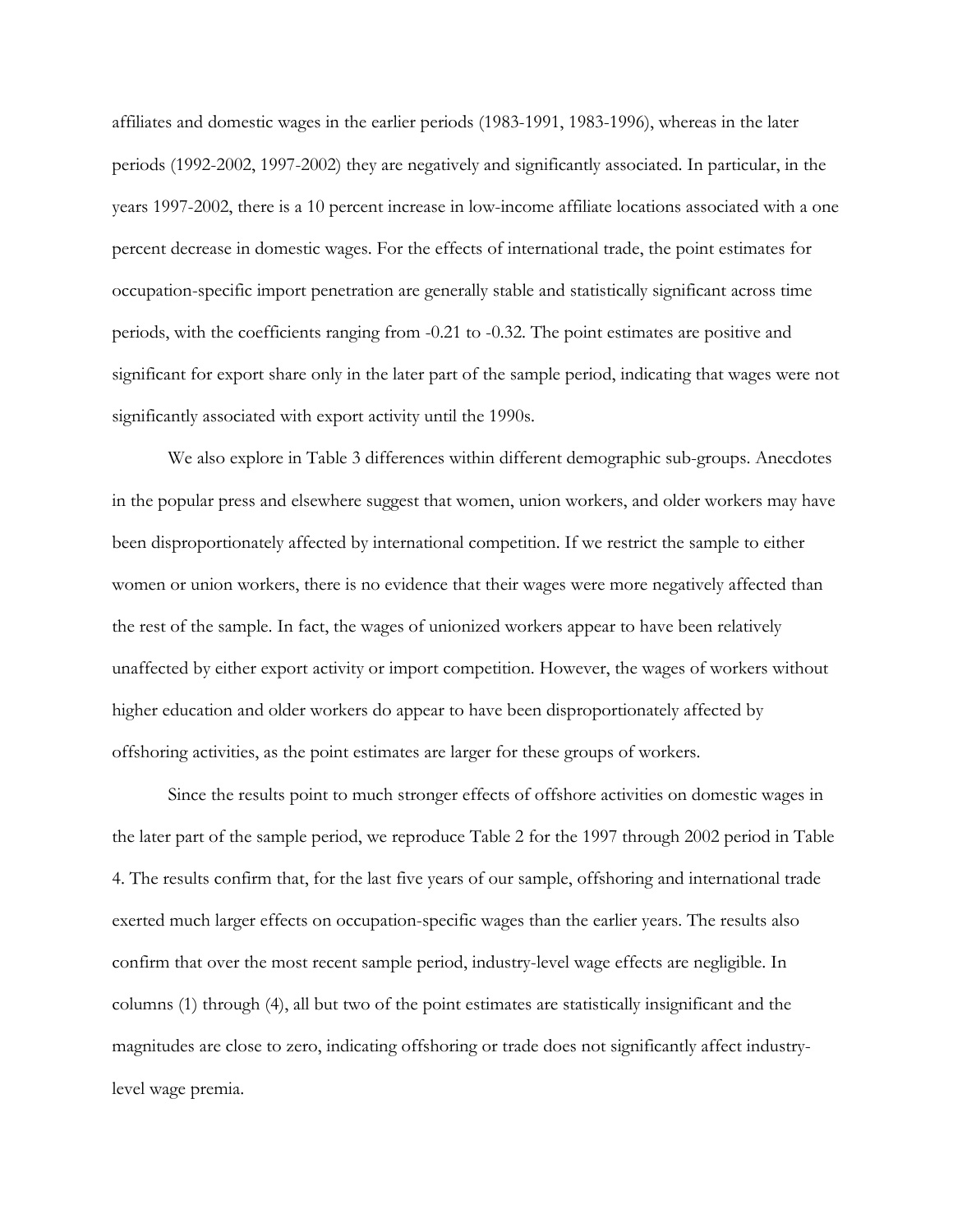affiliates and domestic wages in the earlier periods (1983-1991, 1983-1996), whereas in the later periods (1992-2002, 1997-2002) they are negatively and significantly associated. In particular, in the years 1997-2002, there is a 10 percent increase in low-income affiliate locations associated with a one percent decrease in domestic wages. For the effects of international trade, the point estimates for occupation-specific import penetration are generally stable and statistically significant across time periods, with the coefficients ranging from -0.21 to -0.32. The point estimates are positive and significant for export share only in the later part of the sample period, indicating that wages were not significantly associated with export activity until the 1990s.

We also explore in Table 3 differences within different demographic sub-groups. Anecdotes in the popular press and elsewhere suggest that women, union workers, and older workers may have been disproportionately affected by international competition. If we restrict the sample to either women or union workers, there is no evidence that their wages were more negatively affected than the rest of the sample. In fact, the wages of unionized workers appear to have been relatively unaffected by either export activity or import competition. However, the wages of workers without higher education and older workers do appear to have been disproportionately affected by offshoring activities, as the point estimates are larger for these groups of workers.

Since the results point to much stronger effects of offshore activities on domestic wages in the later part of the sample period, we reproduce Table 2 for the 1997 through 2002 period in Table 4. The results confirm that, for the last five years of our sample, offshoring and international trade exerted much larger effects on occupation-specific wages than the earlier years. The results also confirm that over the most recent sample period, industry-level wage effects are negligible. In columns (1) through (4), all but two of the point estimates are statistically insignificant and the magnitudes are close to zero, indicating offshoring or trade does not significantly affect industry-level wage premia.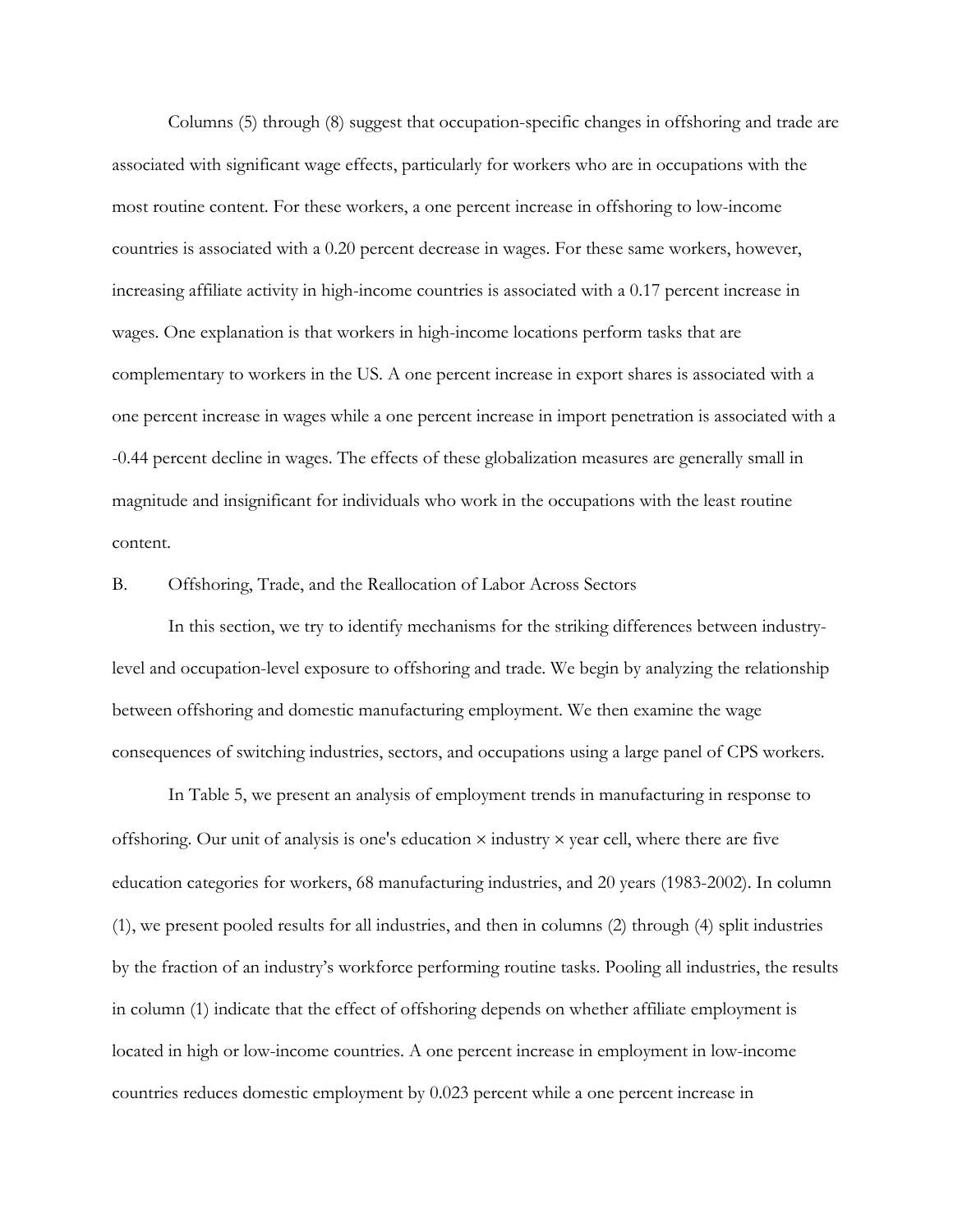Columns (5) through (8) suggest that occupation-specific changes in offshoring and trade are associated with significant wage effects, particularly for workers who are in occupations with the most routine content. For these workers, a one percent increase in offshoring to low-income countries is associated with a 0.20 percent decrease in wages. For these same workers, however, increasing affiliate activity in high-income countries is associated with a 0.17 percent increase in wages. One explanation is that workers in high-income locations perform tasks that are complementary to workers in the US. A one percent increase in export shares is associated with a one percent increase in wages while a one percent increase in import penetration is associated with a -0.44 percent decline in wages. The effects of these globalization measures are generally small in magnitude and insignificant for individuals who work in the occupations with the least routine content.

B. Offshoring, Trade, and the Reallocation of Labor Across Sectors

In this section, we try to identify mechanisms for the striking differences between industry-level and occupation-level exposure to offshoring and trade. We begin by analyzing the relationship between offshoring and domestic manufacturing employment. We then examine the wage consequences of switching industries, sectors, and occupations using a large panel of CPS workers.

In Table 5, we present an analysis of employment trends in manufacturing in response to offshoring. Our unit of analysis is one's education × industry × year cell, where there are five education categories for workers, 68 manufacturing industries, and 20 years (1983-2002). In column (1), we present pooled results for all industries, and then in columns (2) through (4) split industries by the fraction of an industry's workforce performing routine tasks. Pooling all industries, the results in column (1) indicate that the effect of offshoring depends on whether affiliate employment is located in high or low-income countries. A one percent increase in employment in low-income countries reduces domestic employment by 0.023 percent while a one percent increase in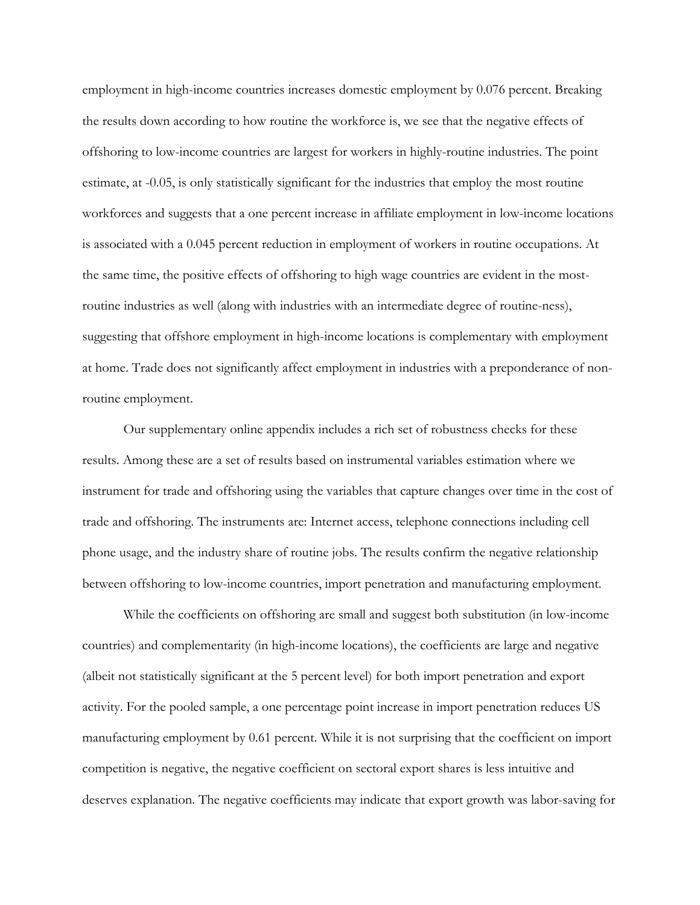employment in high-income countries increases domestic employment by 0.076 percent. Breaking the results down according to how routine the workforce is, we see that the negative effects of offshoring to low-income countries are largest for workers in highly-routine industries. The point estimate, at -0.05, is only statistically significant for the industries that employ the most routine workforces and suggests that a one percent increase in affiliate employment in low-income locations is associated with a 0.045 percent reduction in employment of workers in routine occupations. At the same time, the positive effects of offshoring to high wage countries are evident in the most-routine industries as well (along with industries with an intermediate degree of routine-ness), suggesting that offshore employment in high-income locations is complementary with employment at home. Trade does not significantly affect employment in industries with a preponderance of non-routine employment.

Our supplementary online appendix includes a rich set of robustness checks for these results. Among these are a set of results based on instrumental variables estimation where we instrument for trade and offshoring using the variables that capture changes over time in the cost of trade and offshoring. The instruments are: Internet access, telephone connections including cell phone usage, and the industry share of routine jobs. The results confirm the negative relationship between offshoring to low-income countries, import penetration and manufacturing employment.

While the coefficients on offshoring are small and suggest both substitution (in low-income countries) and complementarity (in high-income locations), the coefficients are large and negative (albeit not statistically significant at the 5 percent level) for both import penetration and export activity. For the pooled sample, a one percentage point increase in import penetration reduces US manufacturing employment by 0.61 percent. While it is not surprising that the coefficient on import competition is negative, the negative coefficient on sectoral export shares is less intuitive and deserves explanation. The negative coefficients may indicate that export growth was labor-saving for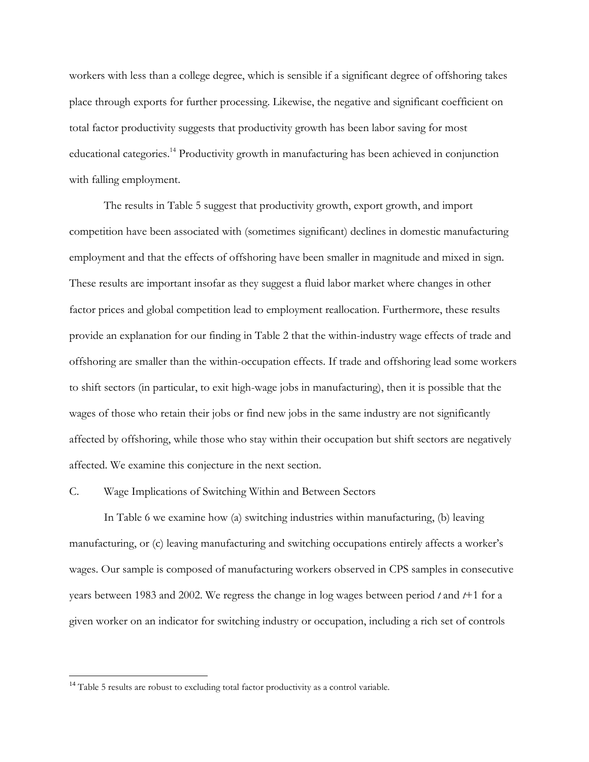workers with less than a college degree, which is sensible if a significant degree of offshoring takes place through exports for further processing. Likewise, the negative and significant coefficient on total factor productivity suggests that productivity growth has been labor saving for most educational categories.[14] Productivity growth in manufacturing has been achieved in conjunction with falling employment.

The results in Table 5 suggest that productivity growth, export growth, and import competition have been associated with (sometimes significant) declines in domestic manufacturing employment and that the effects of offshoring have been smaller in magnitude and mixed in sign. These results are important insofar as they suggest a fluid labor market where changes in other factor prices and global competition lead to employment reallocation. Furthermore, these results provide an explanation for our finding in Table 2 that the within-industry wage effects of trade and offshoring are smaller than the within-occupation effects. If trade and offshoring lead some workers to shift sectors (in particular, to exit high-wage jobs in manufacturing), then it is possible that the wages of those who retain their jobs or find new jobs in the same industry are not significantly affected by offshoring, while those who stay within their occupation but shift sectors are negatively affected. We examine this conjecture in the next section.

C. Wage Implications of Switching Within and Between Sectors

In Table 6 we examine how (a) switching industries within manufacturing, (b) leaving manufacturing, or (c) leaving manufacturing and switching occupations entirely affects a worker's wages. Our sample is composed of manufacturing workers observed in CPS samples in consecutive years between 1983 and 2002. We regress the change in log wages between period $t$ and $t$+1 for a given worker on an indicator for switching industry or occupation, including a rich set of controls

[14] Table 5 results are robust to excluding total factor productivity as a control variable.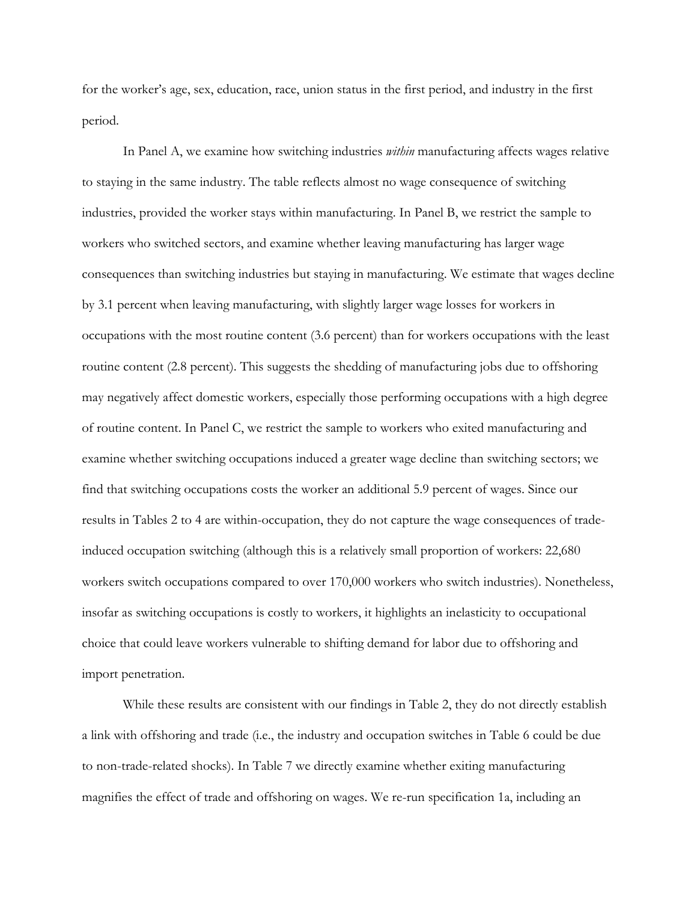for the worker's age, sex, education, race, union status in the first period, and industry in the first period.

In Panel A, we examine how switching industries *within* manufacturing affects wages relative to staying in the same industry. The table reflects almost no wage consequence of switching industries, provided the worker stays within manufacturing. In Panel B, we restrict the sample to workers who switched sectors, and examine whether leaving manufacturing has larger wage consequences than switching industries but staying in manufacturing. We estimate that wages decline by 3.1 percent when leaving manufacturing, with slightly larger wage losses for workers in occupations with the most routine content (3.6 percent) than for workers occupations with the least routine content (2.8 percent). This suggests the shedding of manufacturing jobs due to offshoring may negatively affect domestic workers, especially those performing occupations with a high degree of routine content. In Panel C, we restrict the sample to workers who exited manufacturing and examine whether switching occupations induced a greater wage decline than switching sectors; we find that switching occupations costs the worker an additional 5.9 percent of wages. Since our results in Tables 2 to 4 are within-occupation, they do not capture the wage consequences of trade-induced occupation switching (although this is a relatively small proportion of workers: 22,680 workers switch occupations compared to over 170,000 workers who switch industries). Nonetheless, insofar as switching occupations is costly to workers, it highlights an inelasticity to occupational choice that could leave workers vulnerable to shifting demand for labor due to offshoring and import penetration.

While these results are consistent with our findings in Table 2, they do not directly establish a link with offshoring and trade (i.e., the industry and occupation switches in Table 6 could be due to non-trade-related shocks). In Table 7 we directly examine whether exiting manufacturing magnifies the effect of trade and offshoring on wages. We re-run specification 1a, including an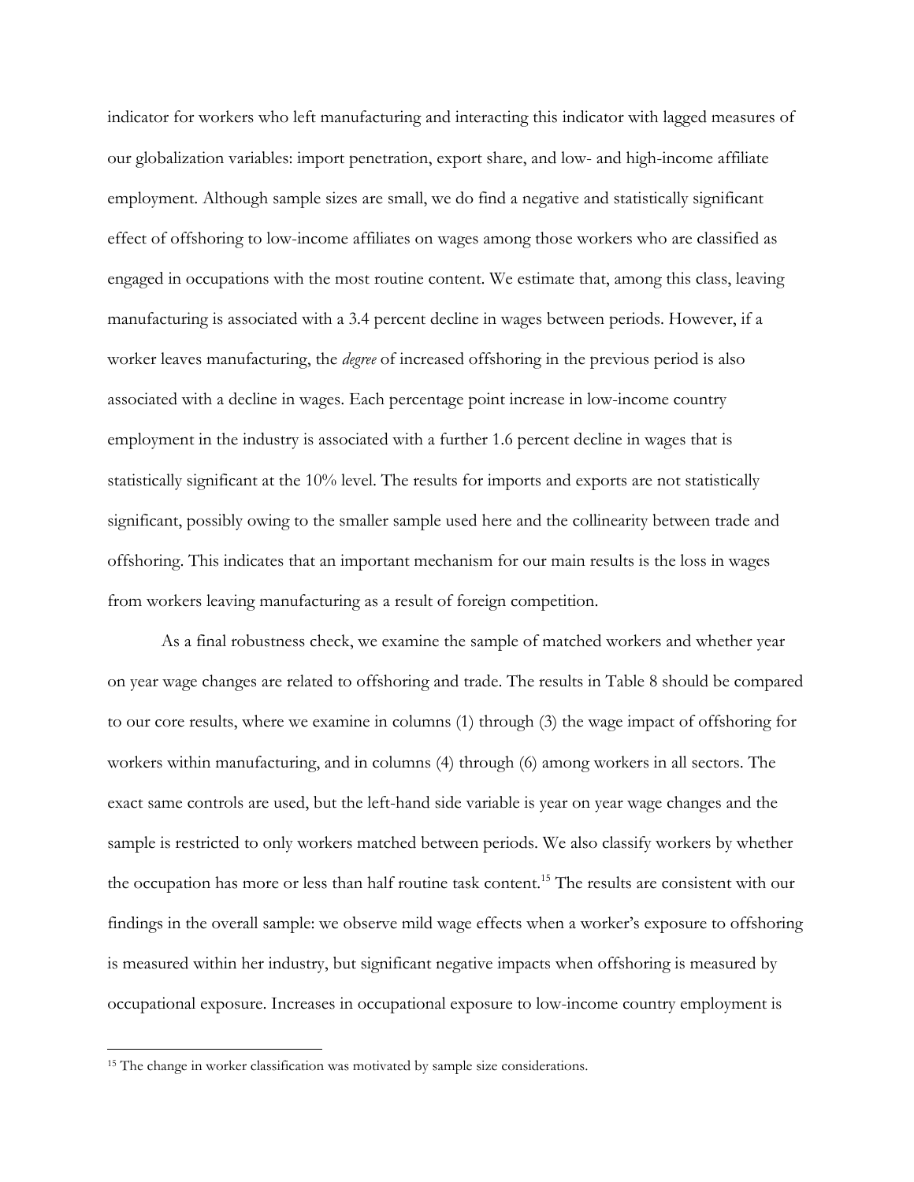indicator for workers who left manufacturing and interacting this indicator with lagged measures of our globalization variables: import penetration, export share, and low- and high-income affiliate employment. Although sample sizes are small, we do find a negative and statistically significant effect of offshoring to low-income affiliates on wages among those workers who are classified as engaged in occupations with the most routine content. We estimate that, among this class, leaving manufacturing is associated with a 3.4 percent decline in wages between periods. However, if a worker leaves manufacturing, the *degree* of increased offshoring in the previous period is also associated with a decline in wages. Each percentage point increase in low-income country employment in the industry is associated with a further 1.6 percent decline in wages that is statistically significant at the 10% level. The results for imports and exports are not statistically significant, possibly owing to the smaller sample used here and the collinearity between trade and offshoring. This indicates that an important mechanism for our main results is the loss in wages from workers leaving manufacturing as a result of foreign competition.

As a final robustness check, we examine the sample of matched workers and whether year on year wage changes are related to offshoring and trade. The results in Table 8 should be compared to our core results, where we examine in columns (1) through (3) the wage impact of offshoring for workers within manufacturing, and in columns (4) through (6) among workers in all sectors. The exact same controls are used, but the left-hand side variable is year on year wage changes and the sample is restricted to only workers matched between periods. We also classify workers by whether the occupation has more or less than half routine task content.[15] The results are consistent with our findings in the overall sample: we observe mild wage effects when a worker's exposure to offshoring is measured within her industry, but significant negative impacts when offshoring is measured by occupational exposure. Increases in occupational exposure to low-income country employment is

[15] The change in worker classification was motivated by sample size considerations.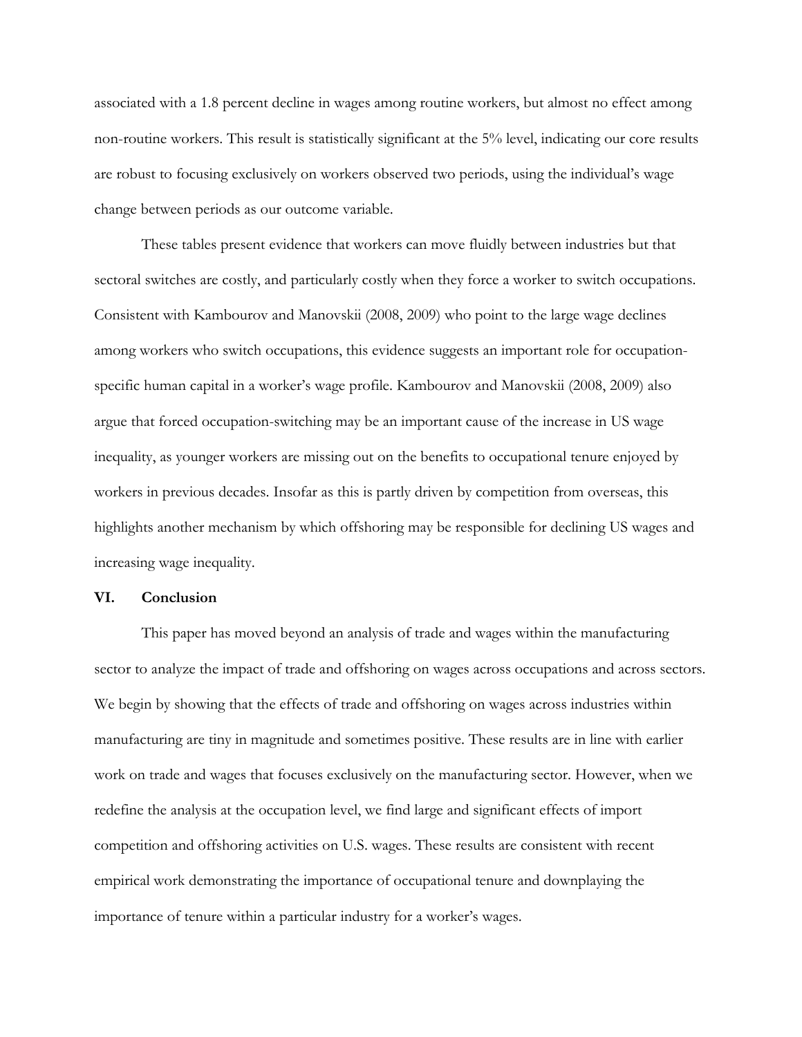associated with a 1.8 percent decline in wages among routine workers, but almost no effect among non-routine workers. This result is statistically significant at the 5% level, indicating our core results are robust to focusing exclusively on workers observed two periods, using the individual's wage change between periods as our outcome variable.

These tables present evidence that workers can move fluidly between industries but that sectoral switches are costly, and particularly costly when they force a worker to switch occupations. Consistent with Kambourov and Manovskii (2008, 2009) who point to the large wage declines among workers who switch occupations, this evidence suggests an important role for occupation-specific human capital in a worker's wage profile. Kambourov and Manovskii (2008, 2009) also argue that forced occupation-switching may be an important cause of the increase in US wage inequality, as younger workers are missing out on the benefits to occupational tenure enjoyed by workers in previous decades. Insofar as this is partly driven by competition from overseas, this highlights another mechanism by which offshoring may be responsible for declining US wages and increasing wage inequality.

## VI. Conclusion

This paper has moved beyond an analysis of trade and wages within the manufacturing sector to analyze the impact of trade and offshoring on wages across occupations and across sectors. We begin by showing that the effects of trade and offshoring on wages across industries within manufacturing are tiny in magnitude and sometimes positive. These results are in line with earlier work on trade and wages that focuses exclusively on the manufacturing sector. However, when we redefine the analysis at the occupation level, we find large and significant effects of import competition and offshoring activities on U.S. wages. These results are consistent with recent empirical work demonstrating the importance of occupational tenure and downplaying the importance of tenure within a particular industry for a worker's wages.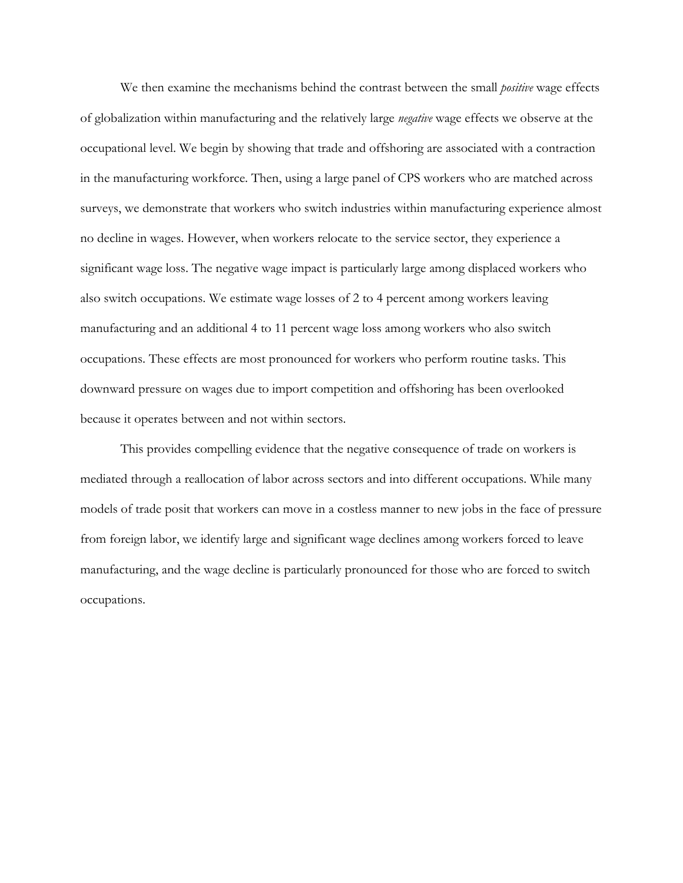We then examine the mechanisms behind the contrast between the small *positive* wage effects of globalization within manufacturing and the relatively large *negative* wage effects we observe at the occupational level. We begin by showing that trade and offshoring are associated with a contraction in the manufacturing workforce. Then, using a large panel of CPS workers who are matched across surveys, we demonstrate that workers who switch industries within manufacturing experience almost no decline in wages. However, when workers relocate to the service sector, they experience a significant wage loss. The negative wage impact is particularly large among displaced workers who also switch occupations. We estimate wage losses of 2 to 4 percent among workers leaving manufacturing and an additional 4 to 11 percent wage loss among workers who also switch occupations. These effects are most pronounced for workers who perform routine tasks. This downward pressure on wages due to import competition and offshoring has been overlooked because it operates between and not within sectors.

This provides compelling evidence that the negative consequence of trade on workers is mediated through a reallocation of labor across sectors and into different occupations. While many models of trade posit that workers can move in a costless manner to new jobs in the face of pressure from foreign labor, we identify large and significant wage declines among workers forced to leave manufacturing, and the wage decline is particularly pronounced for those who are forced to switch occupations.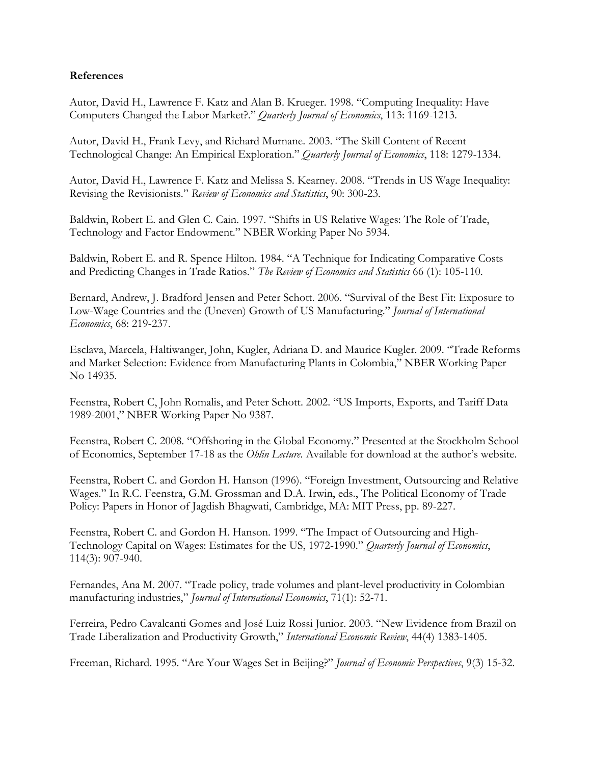**References**

Autor, David H., Lawrence F. Katz and Alan B. Krueger. 1998. "Computing Inequality: Have Computers Changed the Labor Market?." *Quarterly Journal of Economics*, 113: 1169-1213.

Autor, David H., Frank Levy, and Richard Murnane. 2003. "The Skill Content of Recent Technological Change: An Empirical Exploration." *Quarterly Journal of Economics*, 118: 1279-1334.

Autor, David H., Lawrence F. Katz and Melissa S. Kearney. 2008. "Trends in US Wage Inequality: Revising the Revisionists." *Review of Economics and Statistics*, 90: 300-23.

Baldwin, Robert E. and Glen C. Cain. 1997. "Shifts in US Relative Wages: The Role of Trade, Technology and Factor Endowment." NBER Working Paper No 5934.

Baldwin, Robert E. and R. Spence Hilton. 1984. "A Technique for Indicating Comparative Costs and Predicting Changes in Trade Ratios." *The Review of Economics and Statistics* 66 (1): 105-110.

Bernard, Andrew, J. Bradford Jensen and Peter Schott. 2006. "Survival of the Best Fit: Exposure to Low-Wage Countries and the (Uneven) Growth of US Manufacturing." *Journal of International Economics*, 68: 219-237.

Esclava, Marcela, Haltiwanger, John, Kugler, Adriana D. and Maurice Kugler. 2009. "Trade Reforms and Market Selection: Evidence from Manufacturing Plants in Colombia," NBER Working Paper No 14935.

Feenstra, Robert C, John Romalis, and Peter Schott. 2002. "US Imports, Exports, and Tariff Data 1989-2001," NBER Working Paper No 9387.

Feenstra, Robert C. 2008. "Offshoring in the Global Economy." Presented at the Stockholm School of Economics, September 17-18 as the *Ohlin Lecture*. Available for download at the author's website.

Feenstra, Robert C. and Gordon H. Hanson (1996). "Foreign Investment, Outsourcing and Relative Wages." In R.C. Feenstra, G.M. Grossman and D.A. Irwin, eds., The Political Economy of Trade Policy: Papers in Honor of Jagdish Bhagwati, Cambridge, MA: MIT Press, pp. 89-227.

Feenstra, Robert C. and Gordon H. Hanson. 1999. "The Impact of Outsourcing and High-Technology Capital on Wages: Estimates for the US, 1972-1990." *Quarterly Journal of Economics*, 114(3): 907-940.

Fernandes, Ana M. 2007. "Trade policy, trade volumes and plant-level productivity in Colombian manufacturing industries," *Journal of International Economics*, 71(1): 52-71.

Ferreira, Pedro Cavalcanti Gomes and José Luiz Rossi Junior. 2003. "New Evidence from Brazil on Trade Liberalization and Productivity Growth," *International Economic Review*, 44(4) 1383-1405.

Freeman, Richard. 1995. "Are Your Wages Set in Beijing?" *Journal of Economic Perspectives*, 9(3) 15-32.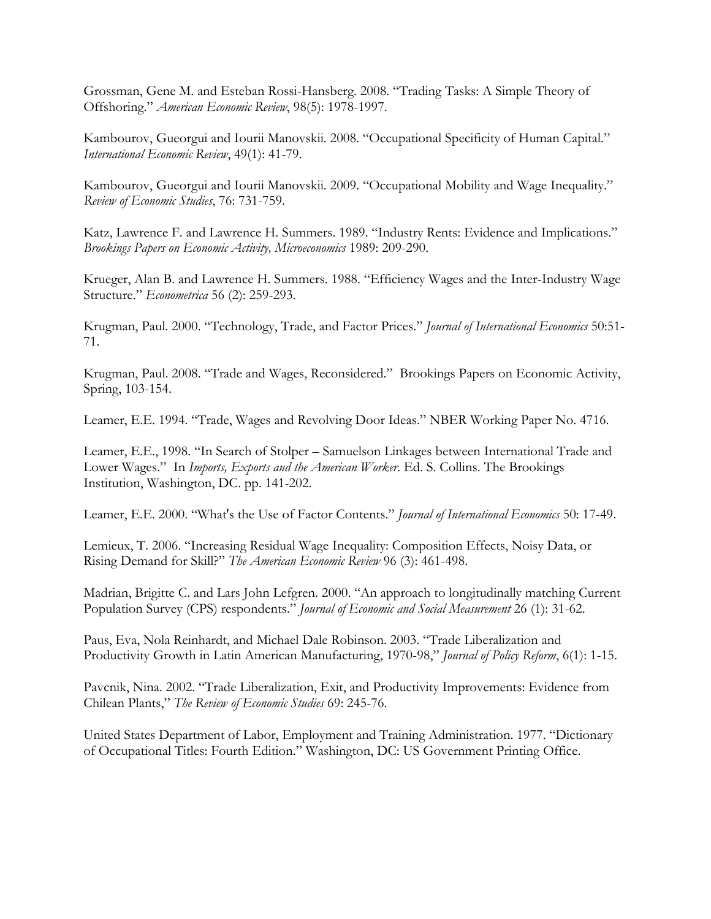Grossman, Gene M. and Esteban Rossi-Hansberg. 2008. "Trading Tasks: A Simple Theory of Offshoring." *American Economic Review*, 98(5): 1978-1997.

Kambourov, Gueorgui and Iourii Manovskii. 2008. "Occupational Specificity of Human Capital." *International Economic Review*, 49(1): 41-79.

Kambourov, Gueorgui and Iourii Manovskii. 2009. "Occupational Mobility and Wage Inequality." *Review of Economic Studies*, 76: 731-759.

Katz, Lawrence F. and Lawrence H. Summers. 1989. "Industry Rents: Evidence and Implications." *Brookings Papers on Economic Activity, Microeconomics* 1989: 209-290.

Krueger, Alan B. and Lawrence H. Summers. 1988. "Efficiency Wages and the Inter-Industry Wage Structure." *Econometrica* 56 (2): 259-293.

Krugman, Paul. 2000. "Technology, Trade, and Factor Prices." *Journal of International Economics* 50:51-71.

Krugman, Paul. 2008. "Trade and Wages, Reconsidered." Brookings Papers on Economic Activity, Spring, 103-154.

Leamer, E.E. 1994. "Trade, Wages and Revolving Door Ideas." NBER Working Paper No. 4716.

Leamer, E.E., 1998. "In Search of Stolper – Samuelson Linkages between International Trade and Lower Wages." In *Imports, Exports and the American Worker*. Ed. S. Collins. The Brookings Institution, Washington, DC. pp. 141-202.

Leamer, E.E. 2000. "What's the Use of Factor Contents." *Journal of International Economics* 50: 17-49.

Lemieux, T. 2006. "Increasing Residual Wage Inequality: Composition Effects, Noisy Data, or Rising Demand for Skill?" *The American Economic Review* 96 (3): 461-498.

Madrian, Brigitte C. and Lars John Lefgren. 2000. "An approach to longitudinally matching Current Population Survey (CPS) respondents." *Journal of Economic and Social Measurement* 26 (1): 31-62.

Paus, Eva, Nola Reinhardt, and Michael Dale Robinson. 2003. "Trade Liberalization and Productivity Growth in Latin American Manufacturing, 1970-98," *Journal of Policy Reform*, 6(1): 1-15.

Pavcnik, Nina. 2002. "Trade Liberalization, Exit, and Productivity Improvements: Evidence from Chilean Plants," *The Review of Economic Studies* 69: 245-76.

United States Department of Labor, Employment and Training Administration. 1977. "Dictionary of Occupational Titles: Fourth Edition." Washington, DC: US Government Printing Office.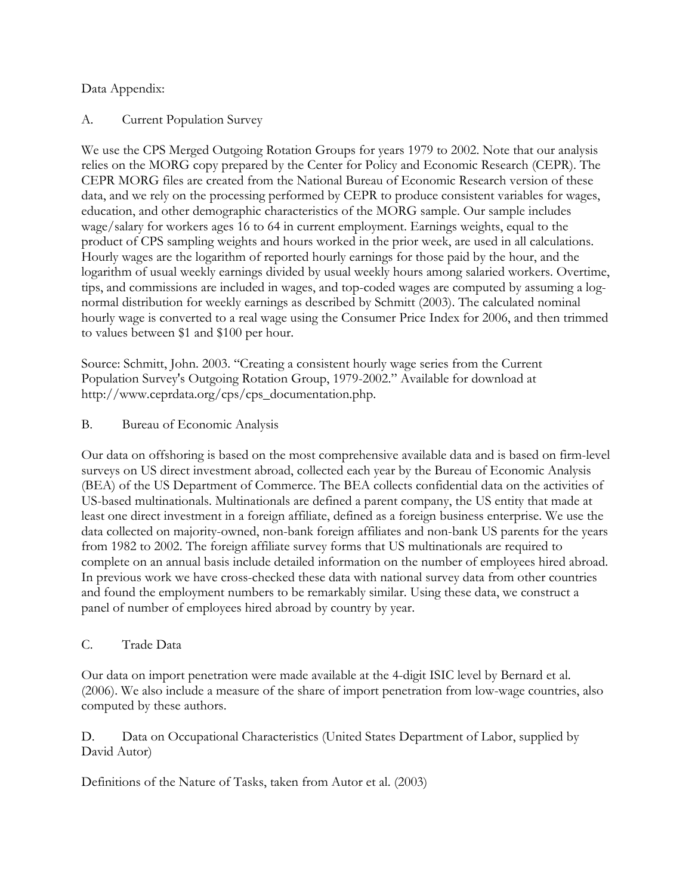Data Appendix:

A. Current Population Survey

We use the CPS Merged Outgoing Rotation Groups for years 1979 to 2002. Note that our analysis relies on the MORG copy prepared by the Center for Policy and Economic Research (CEPR). The CEPR MORG files are created from the National Bureau of Economic Research version of these data, and we rely on the processing performed by CEPR to produce consistent variables for wages, education, and other demographic characteristics of the MORG sample. Our sample includes wage/salary for workers ages 16 to 64 in current employment. Earnings weights, equal to the product of CPS sampling weights and hours worked in the prior week, are used in all calculations. Hourly wages are the logarithm of reported hourly earnings for those paid by the hour, and the logarithm of usual weekly earnings divided by usual weekly hours among salaried workers. Overtime, tips, and commissions are included in wages, and top-coded wages are computed by assuming a log-normal distribution for weekly earnings as described by Schmitt (2003). The calculated nominal hourly wage is converted to a real wage using the Consumer Price Index for 2006, and then trimmed to values between $1 and $100 per hour.

Source: Schmitt, John. 2003. "Creating a consistent hourly wage series from the Current Population Survey's Outgoing Rotation Group, 1979-2002." Available for download at http://www.ceprdata.org/cps/cps_documentation.php.

B. Bureau of Economic Analysis

Our data on offshoring is based on the most comprehensive available data and is based on firm-level surveys on US direct investment abroad, collected each year by the Bureau of Economic Analysis (BEA) of the US Department of Commerce. The BEA collects confidential data on the activities of US-based multinationals. Multinationals are defined a parent company, the US entity that made at least one direct investment in a foreign affiliate, defined as a foreign business enterprise. We use the data collected on majority-owned, non-bank foreign affiliates and non-bank US parents for the years from 1982 to 2002. The foreign affiliate survey forms that US multinationals are required to complete on an annual basis include detailed information on the number of employees hired abroad. In previous work we have cross-checked these data with national survey data from other countries and found the employment numbers to be remarkably similar. Using these data, we construct a panel of number of employees hired abroad by country by year.

C. Trade Data

Our data on import penetration were made available at the 4-digit ISIC level by Bernard et al. (2006). We also include a measure of the share of import penetration from low-wage countries, also computed by these authors.

D. Data on Occupational Characteristics (United States Department of Labor, supplied by David Autor)

Definitions of the Nature of Tasks, taken from Autor et al. (2003)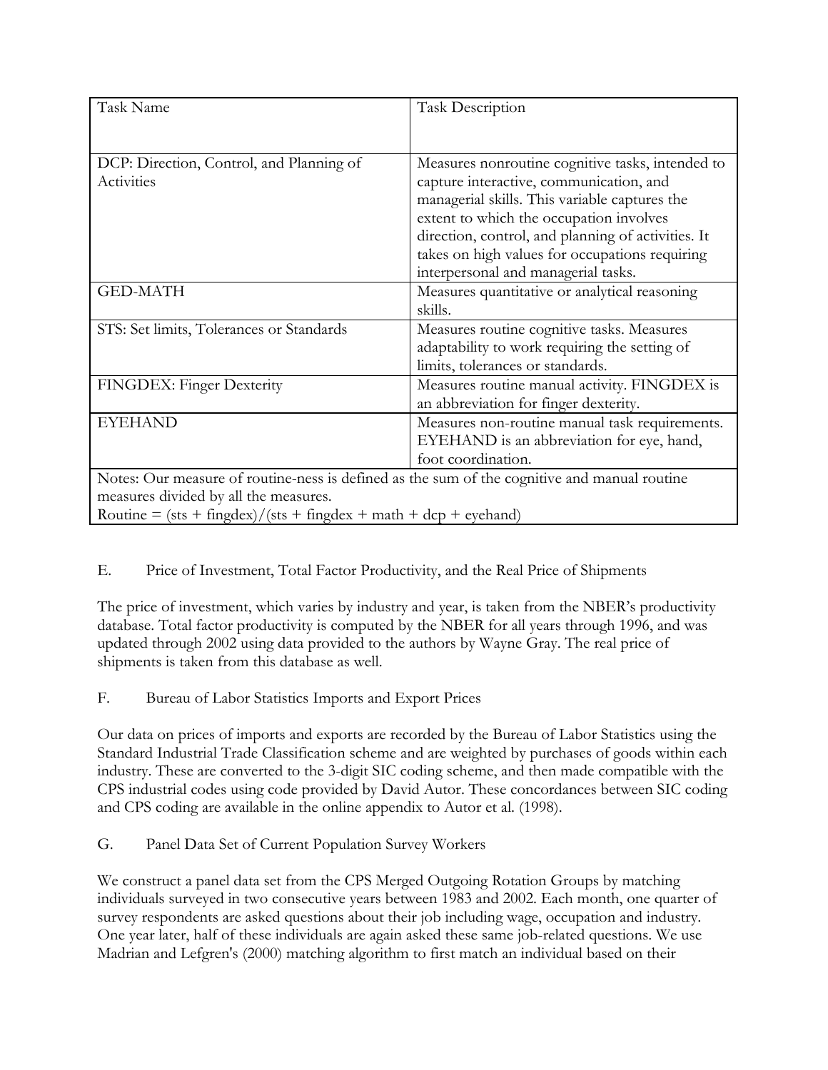| Task Name | Task Description |
| --- | --- |
| DCP: Direction, Control, and Planning of Activities | Measures nonroutine cognitive tasks, intended to capture interactive, communication, and managerial skills. This variable captures the extent to which the occupation involves direction, control, and planning of activities. It takes on high values for occupations requiring interpersonal and managerial tasks. |
| GED-MATH | Measures quantitative or analytical reasoning skills. |
| STS: Set limits, Tolerances or Standards | Measures routine cognitive tasks. Measures adaptability to work requiring the setting of limits, tolerances or standards. |
| FINGDEX: Finger Dexterity | Measures routine manual activity. FINGDEX is an abbreviation for finger dexterity. |
| EYEHAND | Measures non-routine manual task requirements. EYEHAND is an abbreviation for eye, hand, foot coordination. |
| Notes: Our measure of routine-ness is defined as the sum of the cognitive and manual routine measures divided by all the measures. Routine = (sts + fingdex)/(sts + fingdex + math + dcp + eyehand) | |

E. Price of Investment, Total Factor Productivity, and the Real Price of Shipments

The price of investment, which varies by industry and year, is taken from the NBER's productivity database. Total factor productivity is computed by the NBER for all years through 1996, and was updated through 2002 using data provided to the authors by Wayne Gray. The real price of shipments is taken from this database as well.

F. Bureau of Labor Statistics Imports and Export Prices

Our data on prices of imports and exports are recorded by the Bureau of Labor Statistics using the Standard Industrial Trade Classification scheme and are weighted by purchases of goods within each industry. These are converted to the 3-digit SIC coding scheme, and then made compatible with the CPS industrial codes using code provided by David Autor. These concordances between SIC coding and CPS coding are available in the online appendix to Autor et al. (1998).

G. Panel Data Set of Current Population Survey Workers

We construct a panel data set from the CPS Merged Outgoing Rotation Groups by matching individuals surveyed in two consecutive years between 1983 and 2002. Each month, one quarter of survey respondents are asked questions about their job including wage, occupation and industry. One year later, half of these individuals are again asked these same job-related questions. We use Madrian and Lefgren's (2000) matching algorithm to first match an individual based on their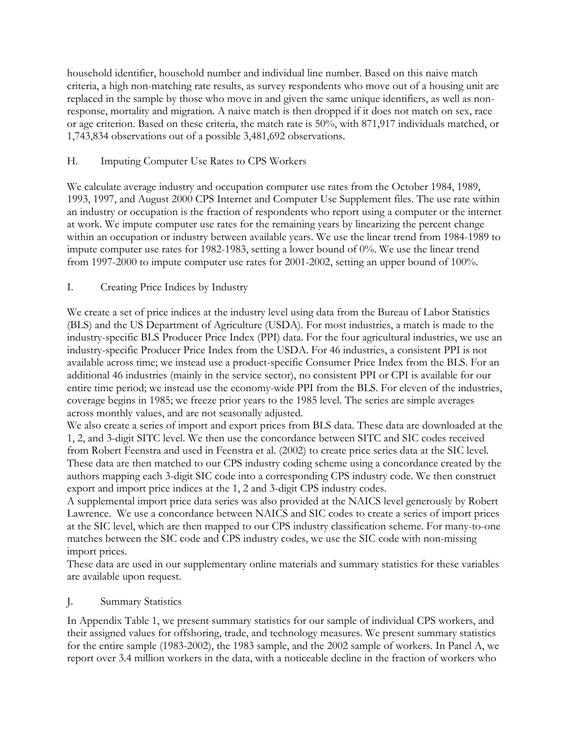household identifier, household number and individual line number. Based on this naive match criteria, a high non-matching rate results, as survey respondents who move out of a housing unit are replaced in the sample by those who move in and given the same unique identifiers, as well as non-response, mortality and migration. A naive match is then dropped if it does not match on sex, race or age criterion. Based on these criteria, the match rate is 50%, with 871,917 individuals matched, or 1,743,834 observations out of a possible 3,481,692 observations.

## H. Imputing Computer Use Rates to CPS Workers

We calculate average industry and occupation computer use rates from the October 1984, 1989, 1993, 1997, and August 2000 CPS Internet and Computer Use Supplement files. The use rate within an industry or occupation is the fraction of respondents who report using a computer or the internet at work. We impute computer use rates for the remaining years by linearizing the percent change within an occupation or industry between available years. We use the linear trend from 1984-1989 to impute computer use rates for 1982-1983, setting a lower bound of 0%. We use the linear trend from 1997-2000 to impute computer use rates for 2001-2002, setting an upper bound of 100%.

## I. Creating Price Indices by Industry

We create a set of price indices at the industry level using data from the Bureau of Labor Statistics (BLS) and the US Department of Agriculture (USDA). For most industries, a match is made to the industry-specific BLS Producer Price Index (PPI) data. For the four agricultural industries, we use an industry-specific Producer Price Index from the USDA. For 46 industries, a consistent PPI is not available across time; we instead use a product-specific Consumer Price Index from the BLS. For an additional 46 industries (mainly in the service sector), no consistent PPI or CPI is available for our entire time period; we instead use the economy-wide PPI from the BLS. For eleven of the industries, coverage begins in 1985; we freeze prior years to the 1985 level. The series are simple averages across monthly values, and are not seasonally adjusted.

We also create a series of import and export prices from BLS data. These data are downloaded at the 1, 2, and 3-digit SITC level. We then use the concordance between SITC and SIC codes received from Robert Feenstra and used in Feenstra et al. (2002) to create price series data at the SIC level. These data are then matched to our CPS industry coding scheme using a concordance created by the authors mapping each 3-digit SIC code into a corresponding CPS industry code. We then construct export and import price indices at the 1, 2 and 3-digit CPS industry codes.

A supplemental import price data series was also provided at the NAICS level generously by Robert Lawrence. We use a concordance between NAICS and SIC codes to create a series of import prices at the SIC level, which are then mapped to our CPS industry classification scheme. For many-to-one matches between the SIC code and CPS industry codes, we use the SIC code with non-missing import prices.

These data are used in our supplementary online materials and summary statistics for these variables are available upon request.

## J. Summary Statistics

In Appendix Table 1, we present summary statistics for our sample of individual CPS workers, and their assigned values for offshoring, trade, and technology measures. We present summary statistics for the entire sample (1983-2002), the 1983 sample, and the 2002 sample of workers. In Panel A, we report over 3.4 million workers in the data, with a noticeable decline in the fraction of workers who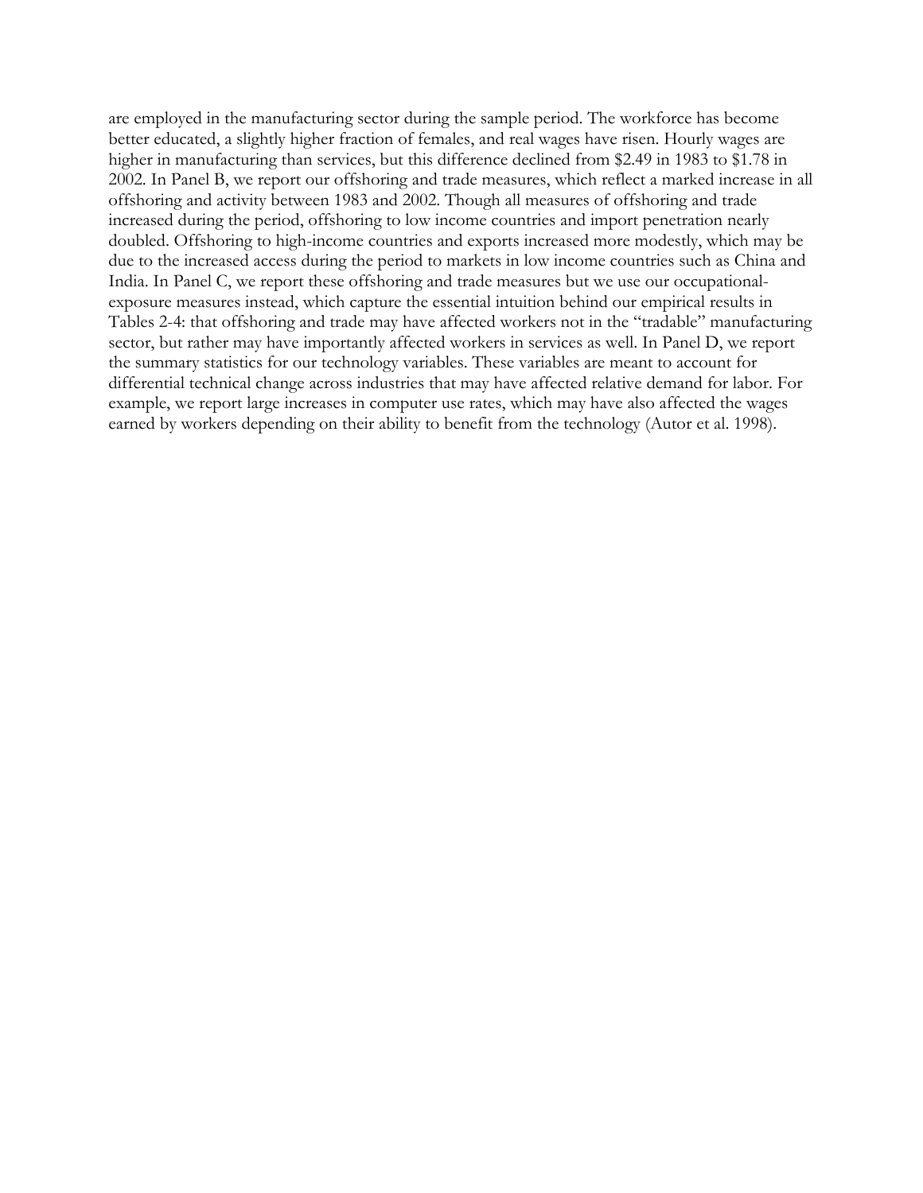are employed in the manufacturing sector during the sample period. The workforce has become better educated, a slightly higher fraction of females, and real wages have risen. Hourly wages are higher in manufacturing than services, but this difference declined from $2.49 in 1983 to $1.78 in 2002. In Panel B, we report our offshoring and trade measures, which reflect a marked increase in all offshoring and activity between 1983 and 2002. Though all measures of offshoring and trade increased during the period, offshoring to low income countries and import penetration nearly doubled. Offshoring to high-income countries and exports increased more modestly, which may be due to the increased access during the period to markets in low income countries such as China and India. In Panel C, we report these offshoring and trade measures but we use our occupational-exposure measures instead, which capture the essential intuition behind our empirical results in Tables 2-4: that offshoring and trade may have affected workers not in the "tradable" manufacturing sector, but rather may have importantly affected workers in services as well. In Panel D, we report the summary statistics for our technology variables. These variables are meant to account for differential technical change across industries that may have affected relative demand for labor. For example, we report large increases in computer use rates, which may have also affected the wages earned by workers depending on their ability to benefit from the technology (Autor et al. 1998).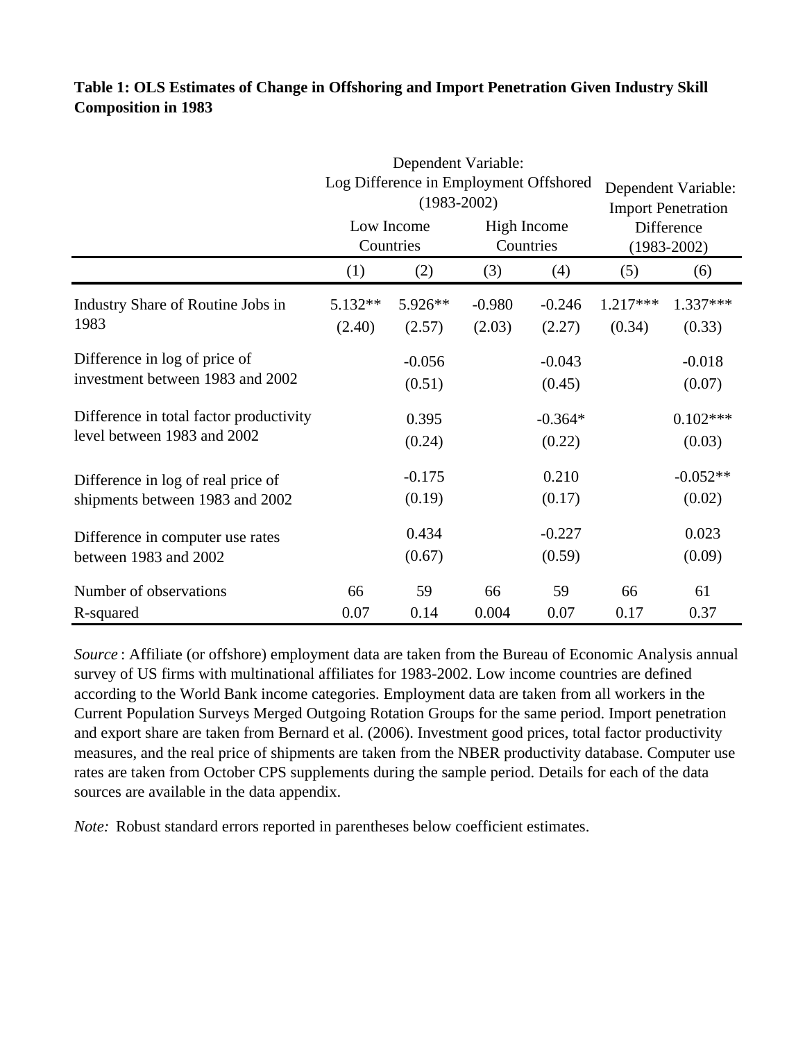**Table 1: OLS Estimates of Change in Offshoring and Import Penetration Given Industry Skill Composition in 1983**

| | Dependent Variable: Log Difference in Employment Offshored (1983-2002) | | | | Dependent Variable: Import Penetration Difference (1983-2002) | |
|---|---|---|---|---|---|---|
| | Low Income Countries | | High Income Countries | | | |
| | (1) | (2) | (3) | (4) | (5) | (6) |
| Industry Share of Routine Jobs in 1983 | 5.132** | 5.926** | -0.980 | -0.246 | 1.217*** | 1.337*** |
| | (2.40) | (2.57) | (2.03) | (2.27) | (0.34) | (0.33) |
| Difference in log of price of investment between 1983 and 2002 | | -0.056 | | -0.043 | | -0.018 |
| | | (0.51) | | (0.45) | | (0.07) |
| Difference in total factor productivity level between 1983 and 2002 | | 0.395 | | -0.364* | | 0.102*** |
| | | (0.24) | | (0.22) | | (0.03) |
| Difference in log of real price of shipments between 1983 and 2002 | | -0.175 | | 0.210 | | -0.052** |
| | | (0.19) | | (0.17) | | (0.02) |
| Difference in computer use rates between 1983 and 2002 | | 0.434 | | -0.227 | | 0.023 |
| | | (0.67) | | (0.59) | | (0.09) |
| Number of observations | 66 | 59 | 66 | 59 | 66 | 61 |
| R-squared | 0.07 | 0.14 | 0.004 | 0.07 | 0.17 | 0.37 |

*Source* : Affiliate (or offshore) employment data are taken from the Bureau of Economic Analysis annual survey of US firms with multinational affiliates for 1983-2002. Low income countries are defined according to the World Bank income categories. Employment data are taken from all workers in the Current Population Surveys Merged Outgoing Rotation Groups for the same period. Import penetration and export share are taken from Bernard et al. (2006). Investment good prices, total factor productivity measures, and the real price of shipments are taken from the NBER productivity database. Computer use rates are taken from October CPS supplements during the sample period. Details for each of the data sources are available in the data appendix.

*Note:* Robust standard errors reported in parentheses below coefficient estimates.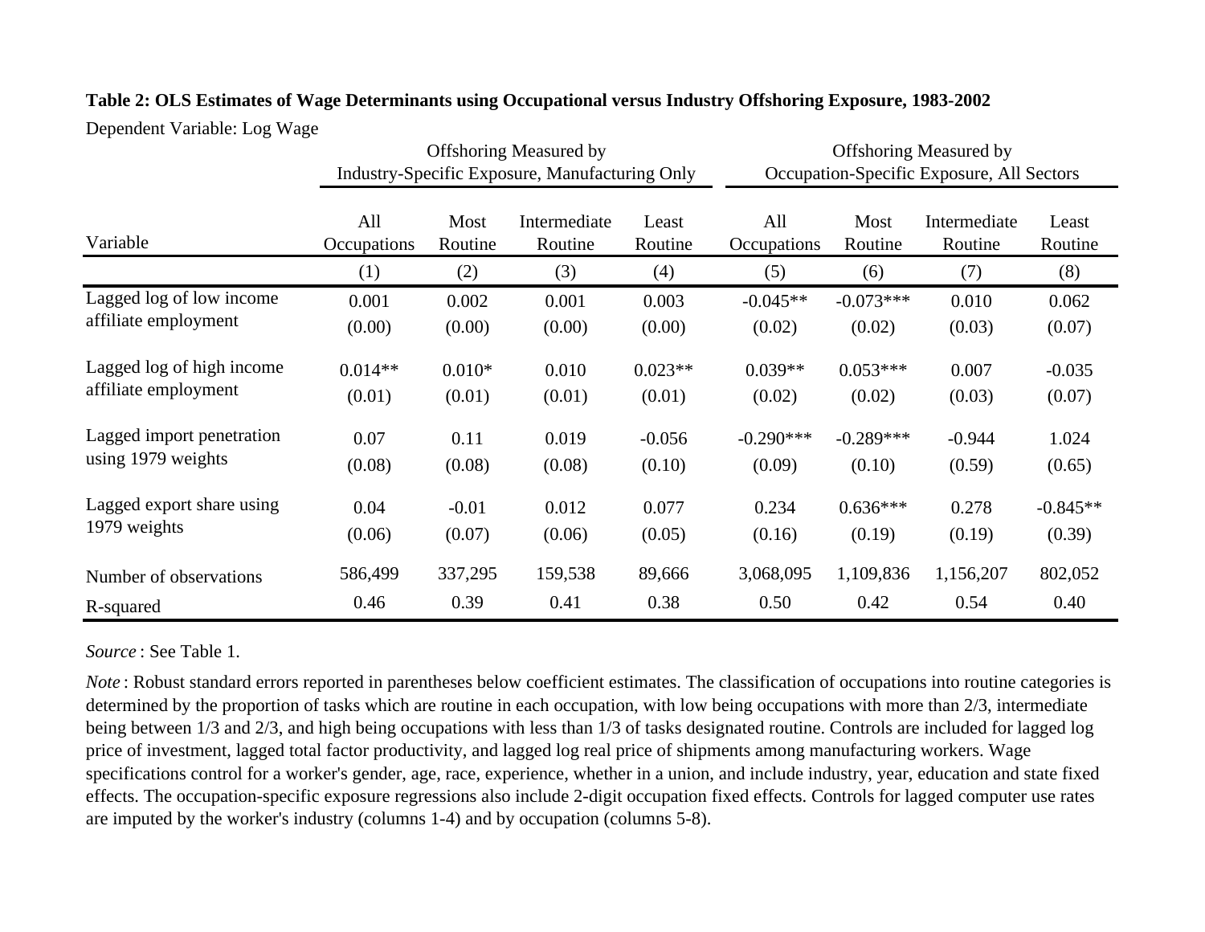**Table 2: OLS Estimates of Wage Determinants using Occupational versus Industry Offshoring Exposure, 1983-2002**

Dependent Variable: Log Wage

| | Offshoring Measured by Industry-Specific Exposure, Manufacturing Only | | | | Offshoring Measured by Occupation-Specific Exposure, All Sectors | | | |
|---|---|---|---|---|---|---|---|---|
| Variable | All Occupations | Most Routine | Intermediate Routine | Least Routine | All Occupations | Most Routine | Intermediate Routine | Least Routine |
| | (1) | (2) | (3) | (4) | (5) | (6) | (7) | (8) |
| Lagged log of low income affiliate employment | 0.001 | 0.002 | 0.001 | 0.003 | -0.045** | -0.073*** | 0.010 | 0.062 |
| | (0.00) | (0.00) | (0.00) | (0.00) | (0.02) | (0.02) | (0.03) | (0.07) |
| Lagged log of high income affiliate employment | 0.014** | 0.010* | 0.010 | 0.023** | 0.039** | 0.053*** | 0.007 | -0.035 |
| | (0.01) | (0.01) | (0.01) | (0.01) | (0.02) | (0.02) | (0.03) | (0.07) |
| Lagged import penetration using 1979 weights | 0.07 | 0.11 | 0.019 | -0.056 | -0.290*** | -0.289*** | -0.944 | 1.024 |
| | (0.08) | (0.08) | (0.08) | (0.10) | (0.09) | (0.10) | (0.59) | (0.65) |
| Lagged export share using 1979 weights | 0.04 | -0.01 | 0.012 | 0.077 | 0.234 | 0.636*** | 0.278 | -0.845** |
| | (0.06) | (0.07) | (0.06) | (0.05) | (0.16) | (0.19) | (0.19) | (0.39) |
| Number of observations | 586,499 | 337,295 | 159,538 | 89,666 | 3,068,095 | 1,109,836 | 1,156,207 | 802,052 |
| R-squared | 0.46 | 0.39 | 0.41 | 0.38 | 0.50 | 0.42 | 0.54 | 0.40 |

*Source* : See Table 1.

*Note* : Robust standard errors reported in parentheses below coefficient estimates. The classification of occupations into routine categories is determined by the proportion of tasks which are routine in each occupation, with low being occupations with more than 2/3, intermediate being between 1/3 and 2/3, and high being occupations with less than 1/3 of tasks designated routine. Controls are included for lagged log price of investment, lagged total factor productivity, and lagged log real price of shipments among manufacturing workers. Wage specifications control for a worker's gender, age, race, experience, whether in a union, and include industry, year, education and state fixed effects. The occupation-specific exposure regressions also include 2-digit occupation fixed effects. Controls for lagged computer use rates are imputed by the worker's industry (columns 1-4) and by occupation (columns 5-8).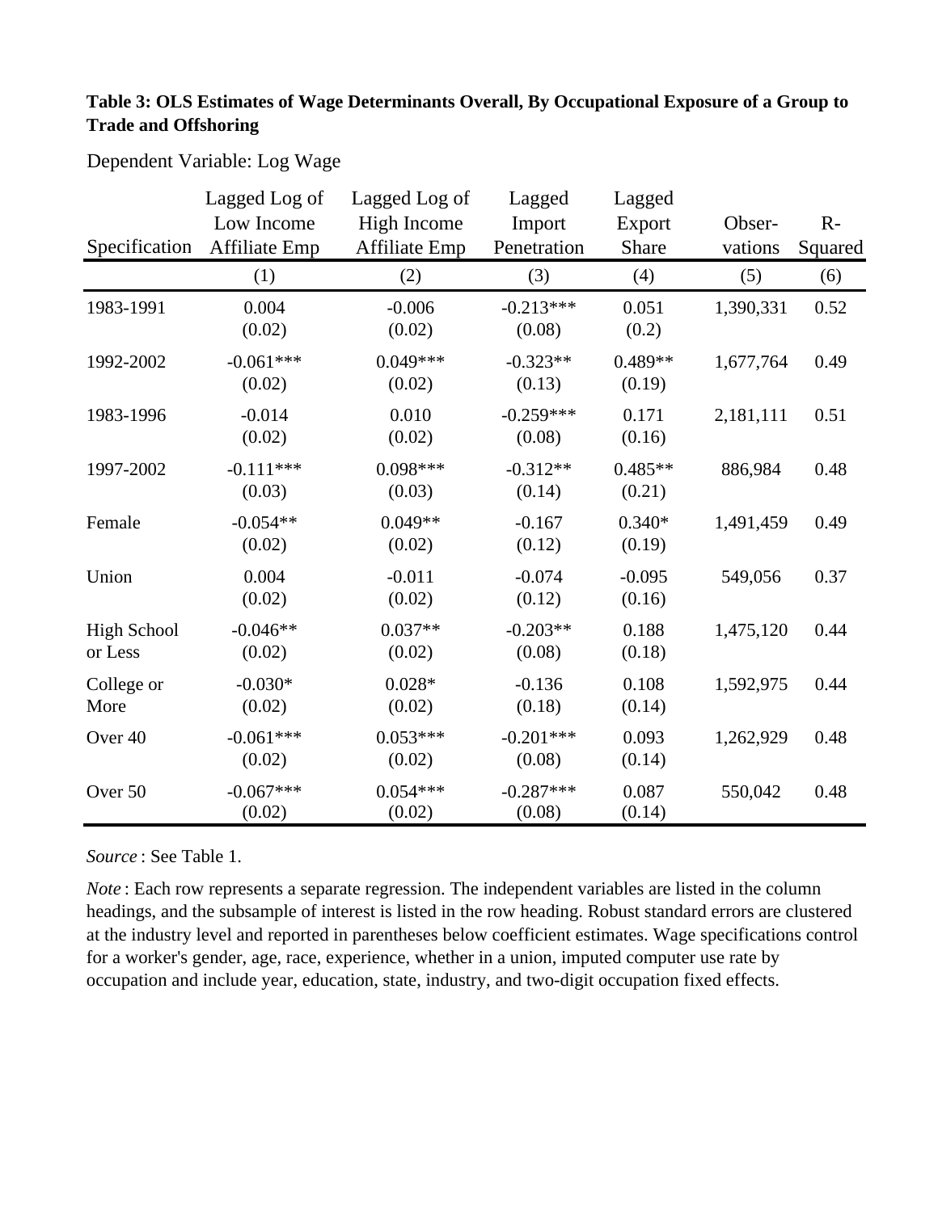**Table 3: OLS Estimates of Wage Determinants Overall, By Occupational Exposure of a Group to Trade and Offshoring**

Dependent Variable: Log Wage

| Specification | Lagged Log of Low Income Affiliate Emp | Lagged Log of High Income Affiliate Emp | Lagged Import Penetration | Lagged Export Share | Obser-vations | R-Squared |
|---|---|---|---|---|---|---|
| | (1) | (2) | (3) | (4) | (5) | (6) |
| 1983-1991 | 0.004 | -0.006 | -0.213*** | 0.051 | 1,390,331 | 0.52 |
| | (0.02) | (0.02) | (0.08) | (0.2) | | |
| 1992-2002 | -0.061*** | 0.049*** | -0.323** | 0.489** | 1,677,764 | 0.49 |
| | (0.02) | (0.02) | (0.13) | (0.19) | | |
| 1983-1996 | -0.014 | 0.010 | -0.259*** | 0.171 | 2,181,111 | 0.51 |
| | (0.02) | (0.02) | (0.08) | (0.16) | | |
| 1997-2002 | -0.111*** | 0.098*** | -0.312** | 0.485** | 886,984 | 0.48 |
| | (0.03) | (0.03) | (0.14) | (0.21) | | |
| Female | -0.054** | 0.049** | -0.167 | 0.340* | 1,491,459 | 0.49 |
| | (0.02) | (0.02) | (0.12) | (0.19) | | |
| Union | 0.004 | -0.011 | -0.074 | -0.095 | 549,056 | 0.37 |
| | (0.02) | (0.02) | (0.12) | (0.16) | | |
| High School or Less | -0.046** | 0.037** | -0.203** | 0.188 | 1,475,120 | 0.44 |
| | (0.02) | (0.02) | (0.08) | (0.18) | | |
| College or More | -0.030* | 0.028* | -0.136 | 0.108 | 1,592,975 | 0.44 |
| | (0.02) | (0.02) | (0.18) | (0.14) | | |
| Over 40 | -0.061*** | 0.053*** | -0.201*** | 0.093 | 1,262,929 | 0.48 |
| | (0.02) | (0.02) | (0.08) | (0.14) | | |
| Over 50 | -0.067*** | 0.054*** | -0.287*** | 0.087 | 550,042 | 0.48 |
| | (0.02) | (0.02) | (0.08) | (0.14) | | |

*Source* : See Table 1.

*Note* : Each row represents a separate regression. The independent variables are listed in the column headings, and the subsample of interest is listed in the row heading. Robust standard errors are clustered at the industry level and reported in parentheses below coefficient estimates. Wage specifications control for a worker's gender, age, race, experience, whether in a union, imputed computer use rate by occupation and include year, education, state, industry, and two-digit occupation fixed effects.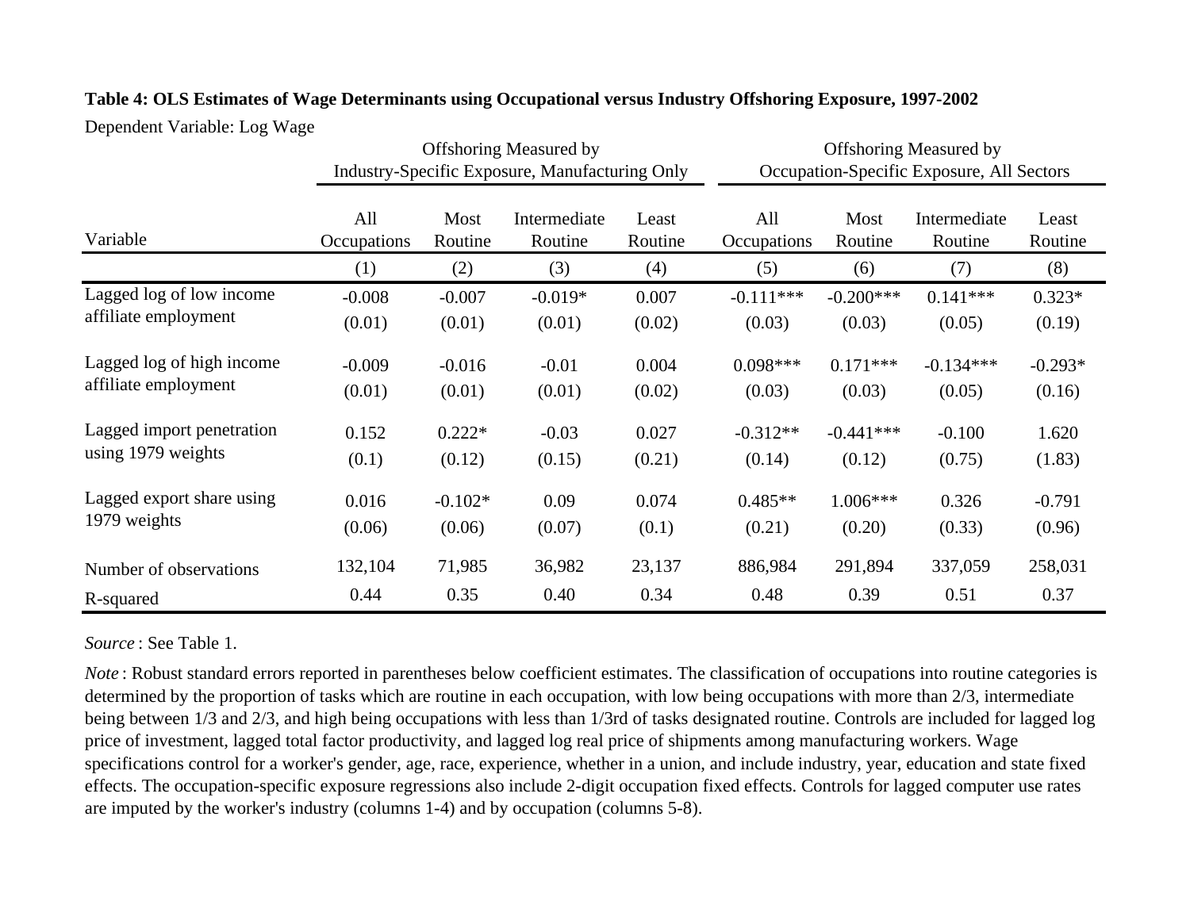**Table 4: OLS Estimates of Wage Determinants using Occupational versus Industry Offshoring Exposure, 1997-2002**

Dependent Variable: Log Wage

| | Offshoring Measured by Industry-Specific Exposure, Manufacturing Only | | | | Offshoring Measured by Occupation-Specific Exposure, All Sectors | | | |
|---|---|---|---|---|---|---|---|---|
| Variable | All Occupations | Most Routine | Intermediate Routine | Least Routine | All Occupations | Most Routine | Intermediate Routine | Least Routine |
| | (1) | (2) | (3) | (4) | (5) | (6) | (7) | (8) |
| Lagged log of low income affiliate employment | -0.008 | -0.007 | -0.019* | 0.007 | -0.111*** | -0.200*** | 0.141*** | 0.323* |
| | (0.01) | (0.01) | (0.01) | (0.02) | (0.03) | (0.03) | (0.05) | (0.19) |
| Lagged log of high income affiliate employment | -0.009 | -0.016 | -0.01 | 0.004 | 0.098*** | 0.171*** | -0.134*** | -0.293* |
| | (0.01) | (0.01) | (0.01) | (0.02) | (0.03) | (0.03) | (0.05) | (0.16) |
| Lagged import penetration using 1979 weights | 0.152 | 0.222* | -0.03 | 0.027 | -0.312** | -0.441*** | -0.100 | 1.620 |
| | (0.1) | (0.12) | (0.15) | (0.21) | (0.14) | (0.12) | (0.75) | (1.83) |
| Lagged export share using 1979 weights | 0.016 | -0.102* | 0.09 | 0.074 | 0.485** | 1.006*** | 0.326 | -0.791 |
| | (0.06) | (0.06) | (0.07) | (0.1) | (0.21) | (0.20) | (0.33) | (0.96) |
| Number of observations | 132,104 | 71,985 | 36,982 | 23,137 | 886,984 | 291,894 | 337,059 | 258,031 |
| R-squared | 0.44 | 0.35 | 0.40 | 0.34 | 0.48 | 0.39 | 0.51 | 0.37 |

*Source* : See Table 1.

*Note* : Robust standard errors reported in parentheses below coefficient estimates. The classification of occupations into routine categories is determined by the proportion of tasks which are routine in each occupation, with low being occupations with more than 2/3, intermediate being between 1/3 and 2/3, and high being occupations with less than 1/3rd of tasks designated routine. Controls are included for lagged log price of investment, lagged total factor productivity, and lagged log real price of shipments among manufacturing workers. Wage specifications control for a worker's gender, age, race, experience, whether in a union, and include industry, year, education and state fixed effects. The occupation-specific exposure regressions also include 2-digit occupation fixed effects. Controls for lagged computer use rates are imputed by the worker's industry (columns 1-4) and by occupation (columns 5-8).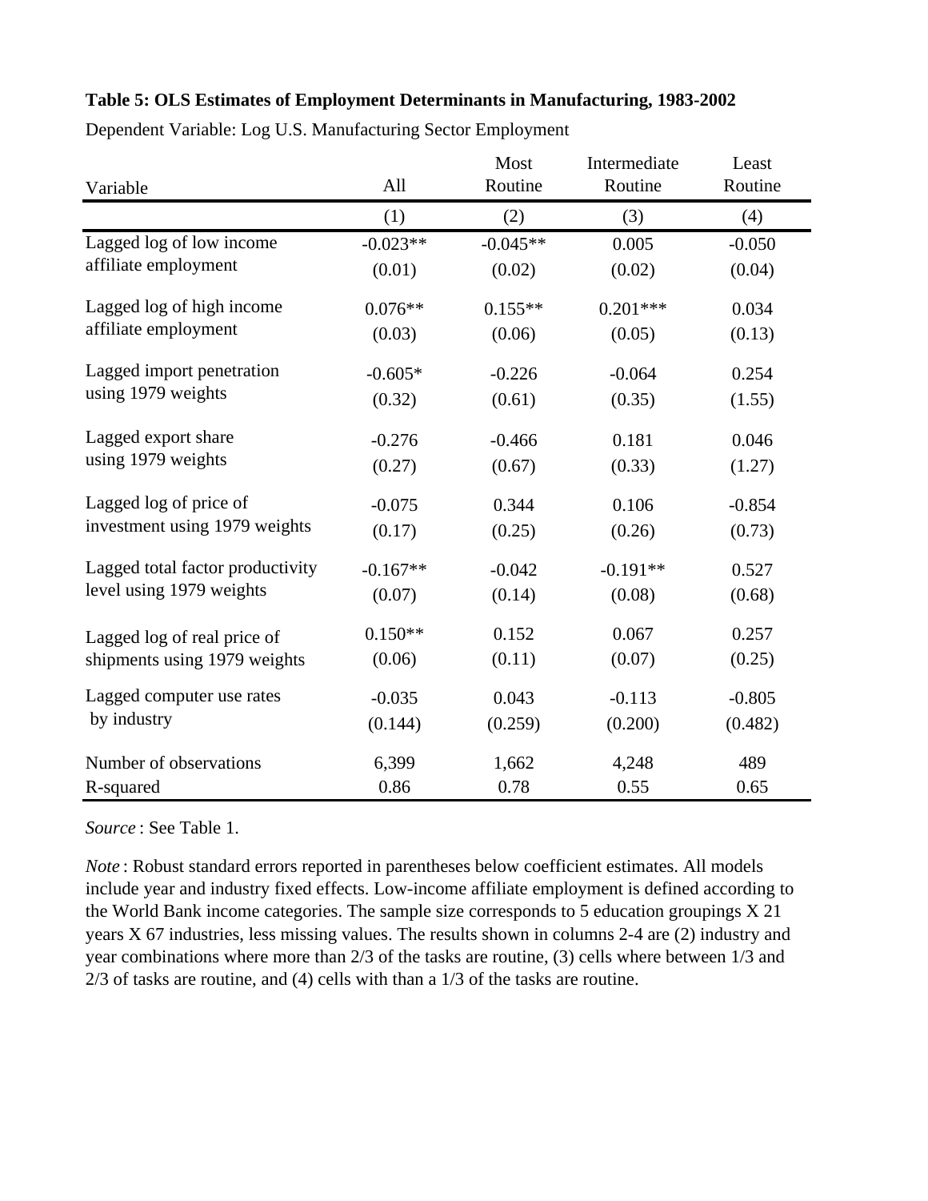**Table 5: OLS Estimates of Employment Determinants in Manufacturing, 1983-2002**

Dependent Variable: Log U.S. Manufacturing Sector Employment

| Variable | All | Most Routine | Intermediate Routine | Least Routine |
|---|---|---|---|---|
| | (1) | (2) | (3) | (4) |
| Lagged log of low income affiliate employment | -0.023** | -0.045** | 0.005 | -0.050 |
| | (0.01) | (0.02) | (0.02) | (0.04) |
| Lagged log of high income affiliate employment | 0.076** | 0.155** | 0.201*** | 0.034 |
| | (0.03) | (0.06) | (0.05) | (0.13) |
| Lagged import penetration using 1979 weights | -0.605* | -0.226 | -0.064 | 0.254 |
| | (0.32) | (0.61) | (0.35) | (1.55) |
| Lagged export share using 1979 weights | -0.276 | -0.466 | 0.181 | 0.046 |
| | (0.27) | (0.67) | (0.33) | (1.27) |
| Lagged log of price of investment using 1979 weights | -0.075 | 0.344 | 0.106 | -0.854 |
| | (0.17) | (0.25) | (0.26) | (0.73) |
| Lagged total factor productivity level using 1979 weights | -0.167** | -0.042 | -0.191** | 0.527 |
| | (0.07) | (0.14) | (0.08) | (0.68) |
| Lagged log of real price of shipments using 1979 weights | 0.150** | 0.152 | 0.067 | 0.257 |
| | (0.06) | (0.11) | (0.07) | (0.25) |
| Lagged computer use rates by industry | -0.035 | 0.043 | -0.113 | -0.805 |
| | (0.144) | (0.259) | (0.200) | (0.482) |
| Number of observations | 6,399 | 1,662 | 4,248 | 489 |
| R-squared | 0.86 | 0.78 | 0.55 | 0.65 |

*Source* : See Table 1.

*Note* : Robust standard errors reported in parentheses below coefficient estimates. All models include year and industry fixed effects. Low-income affiliate employment is defined according to the World Bank income categories. The sample size corresponds to 5 education groupings X 21 years X 67 industries, less missing values. The results shown in columns 2-4 are (2) industry and year combinations where more than 2/3 of the tasks are routine, (3) cells where between 1/3 and 2/3 of tasks are routine, and (4) cells with than a 1/3 of the tasks are routine.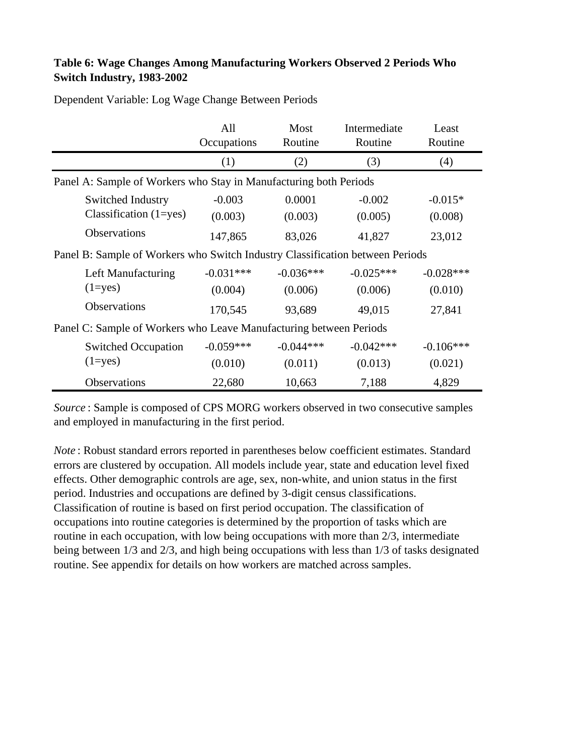**Table 6: Wage Changes Among Manufacturing Workers Observed 2 Periods Who Switch Industry, 1983-2002**

Dependent Variable: Log Wage Change Between Periods

| | All Occupations | Most Routine | Intermediate Routine | Least Routine |
|---|---|---|---|---|
| | (1) | (2) | (3) | (4) |
| Panel A: Sample of Workers who Stay in Manufacturing both Periods | | | | |
| Switched Industry Classification (1=yes) | -0.003 | 0.0001 | -0.002 | -0.015* |
| | (0.003) | (0.003) | (0.005) | (0.008) |
| Observations | 147,865 | 83,026 | 41,827 | 23,012 |
| Panel B: Sample of Workers who Switch Industry Classification between Periods | | | | |
| Left Manufacturing (1=yes) | -0.031*** | -0.036*** | -0.025*** | -0.028*** |
| | (0.004) | (0.006) | (0.006) | (0.010) |
| Observations | 170,545 | 93,689 | 49,015 | 27,841 |
| Panel C: Sample of Workers who Leave Manufacturing between Periods | | | | |
| Switched Occupation (1=yes) | -0.059*** | -0.044*** | -0.042*** | -0.106*** |
| | (0.010) | (0.011) | (0.013) | (0.021) |
| Observations | 22,680 | 10,663 | 7,188 | 4,829 |

*Source* : Sample is composed of CPS MORG workers observed in two consecutive samples and employed in manufacturing in the first period.

*Note* : Robust standard errors reported in parentheses below coefficient estimates. Standard errors are clustered by occupation. All models include year, state and education level fixed effects. Other demographic controls are age, sex, non-white, and union status in the first period. Industries and occupations are defined by 3-digit census classifications. Classification of routine is based on first period occupation. The classification of occupations into routine categories is determined by the proportion of tasks which are routine in each occupation, with low being occupations with more than 2/3, intermediate being between 1/3 and 2/3, and high being occupations with less than 1/3 of tasks designated routine. See appendix for details on how workers are matched across samples.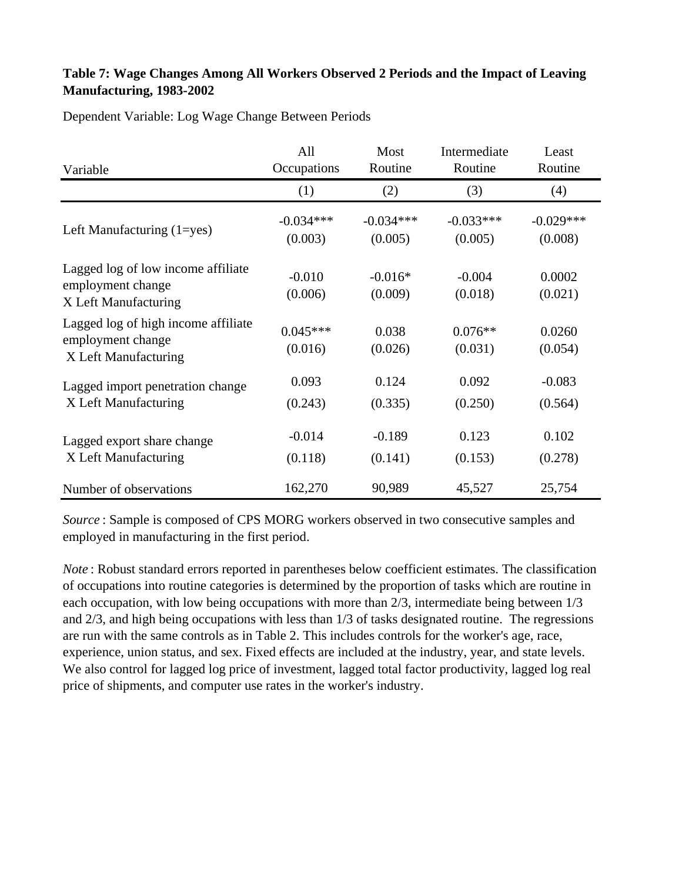**Table 7: Wage Changes Among All Workers Observed 2 Periods and the Impact of Leaving Manufacturing, 1983-2002**

Dependent Variable: Log Wage Change Between Periods

| Variable | All Occupations | Most Routine | Intermediate Routine | Least Routine |
|---|---|---|---|---|
| | (1) | (2) | (3) | (4) |
| Left Manufacturing (1=yes) | -0.034*** | -0.034*** | -0.033*** | -0.029*** |
| | (0.003) | (0.005) | (0.005) | (0.008) |
| Lagged log of low income affiliate employment change X Left Manufacturing | -0.010 | -0.016* | -0.004 | 0.0002 |
| | (0.006) | (0.009) | (0.018) | (0.021) |
| Lagged log of high income affiliate employment change X Left Manufacturing | 0.045*** | 0.038 | 0.076** | 0.0260 |
| | (0.016) | (0.026) | (0.031) | (0.054) |
| Lagged import penetration change X Left Manufacturing | 0.093 | 0.124 | 0.092 | -0.083 |
| | (0.243) | (0.335) | (0.250) | (0.564) |
| Lagged export share change X Left Manufacturing | -0.014 | -0.189 | 0.123 | 0.102 |
| | (0.118) | (0.141) | (0.153) | (0.278) |
| Number of observations | 162,270 | 90,989 | 45,527 | 25,754 |

*Source* : Sample is composed of CPS MORG workers observed in two consecutive samples and employed in manufacturing in the first period.

*Note* : Robust standard errors reported in parentheses below coefficient estimates. The classification of occupations into routine categories is determined by the proportion of tasks which are routine in each occupation, with low being occupations with more than 2/3, intermediate being between 1/3 and 2/3, and high being occupations with less than 1/3 of tasks designated routine. The regressions are run with the same controls as in Table 2. This includes controls for the worker's age, race, experience, union status, and sex. Fixed effects are included at the industry, year, and state levels. We also control for lagged log price of investment, lagged total factor productivity, lagged log real price of shipments, and computer use rates in the worker's industry.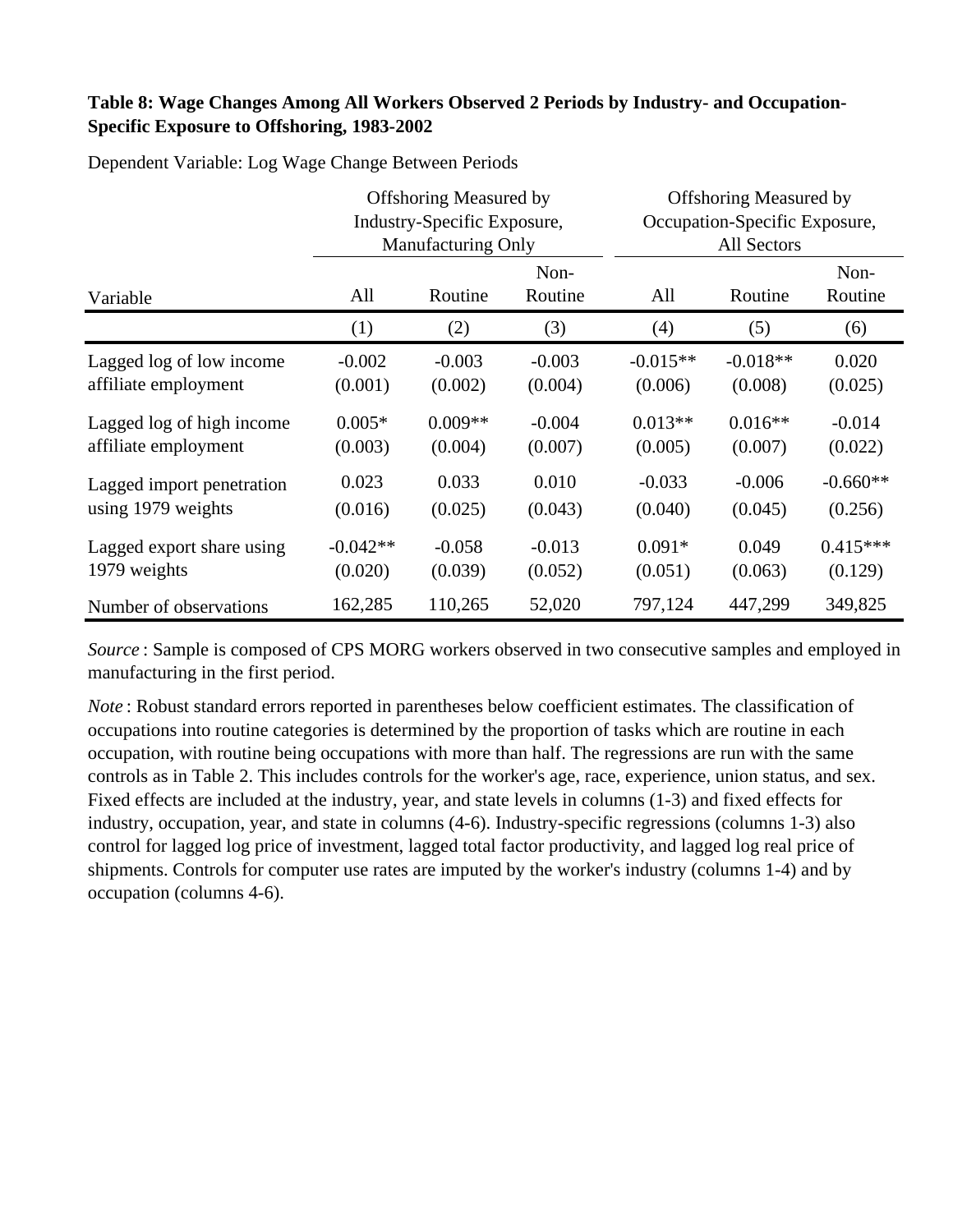**Table 8: Wage Changes Among All Workers Observed 2 Periods by Industry- and Occupation-Specific Exposure to Offshoring, 1983-2002**

Dependent Variable: Log Wage Change Between Periods

| Variable | Offshoring Measured by Industry-Specific Exposure, Manufacturing Only | | | Offshoring Measured by Occupation-Specific Exposure, All Sectors | | |
|---|---|---|---|---|---|---|
| | All | Routine | Non-Routine | All | Routine | Non-Routine |
| | (1) | (2) | (3) | (4) | (5) | (6) |
| Lagged log of low income affiliate employment | -0.002 | -0.003 | -0.003 | -0.015** | -0.018** | 0.020 |
| | (0.001) | (0.002) | (0.004) | (0.006) | (0.008) | (0.025) |
| Lagged log of high income affiliate employment | 0.005* | 0.009** | -0.004 | 0.013** | 0.016** | -0.014 |
| | (0.003) | (0.004) | (0.007) | (0.005) | (0.007) | (0.022) |
| Lagged import penetration using 1979 weights | 0.023 | 0.033 | 0.010 | -0.033 | -0.006 | -0.660** |
| | (0.016) | (0.025) | (0.043) | (0.040) | (0.045) | (0.256) |
| Lagged export share using 1979 weights | -0.042** | -0.058 | -0.013 | 0.091* | 0.049 | 0.415*** |
| | (0.020) | (0.039) | (0.052) | (0.051) | (0.063) | (0.129) |
| Number of observations | 162,285 | 110,265 | 52,020 | 797,124 | 447,299 | 349,825 |

*Source* : Sample is composed of CPS MORG workers observed in two consecutive samples and employed in manufacturing in the first period.

*Note* : Robust standard errors reported in parentheses below coefficient estimates. The classification of occupations into routine categories is determined by the proportion of tasks which are routine in each occupation, with routine being occupations with more than half. The regressions are run with the same controls as in Table 2. This includes controls for the worker's age, race, experience, union status, and sex. Fixed effects are included at the industry, year, and state levels in columns (1-3) and fixed effects for industry, occupation, year, and state in columns (4-6). Industry-specific regressions (columns 1-3) also control for lagged log price of investment, lagged total factor productivity, and lagged log real price of shipments. Controls for computer use rates are imputed by the worker's industry (columns 1-4) and by occupation (columns 4-6).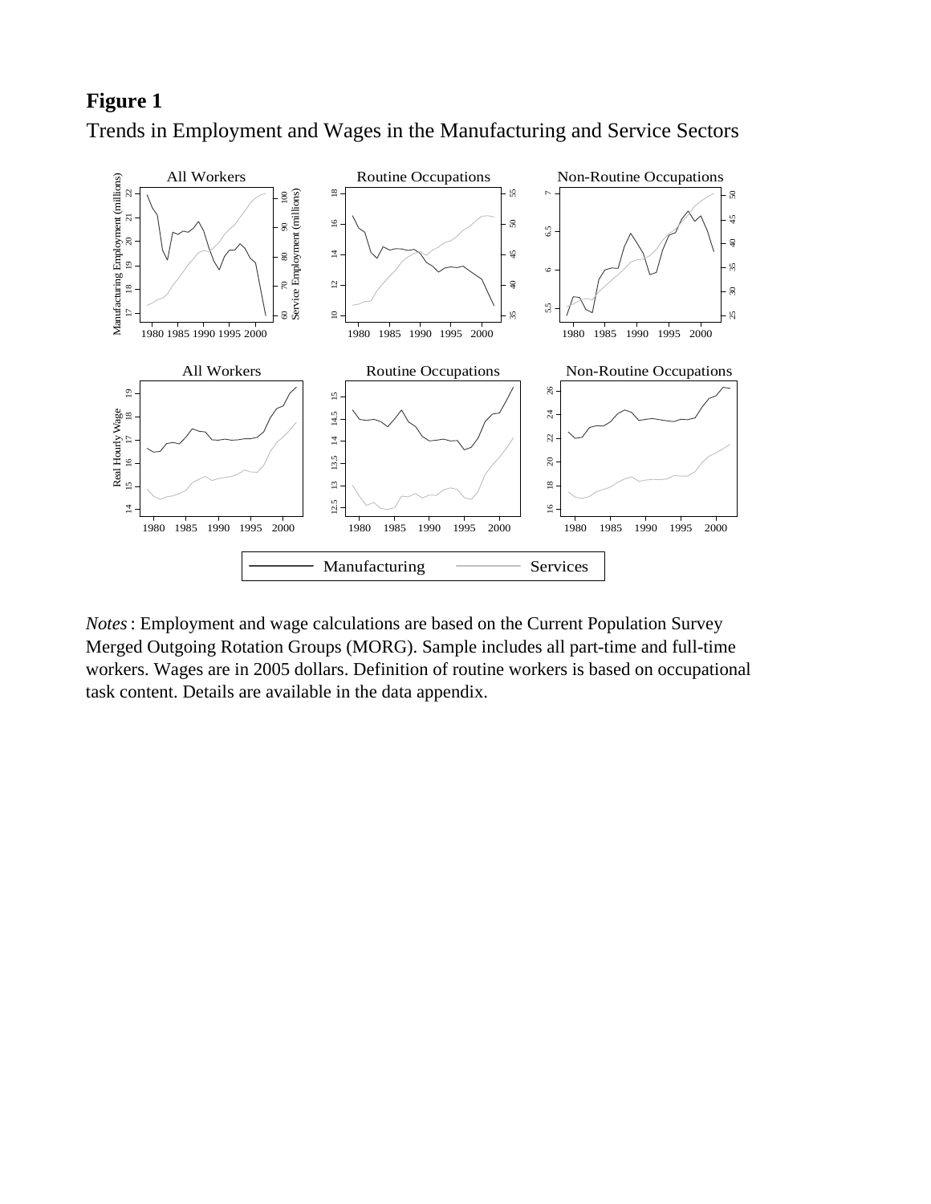**Figure 1**

Trends in Employment and Wages in the Manufacturing and Service Sectors

*Notes*: Employment and wage calculations are based on the Current Population Survey Merged Outgoing Rotation Groups (MORG). Sample includes all part-time and full-time workers. Wages are in 2005 dollars. Definition of routine workers is based on occupational task content. Details are available in the data appendix.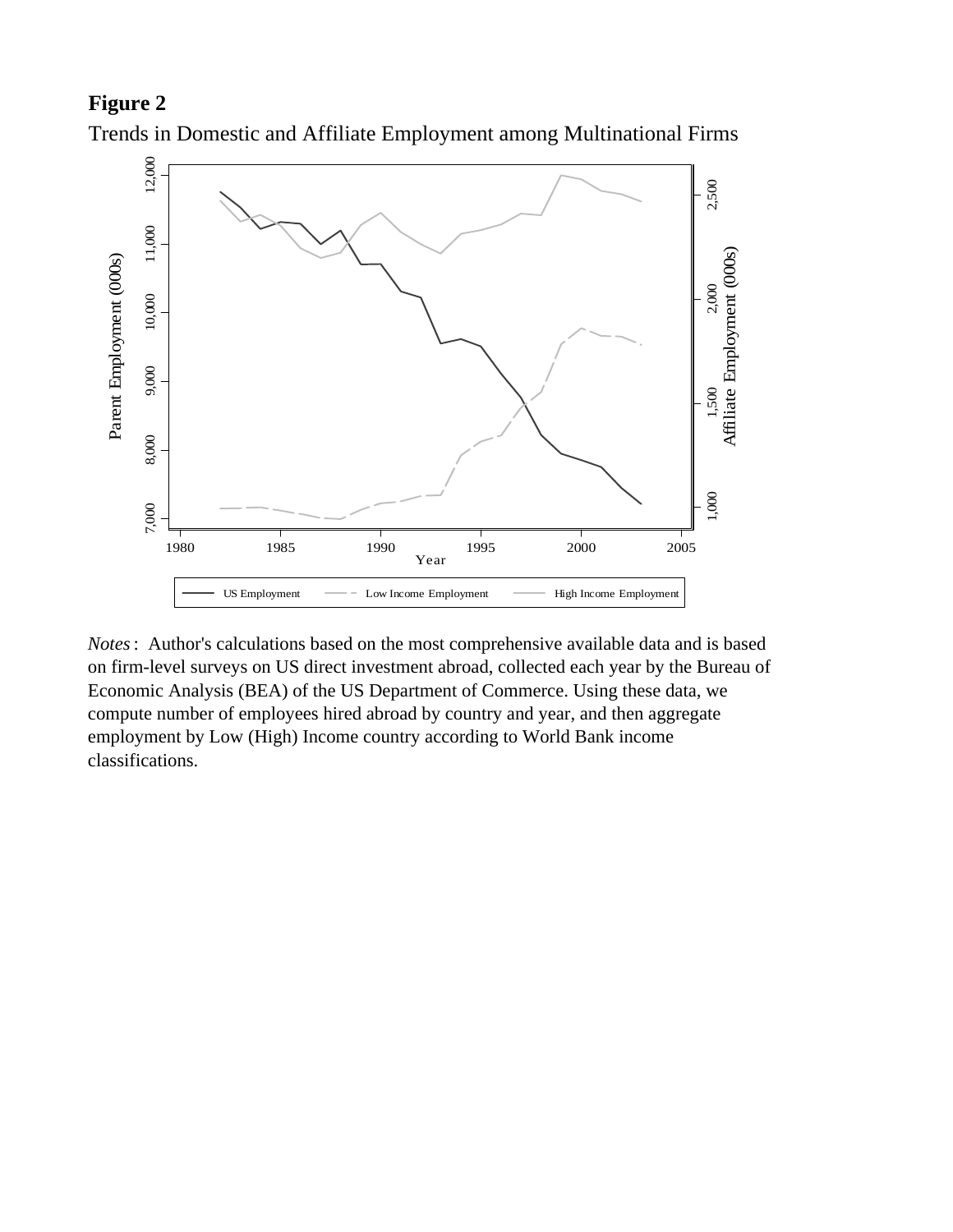**Figure 2**

Trends in Domestic and Affiliate Employment among Multinational Firms

*Notes*: Author's calculations based on the most comprehensive available data and is based on firm-level surveys on US direct investment abroad, collected each year by the Bureau of Economic Analysis (BEA) of the US Department of Commerce. Using these data, we compute number of employees hired abroad by country and year, and then aggregate employment by Low (High) Income country according to World Bank income classifications.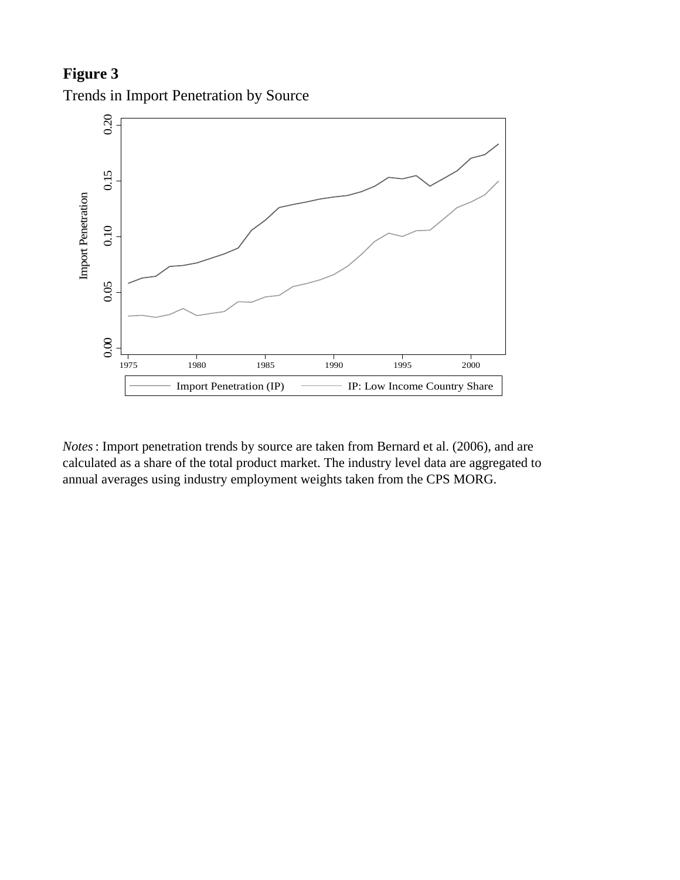**Figure 3**

Trends in Import Penetration by Source

*Notes*: Import penetration trends by source are taken from Bernard et al. (2006), and are calculated as a share of the total product market. The industry level data are aggregated to annual averages using industry employment weights taken from the CPS MORG.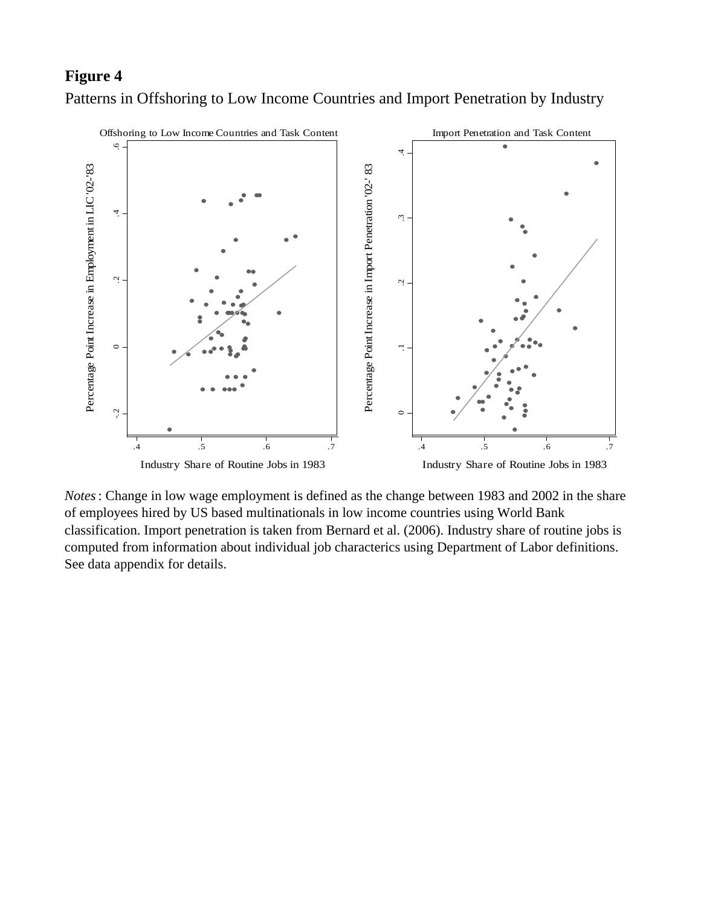**Figure 4**

Patterns in Offshoring to Low Income Countries and Import Penetration by Industry

*Notes*: Change in low wage employment is defined as the change between 1983 and 2002 in the share of employees hired by US based multinationals in low income countries using World Bank classification. Import penetration is taken from Bernard et al. (2006). Industry share of routine jobs is computed from information about individual job characterics using Department of Labor definitions. See data appendix for details.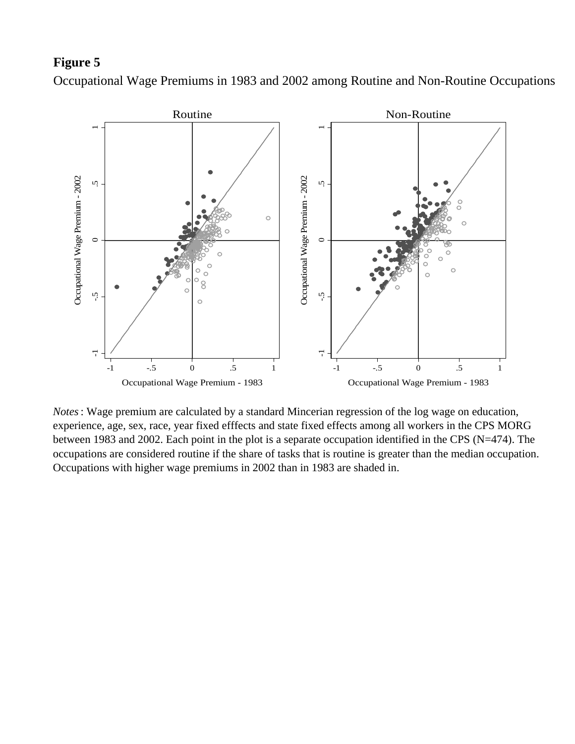**Figure 5**

Occupational Wage Premiums in 1983 and 2002 among Routine and Non-Routine Occupations

*Notes*: Wage premium are calculated by a standard Mincerian regression of the log wage on education, experience, age, sex, race, year fixed efffects and state fixed effects among all workers in the CPS MORG between 1983 and 2002. Each point in the plot is a separate occupation identified in the CPS (N=474). The occupations are considered routine if the share of tasks that is routine is greater than the median occupation. Occupations with higher wage premiums in 2002 than in 1983 are shaded in.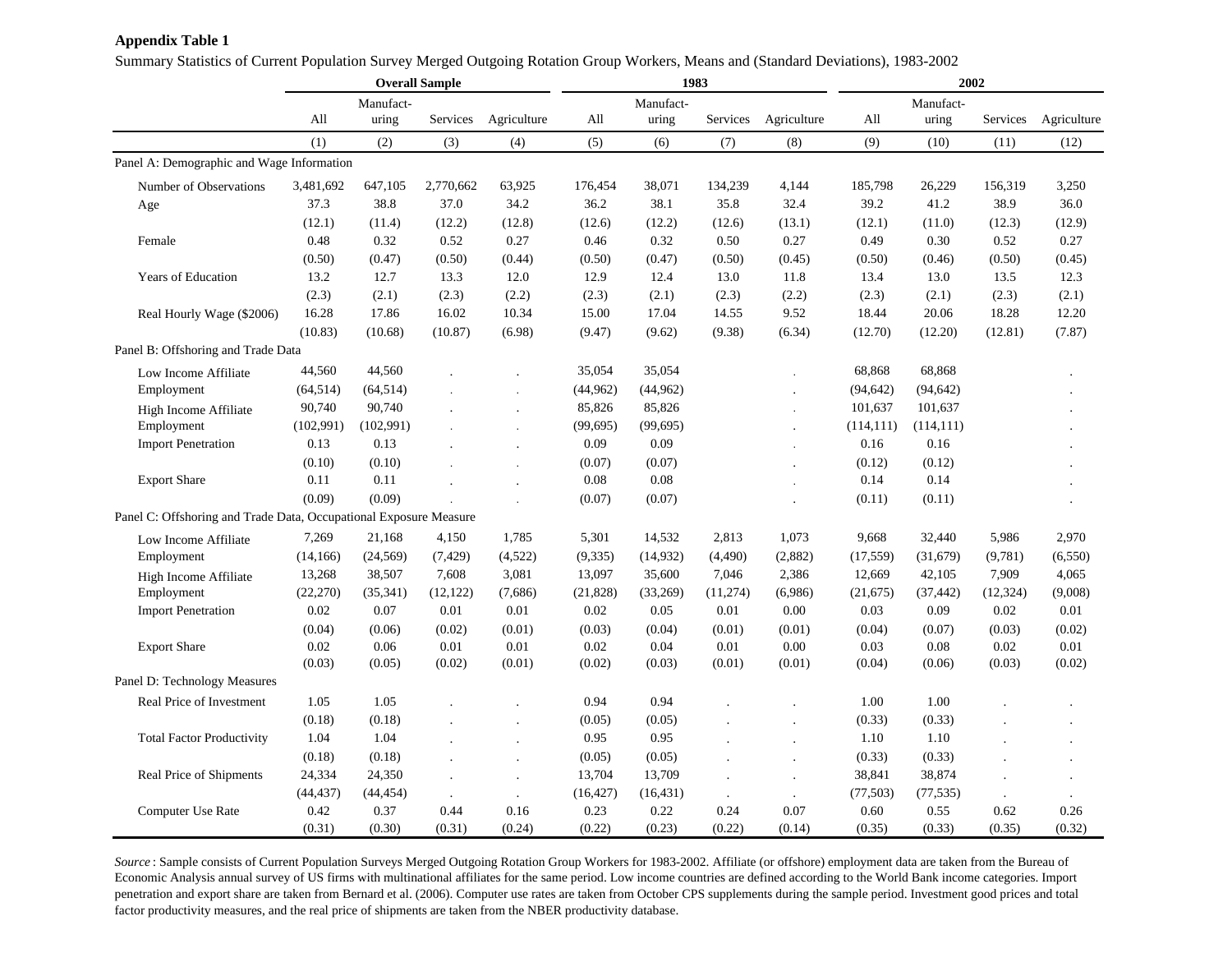**Appendix Table 1**

Summary Statistics of Current Population Survey Merged Outgoing Rotation Group Workers, Means and (Standard Deviations), 1983-2002

| | Overall Sample | | | | 1983 | | | | 2002 | | | |
|---|---|---|---|---|---|---|---|---|---|---|---|---|
| | All | Manufact-uring | Services | Agriculture | All | Manufact-uring | Services | Agriculture | All | Manufact-uring | Services | Agriculture |
| | (1) | (2) | (3) | (4) | (5) | (6) | (7) | (8) | (9) | (10) | (11) | (12) |
| Panel A: Demographic and Wage Information | | | | | | | | | | | | |
| Number of Observations | 3,481,692 | 647,105 | 2,770,662 | 63,925 | 176,454 | 38,071 | 134,239 | 4,144 | 185,798 | 26,229 | 156,319 | 3,250 |
| Age | 37.3 | 38.8 | 37.0 | 34.2 | 36.2 | 38.1 | 35.8 | 32.4 | 39.2 | 41.2 | 38.9 | 36.0 |
| | (12.1) | (11.4) | (12.2) | (12.8) | (12.6) | (12.2) | (12.6) | (13.1) | (12.1) | (11.0) | (12.3) | (12.9) |
| Female | 0.48 | 0.32 | 0.52 | 0.27 | 0.46 | 0.32 | 0.50 | 0.27 | 0.49 | 0.30 | 0.52 | 0.27 |
| | (0.50) | (0.47) | (0.50) | (0.44) | (0.50) | (0.47) | (0.50) | (0.45) | (0.50) | (0.46) | (0.50) | (0.45) |
| Years of Education | 13.2 | 12.7 | 13.3 | 12.0 | 12.9 | 12.4 | 13.0 | 11.8 | 13.4 | 13.0 | 13.5 | 12.3 |
| | (2.3) | (2.1) | (2.3) | (2.2) | (2.3) | (2.1) | (2.3) | (2.2) | (2.3) | (2.1) | (2.3) | (2.1) |
| Real Hourly Wage ($2006) | 16.28 | 17.86 | 16.02 | 10.34 | 15.00 | 17.04 | 14.55 | 9.52 | 18.44 | 20.06 | 18.28 | 12.20 |
| | (10.83) | (10.68) | (10.87) | (6.98) | (9.47) | (9.62) | (9.38) | (6.34) | (12.70) | (12.20) | (12.81) | (7.87) |
| Panel B: Offshoring and Trade Data | | | | | | | | | | | | |
| Low Income Affiliate Employment | 44,560 | 44,560 | . | . | 35,054 | 35,054 | | . | 68,868 | 68,868 | | . |
| | (64,514) | (64,514) | . | . | (44,962) | (44,962) | | . | (94,642) | (94,642) | | . |
| High Income Affiliate Employment | 90,740 | 90,740 | . | . | 85,826 | 85,826 | | . | 101,637 | 101,637 | | . |
| | (102,991) | (102,991) | . | . | (99,695) | (99,695) | | . | (114,111) | (114,111) | | . |
| Import Penetration | 0.13 | 0.13 | . | . | 0.09 | 0.09 | | . | 0.16 | 0.16 | | . |
| | (0.10) | (0.10) | . | . | (0.07) | (0.07) | | . | (0.12) | (0.12) | | . |
| Export Share | 0.11 | 0.11 | . | . | 0.08 | 0.08 | | . | 0.14 | 0.14 | | . |
| | (0.09) | (0.09) | . | . | (0.07) | (0.07) | | . | (0.11) | (0.11) | | . |
| Panel C: Offshoring and Trade Data, Occupational Exposure Measure | | | | | | | | | | | | |
| Low Income Affiliate Employment | 7,269 | 21,168 | 4,150 | 1,785 | 5,301 | 14,532 | 2,813 | 1,073 | 9,668 | 32,440 | 5,986 | 2,970 |
| | (14,166) | (24,569) | (7,429) | (4,522) | (9,335) | (14,932) | (4,490) | (2,882) | (17,559) | (31,679) | (9,781) | (6,550) |
| High Income Affiliate Employment | 13,268 | 38,507 | 7,608 | 3,081 | 13,097 | 35,600 | 7,046 | 2,386 | 12,669 | 42,105 | 7,909 | 4,065 |
| | (22,270) | (35,341) | (12,122) | (7,686) | (21,828) | (33,269) | (11,274) | (6,986) | (21,675) | (37,442) | (12,324) | (9,008) |
| Import Penetration | 0.02 | 0.07 | 0.01 | 0.01 | 0.02 | 0.05 | 0.01 | 0.00 | 0.03 | 0.09 | 0.02 | 0.01 |
| | (0.04) | (0.06) | (0.02) | (0.01) | (0.03) | (0.04) | (0.01) | (0.01) | (0.04) | (0.07) | (0.03) | (0.02) |
| Export Share | 0.02 | 0.06 | 0.01 | 0.01 | 0.02 | 0.04 | 0.01 | 0.00 | 0.03 | 0.08 | 0.02 | 0.01 |
| | (0.03) | (0.05) | (0.02) | (0.01) | (0.02) | (0.03) | (0.01) | (0.01) | (0.04) | (0.06) | (0.03) | (0.02) |
| Panel D: Technology Measures | | | | | | | | | | | | |
| Real Price of Investment | 1.05 | 1.05 | . | . | 0.94 | 0.94 | . | . | 1.00 | 1.00 | . | . |
| | (0.18) | (0.18) | . | . | (0.05) | (0.05) | . | . | (0.33) | (0.33) | . | . |
| Total Factor Productivity | 1.04 | 1.04 | . | . | 0.95 | 0.95 | . | . | 1.10 | 1.10 | . | . |
| | (0.18) | (0.18) | . | . | (0.05) | (0.05) | . | . | (0.33) | (0.33) | . | . |
| Real Price of Shipments | 24,334 | 24,350 | . | . | 13,704 | 13,709 | . | . | 38,841 | 38,874 | . | . |
| | (44,437) | (44,454) | . | . | (16,427) | (16,431) | . | . | (77,503) | (77,535) | . | . |
| Computer Use Rate | 0.42 | 0.37 | 0.44 | 0.16 | 0.23 | 0.22 | 0.24 | 0.07 | 0.60 | 0.55 | 0.62 | 0.26 |
| | (0.31) | (0.30) | (0.31) | (0.24) | (0.22) | (0.23) | (0.22) | (0.14) | (0.35) | (0.33) | (0.35) | (0.32) |

*Source*: Sample consists of Current Population Surveys Merged Outgoing Rotation Group Workers for 1983-2002. Affiliate (or offshore) employment data are taken from the Bureau of Economic Analysis annual survey of US firms with multinational affiliates for the same period. Low income countries are defined according to the World Bank income categories. Import penetration and export share are taken from Bernard et al. (2006). Computer use rates are taken from October CPS supplements during the sample period. Investment good prices and total factor productivity measures, and the real price of shipments are taken from the NBER productivity database.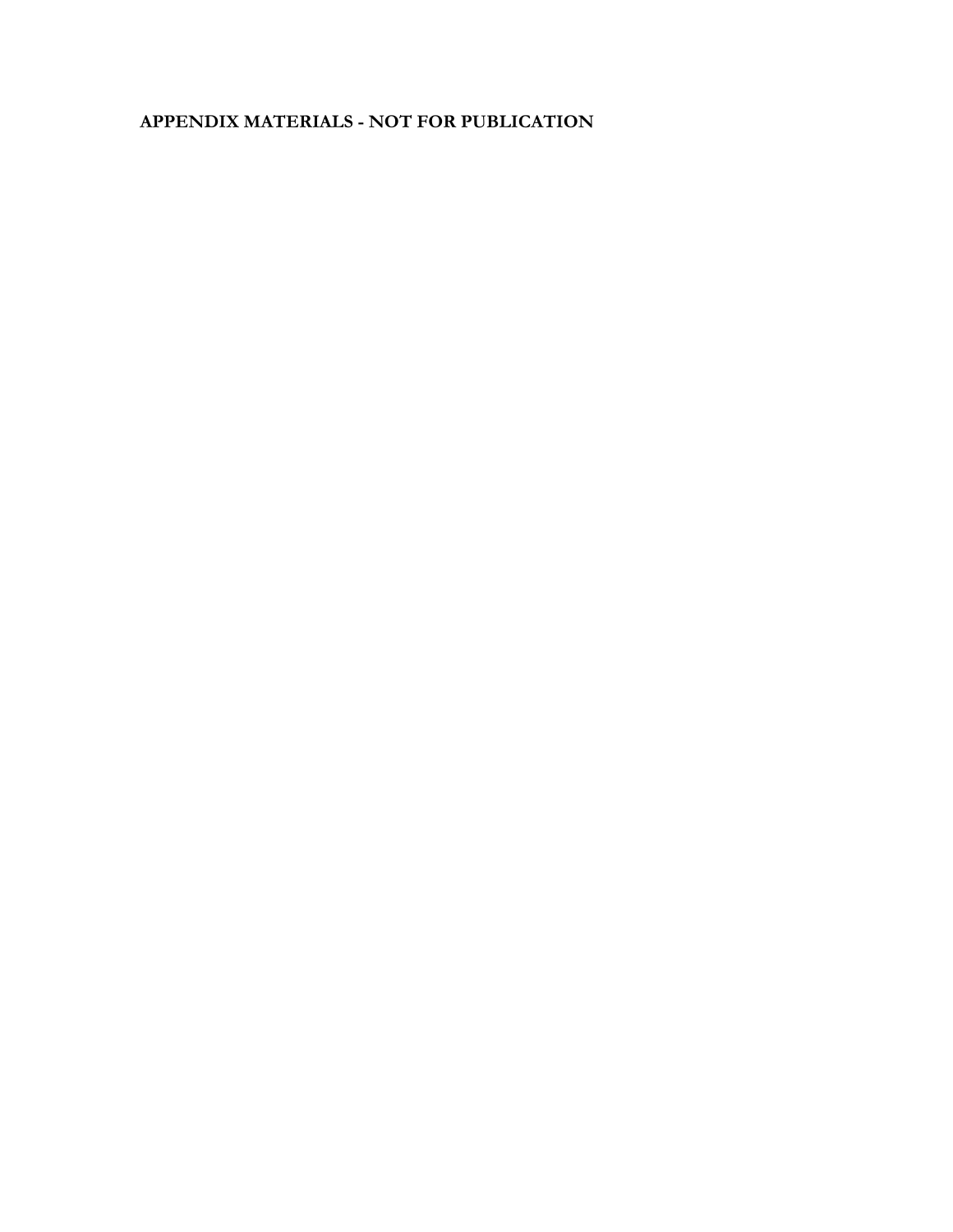**APPENDIX MATERIALS - NOT FOR PUBLICATION**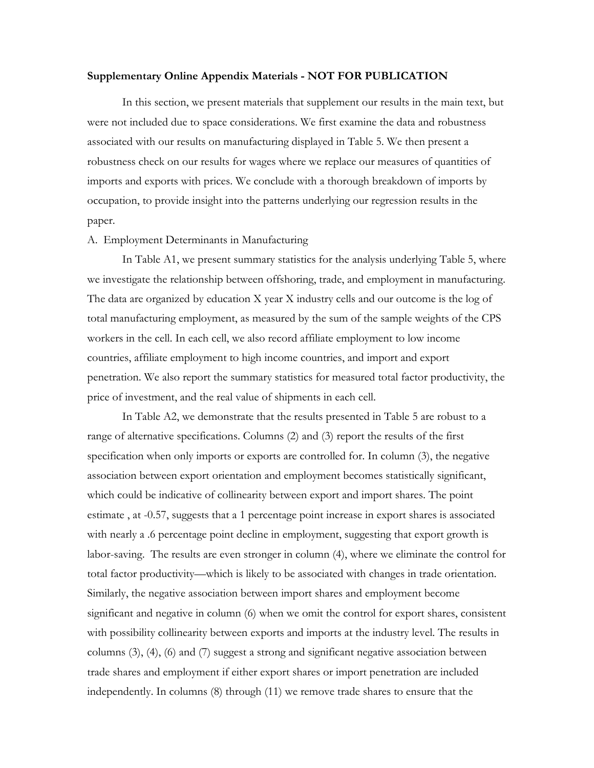**Supplementary Online Appendix Materials - NOT FOR PUBLICATION**

In this section, we present materials that supplement our results in the main text, but were not included due to space considerations. We first examine the data and robustness associated with our results on manufacturing displayed in Table 5. We then present a robustness check on our results for wages where we replace our measures of quantities of imports and exports with prices. We conclude with a thorough breakdown of imports by occupation, to provide insight into the patterns underlying our regression results in the paper.

A. Employment Determinants in Manufacturing

In Table A1, we present summary statistics for the analysis underlying Table 5, where we investigate the relationship between offshoring, trade, and employment in manufacturing. The data are organized by education X year X industry cells and our outcome is the log of total manufacturing employment, as measured by the sum of the sample weights of the CPS workers in the cell. In each cell, we also record affiliate employment to low income countries, affiliate employment to high income countries, and import and export penetration. We also report the summary statistics for measured total factor productivity, the price of investment, and the real value of shipments in each cell.

In Table A2, we demonstrate that the results presented in Table 5 are robust to a range of alternative specifications. Columns (2) and (3) report the results of the first specification when only imports or exports are controlled for. In column (3), the negative association between export orientation and employment becomes statistically significant, which could be indicative of collinearity between export and import shares. The point estimate , at -0.57, suggests that a 1 percentage point increase in export shares is associated with nearly a .6 percentage point decline in employment, suggesting that export growth is labor-saving. The results are even stronger in column (4), where we eliminate the control for total factor productivity—which is likely to be associated with changes in trade orientation. Similarly, the negative association between import shares and employment become significant and negative in column (6) when we omit the control for export shares, consistent with possibility collinearity between exports and imports at the industry level. The results in columns (3), (4), (6) and (7) suggest a strong and significant negative association between trade shares and employment if either export shares or import penetration are included independently. In columns (8) through (11) we remove trade shares to ensure that the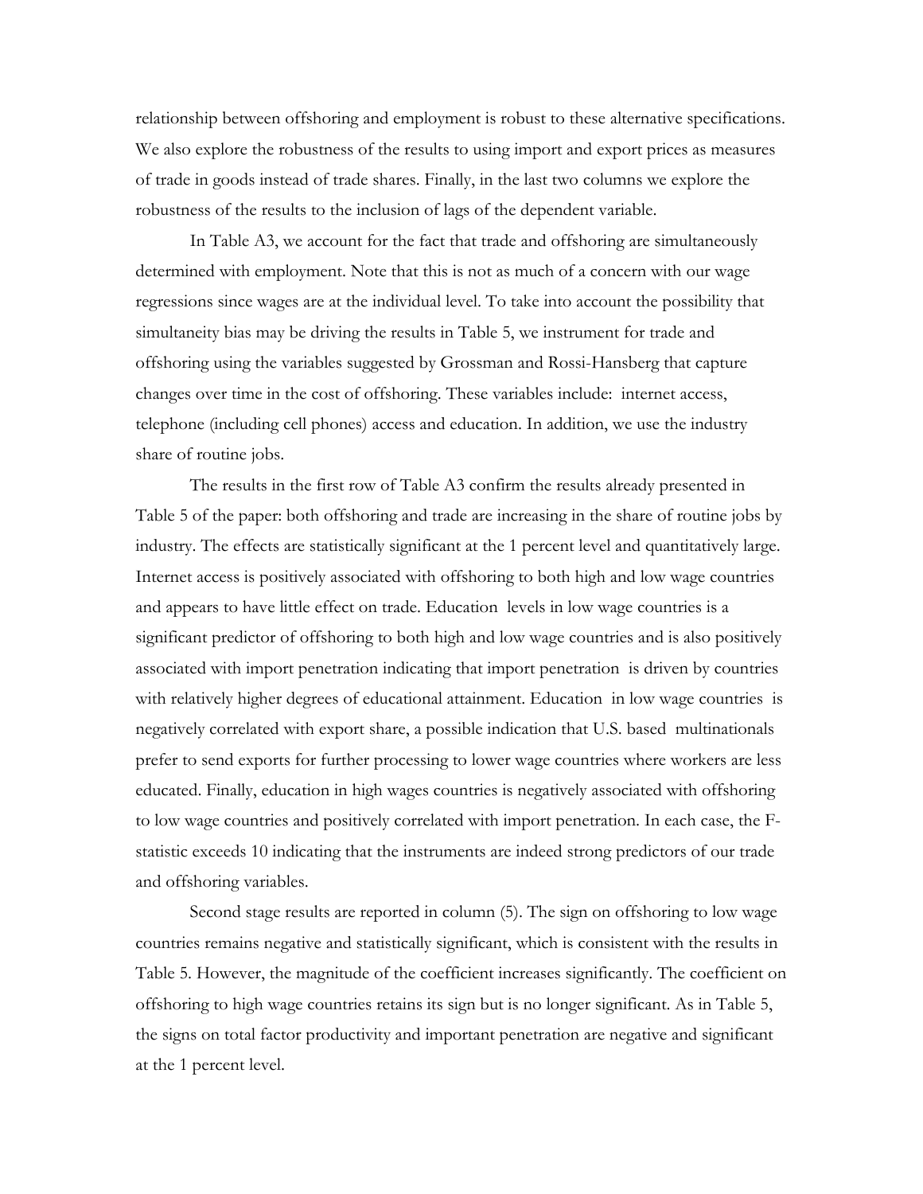relationship between offshoring and employment is robust to these alternative specifications. We also explore the robustness of the results to using import and export prices as measures of trade in goods instead of trade shares. Finally, in the last two columns we explore the robustness of the results to the inclusion of lags of the dependent variable.

In Table A3, we account for the fact that trade and offshoring are simultaneously determined with employment. Note that this is not as much of a concern with our wage regressions since wages are at the individual level. To take into account the possibility that simultaneity bias may be driving the results in Table 5, we instrument for trade and offshoring using the variables suggested by Grossman and Rossi-Hansberg that capture changes over time in the cost of offshoring. These variables include: internet access, telephone (including cell phones) access and education. In addition, we use the industry share of routine jobs.

The results in the first row of Table A3 confirm the results already presented in Table 5 of the paper: both offshoring and trade are increasing in the share of routine jobs by industry. The effects are statistically significant at the 1 percent level and quantitatively large. Internet access is positively associated with offshoring to both high and low wage countries and appears to have little effect on trade. Education levels in low wage countries is a significant predictor of offshoring to both high and low wage countries and is also positively associated with import penetration indicating that import penetration is driven by countries with relatively higher degrees of educational attainment. Education in low wage countries is negatively correlated with export share, a possible indication that U.S. based multinationals prefer to send exports for further processing to lower wage countries where workers are less educated. Finally, education in high wages countries is negatively associated with offshoring to low wage countries and positively correlated with import penetration. In each case, the F-statistic exceeds 10 indicating that the instruments are indeed strong predictors of our trade and offshoring variables.

Second stage results are reported in column (5). The sign on offshoring to low wage countries remains negative and statistically significant, which is consistent with the results in Table 5. However, the magnitude of the coefficient increases significantly. The coefficient on offshoring to high wage countries retains its sign but is no longer significant. As in Table 5, the signs on total factor productivity and important penetration are negative and significant at the 1 percent level.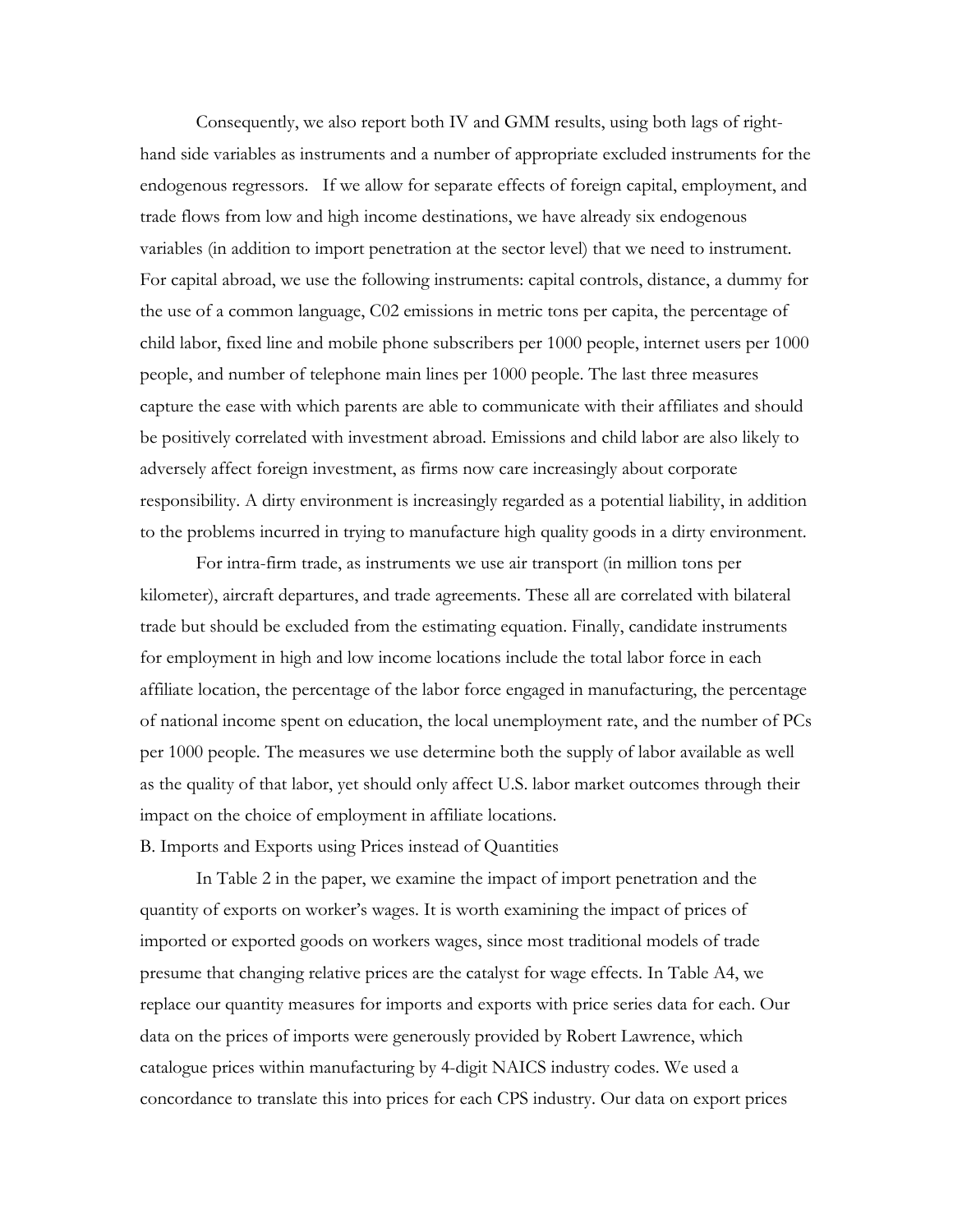Consequently, we also report both IV and GMM results, using both lags of right-hand side variables as instruments and a number of appropriate excluded instruments for the endogenous regressors. If we allow for separate effects of foreign capital, employment, and trade flows from low and high income destinations, we have already six endogenous variables (in addition to import penetration at the sector level) that we need to instrument. For capital abroad, we use the following instruments: capital controls, distance, a dummy for the use of a common language, C02 emissions in metric tons per capita, the percentage of child labor, fixed line and mobile phone subscribers per 1000 people, internet users per 1000 people, and number of telephone main lines per 1000 people. The last three measures capture the ease with which parents are able to communicate with their affiliates and should be positively correlated with investment abroad. Emissions and child labor are also likely to adversely affect foreign investment, as firms now care increasingly about corporate responsibility. A dirty environment is increasingly regarded as a potential liability, in addition to the problems incurred in trying to manufacture high quality goods in a dirty environment.

For intra-firm trade, as instruments we use air transport (in million tons per kilometer), aircraft departures, and trade agreements. These all are correlated with bilateral trade but should be excluded from the estimating equation. Finally, candidate instruments for employment in high and low income locations include the total labor force in each affiliate location, the percentage of the labor force engaged in manufacturing, the percentage of national income spent on education, the local unemployment rate, and the number of PCs per 1000 people. The measures we use determine both the supply of labor available as well as the quality of that labor, yet should only affect U.S. labor market outcomes through their impact on the choice of employment in affiliate locations.

B. Imports and Exports using Prices instead of Quantities

In Table 2 in the paper, we examine the impact of import penetration and the quantity of exports on worker's wages. It is worth examining the impact of prices of imported or exported goods on workers wages, since most traditional models of trade presume that changing relative prices are the catalyst for wage effects. In Table A4, we replace our quantity measures for imports and exports with price series data for each. Our data on the prices of imports were generously provided by Robert Lawrence, which catalogue prices within manufacturing by 4-digit NAICS industry codes. We used a concordance to translate this into prices for each CPS industry. Our data on export prices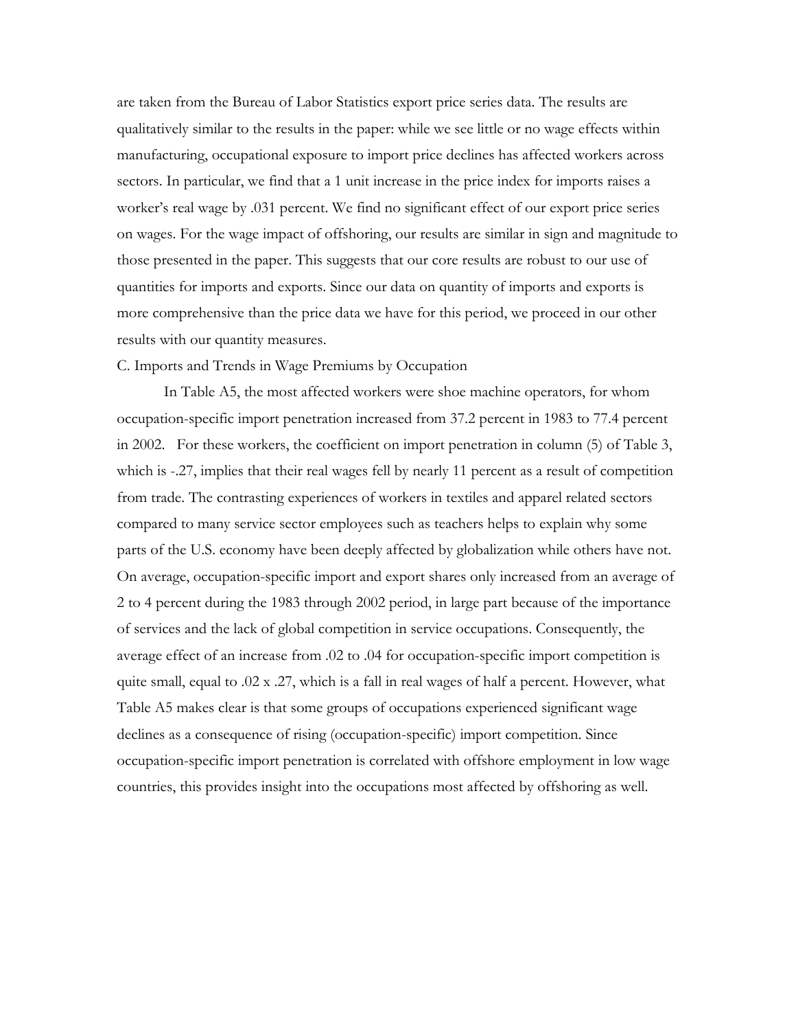are taken from the Bureau of Labor Statistics export price series data. The results are qualitatively similar to the results in the paper: while we see little or no wage effects within manufacturing, occupational exposure to import price declines has affected workers across sectors. In particular, we find that a 1 unit increase in the price index for imports raises a worker's real wage by .031 percent. We find no significant effect of our export price series on wages. For the wage impact of offshoring, our results are similar in sign and magnitude to those presented in the paper. This suggests that our core results are robust to our use of quantities for imports and exports. Since our data on quantity of imports and exports is more comprehensive than the price data we have for this period, we proceed in our other results with our quantity measures.

C. Imports and Trends in Wage Premiums by Occupation

In Table A5, the most affected workers were shoe machine operators, for whom occupation-specific import penetration increased from 37.2 percent in 1983 to 77.4 percent in 2002. For these workers, the coefficient on import penetration in column (5) of Table 3, which is -.27, implies that their real wages fell by nearly 11 percent as a result of competition from trade. The contrasting experiences of workers in textiles and apparel related sectors compared to many service sector employees such as teachers helps to explain why some parts of the U.S. economy have been deeply affected by globalization while others have not. On average, occupation-specific import and export shares only increased from an average of 2 to 4 percent during the 1983 through 2002 period, in large part because of the importance of services and the lack of global competition in service occupations. Consequently, the average effect of an increase from .02 to .04 for occupation-specific import competition is quite small, equal to .02 x .27, which is a fall in real wages of half a percent. However, what Table A5 makes clear is that some groups of occupations experienced significant wage declines as a consequence of rising (occupation-specific) import competition. Since occupation-specific import penetration is correlated with offshore employment in low wage countries, this provides insight into the occupations most affected by offshoring as well.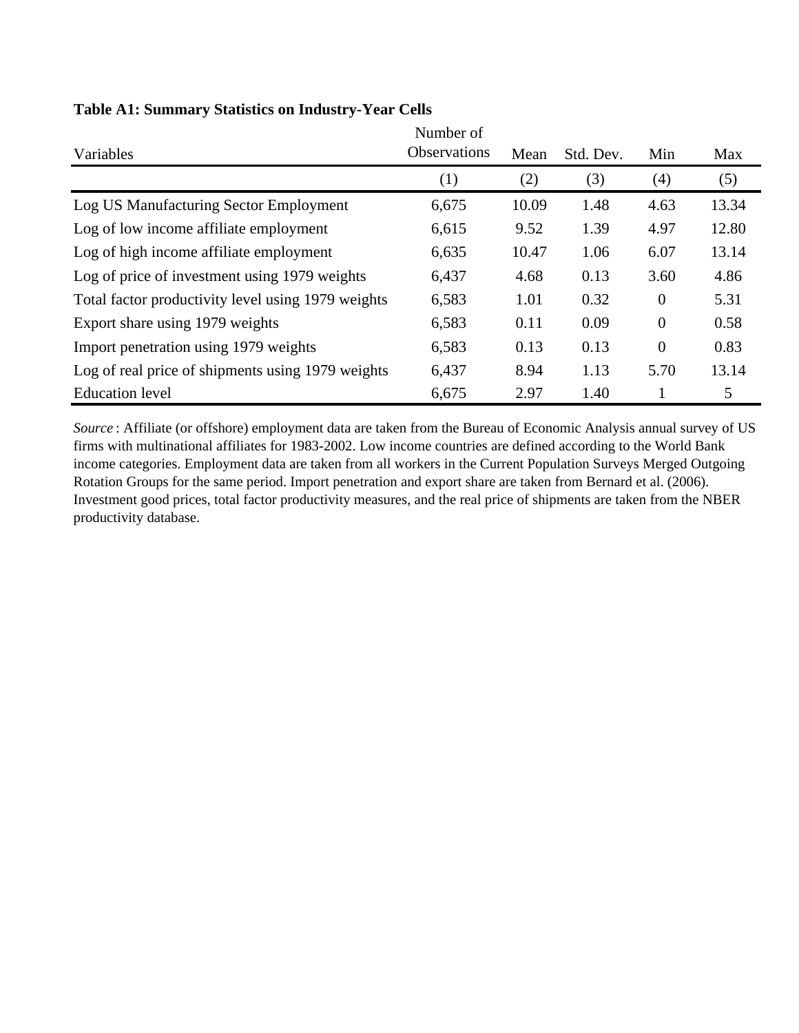**Table A1: Summary Statistics on Industry-Year Cells**

| Variables | Number of Observations | Mean | Std. Dev. | Min | Max |
|---|---|---|---|---|---|
| | (1) | (2) | (3) | (4) | (5) |
| Log US Manufacturing Sector Employment | 6,675 | 10.09 | 1.48 | 4.63 | 13.34 |
| Log of low income affiliate employment | 6,615 | 9.52 | 1.39 | 4.97 | 12.80 |
| Log of high income affiliate employment | 6,635 | 10.47 | 1.06 | 6.07 | 13.14 |
| Log of price of investment using 1979 weights | 6,437 | 4.68 | 0.13 | 3.60 | 4.86 |
| Total factor productivity level using 1979 weights | 6,583 | 1.01 | 0.32 | 0 | 5.31 |
| Export share using 1979 weights | 6,583 | 0.11 | 0.09 | 0 | 0.58 |
| Import penetration using 1979 weights | 6,583 | 0.13 | 0.13 | 0 | 0.83 |
| Log of real price of shipments using 1979 weights | 6,437 | 8.94 | 1.13 | 5.70 | 13.14 |
| Education level | 6,675 | 2.97 | 1.40 | 1 | 5 |

*Source* : Affiliate (or offshore) employment data are taken from the Bureau of Economic Analysis annual survey of US firms with multinational affiliates for 1983-2002. Low income countries are defined according to the World Bank income categories. Employment data are taken from all workers in the Current Population Surveys Merged Outgoing Rotation Groups for the same period. Import penetration and export share are taken from Bernard et al. (2006). Investment good prices, total factor productivity measures, and the real price of shipments are taken from the NBER productivity database.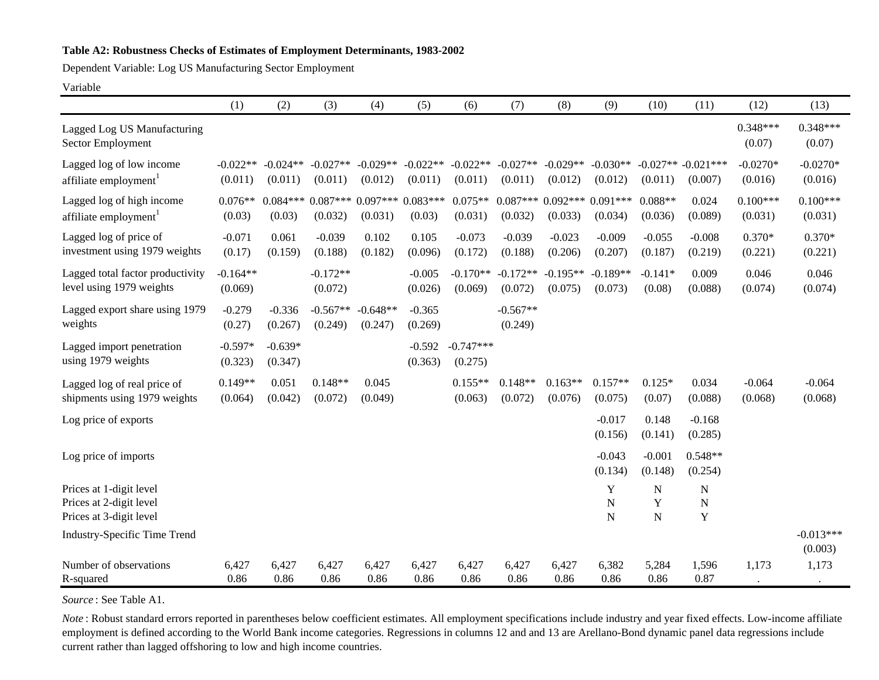**Table A2: Robustness Checks of Estimates of Employment Determinants, 1983-2002**

Dependent Variable: Log US Manufacturing Sector Employment

| Variable | (1) | (2) | (3) | (4) | (5) | (6) | (7) | (8) | (9) | (10) | (11) | (12) | (13) |
|---|---|---|---|---|---|---|---|---|---|---|---|---|---|
| Lagged Log US Manufacturing Sector Employment | | | | | | | | | | | | 0.348*** | 0.348*** |
| | | | | | | | | | | | | (0.07) | (0.07) |
| Lagged log of low income affiliate employment[1] | -0.022** | -0.024** | -0.027** | -0.029** | -0.022** | -0.022** | -0.027** | -0.029** | -0.030** | -0.027** | -0.021*** | -0.0270* | -0.0270* |
| | (0.011) | (0.011) | (0.011) | (0.012) | (0.011) | (0.011) | (0.011) | (0.012) | (0.012) | (0.011) | (0.007) | (0.016) | (0.016) |
| Lagged log of high income affiliate employment[1] | 0.076** | 0.084*** | 0.087*** | 0.097*** | 0.083*** | 0.075** | 0.087*** | 0.092*** | 0.091*** | 0.088** | 0.024 | 0.100*** | 0.100*** |
| | (0.03) | (0.03) | (0.032) | (0.031) | (0.03) | (0.031) | (0.032) | (0.033) | (0.034) | (0.036) | (0.089) | (0.031) | (0.031) |
| Lagged log of price of investment using 1979 weights | -0.071 | 0.061 | -0.039 | 0.102 | 0.105 | -0.073 | -0.039 | -0.023 | -0.009 | -0.055 | -0.008 | 0.370* | 0.370* |
| | (0.17) | (0.159) | (0.188) | (0.182) | (0.096) | (0.172) | (0.188) | (0.206) | (0.207) | (0.187) | (0.219) | (0.221) | (0.221) |
| Lagged total factor productivity level using 1979 weights | -0.164** | | -0.172** | | -0.005 | -0.170** | -0.172** | -0.195** | -0.189** | -0.141* | 0.009 | 0.046 | 0.046 |
| | (0.069) | | (0.072) | | (0.026) | (0.069) | (0.072) | (0.075) | (0.073) | (0.08) | (0.088) | (0.074) | (0.074) |
| Lagged export share using 1979 weights | -0.279 | -0.336 | -0.567** | -0.648** | -0.365 | | -0.567** | | | | | | |
| | (0.27) | (0.267) | (0.249) | (0.247) | (0.269) | | (0.249) | | | | | | |
| Lagged import penetration using 1979 weights | -0.597* | -0.639* | | | -0.592 | -0.747*** | | | | | | | |
| | (0.323) | (0.347) | | | (0.363) | (0.275) | | | | | | | |
| Lagged log of real price of shipments using 1979 weights | 0.149** | 0.051 | 0.148** | 0.045 | | 0.155** | 0.148** | 0.163** | 0.157** | 0.125* | 0.034 | -0.064 | -0.064 |
| | (0.064) | (0.042) | (0.072) | (0.049) | | (0.063) | (0.072) | (0.076) | (0.075) | (0.07) | (0.088) | (0.068) | (0.068) |
| Log price of exports | | | | | | | | | -0.017 | 0.148 | -0.168 | | |
| | | | | | | | | | (0.156) | (0.141) | (0.285) | | |
| Log price of imports | | | | | | | | | -0.043 | -0.001 | 0.548** | | |
| | | | | | | | | | (0.134) | (0.148) | (0.254) | | |
| Prices at 1-digit level | | | | | | | | | Y | N | N | | |
| Prices at 2-digit level | | | | | | | | | N | Y | N | | |
| Prices at 3-digit level | | | | | | | | | N | N | Y | | |
| Industry-Specific Time Trend | | | | | | | | | | | | | -0.013*** |
| | | | | | | | | | | | | | (0.003) |
| Number of observations | 6,427 | 6,427 | 6,427 | 6,427 | 6,427 | 6,427 | 6,427 | 6,427 | 6,382 | 5,284 | 1,596 | 1,173 | 1,173 |
| R-squared | 0.86 | 0.86 | 0.86 | 0.86 | 0.86 | 0.86 | 0.86 | 0.86 | 0.86 | 0.86 | 0.87 | . | . |

*Source* : See Table A1.

*Note* : Robust standard errors reported in parentheses below coefficient estimates. All employment specifications include industry and year fixed effects. Low-income affiliate employment is defined according to the World Bank income categories. Regressions in columns 12 and and 13 are Arellano-Bond dynamic panel data regressions include current rather than lagged offshoring to low and high income countries.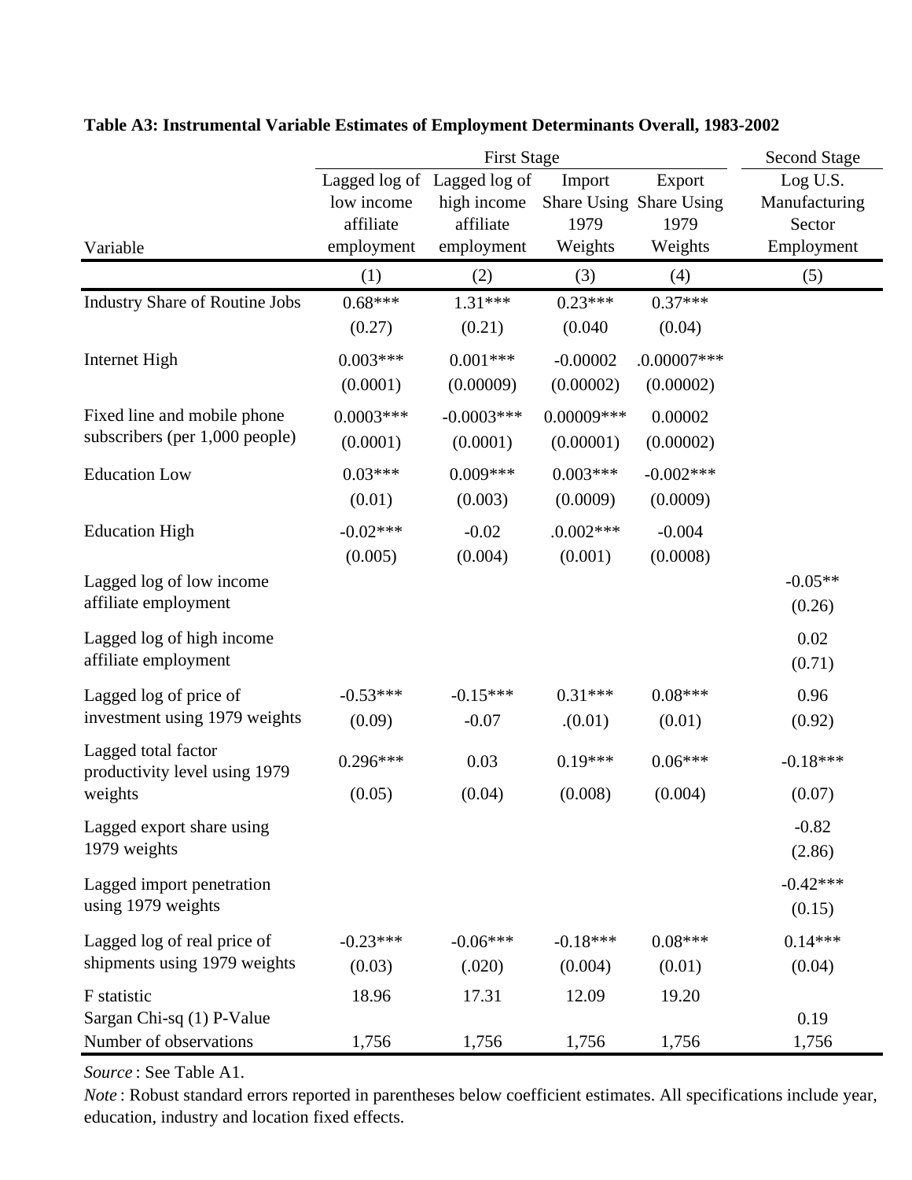**Table A3: Instrumental Variable Estimates of Employment Determinants Overall, 1983-2002**

| | First Stage | | | | Second Stage |
|---|---|---|---|---|---|
| Variable | Lagged log of low income affiliate employment | Lagged log of high income affiliate employment | Import Share Using 1979 Weights | Export Share Using 1979 Weights | Log U.S. Manufacturing Sector Employment |
| | (1) | (2) | (3) | (4) | (5) |
| Industry Share of Routine Jobs | 0.68*** | 1.31*** | 0.23*** | 0.37*** | |
| | (0.27) | (0.21) | (0.040 | (0.04) | |
| Internet High | 0.003*** | 0.001*** | -0.00002 | .0.00007*** | |
| | (0.0001) | (0.00009) | (0.00002) | (0.00002) | |
| Fixed line and mobile phone subscribers (per 1,000 people) | 0.0003*** | -0.0003*** | 0.00009*** | 0.00002 | |
| | (0.0001) | (0.0001) | (0.00001) | (0.00002) | |
| Education Low | 0.03*** | 0.009*** | 0.003*** | -0.002*** | |
| | (0.01) | (0.003) | (0.0009) | (0.0009) | |
| Education High | -0.02*** | -0.02 | .0.002*** | -0.004 | |
| | (0.005) | (0.004) | (0.001) | (0.0008) | |
| Lagged log of low income affiliate employment | | | | | -0.05** |
| | | | | | (0.26) |
| Lagged log of high income affiliate employment | | | | | 0.02 |
| | | | | | (0.71) |
| Lagged log of price of investment using 1979 weights | -0.53*** | -0.15*** | 0.31*** | 0.08*** | 0.96 |
| | (0.09) | -0.07 | .(0.01) | (0.01) | (0.92) |
| Lagged total factor productivity level using 1979 weights | 0.296*** | 0.03 | 0.19*** | 0.06*** | -0.18*** |
| | (0.05) | (0.04) | (0.008) | (0.004) | (0.07) |
| Lagged export share using 1979 weights | | | | | -0.82 |
| | | | | | (2.86) |
| Lagged import penetration using 1979 weights | | | | | -0.42*** |
| | | | | | (0.15) |
| Lagged log of real price of shipments using 1979 weights | -0.23*** | -0.06*** | -0.18*** | 0.08*** | 0.14*** |
| | (0.03) | (.020) | (0.004) | (0.01) | (0.04) |
| F statistic | 18.96 | 17.31 | 12.09 | 19.20 | |
| Sargan Chi-sq (1) P-Value | | | | | 0.19 |
| Number of observations | 1,756 | 1,756 | 1,756 | 1,756 | 1,756 |

*Source* : See Table A1.

*Note* : Robust standard errors reported in parentheses below coefficient estimates. All specifications include year, education, industry and location fixed effects.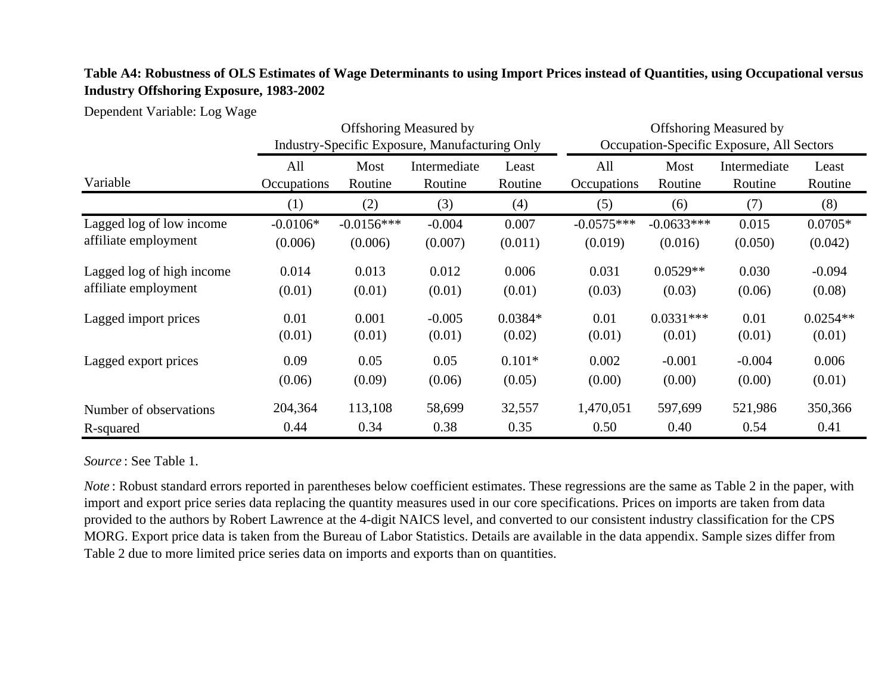**Table A4: Robustness of OLS Estimates of Wage Determinants to using Import Prices instead of Quantities, using Occupational versus Industry Offshoring Exposure, 1983-2002**

Dependent Variable: Log Wage

| | Offshoring Measured by Industry-Specific Exposure, Manufacturing Only | | | | Offshoring Measured by Occupation-Specific Exposure, All Sectors | | | |
|---|---|---|---|---|---|---|---|---|
| Variable | All Occupations | Most Routine | Intermediate Routine | Least Routine | All Occupations | Most Routine | Intermediate Routine | Least Routine |
| | (1) | (2) | (3) | (4) | (5) | (6) | (7) | (8) |
| Lagged log of low income affiliate employment | -0.0106* | -0.0156*** | -0.004 | 0.007 | -0.0575*** | -0.0633*** | 0.015 | 0.0705* |
| | (0.006) | (0.006) | (0.007) | (0.011) | (0.019) | (0.016) | (0.050) | (0.042) |
| Lagged log of high income affiliate employment | 0.014 | 0.013 | 0.012 | 0.006 | 0.031 | 0.0529** | 0.030 | -0.094 |
| | (0.01) | (0.01) | (0.01) | (0.01) | (0.03) | (0.03) | (0.06) | (0.08) |
| Lagged import prices | 0.01 | 0.001 | -0.005 | 0.0384* | 0.01 | 0.0331*** | 0.01 | 0.0254** |
| | (0.01) | (0.01) | (0.01) | (0.02) | (0.01) | (0.01) | (0.01) | (0.01) |
| Lagged export prices | 0.09 | 0.05 | 0.05 | 0.101* | 0.002 | -0.001 | -0.004 | 0.006 |
| | (0.06) | (0.09) | (0.06) | (0.05) | (0.00) | (0.00) | (0.00) | (0.01) |
| Number of observations | 204,364 | 113,108 | 58,699 | 32,557 | 1,470,051 | 597,699 | 521,986 | 350,366 |
| R-squared | 0.44 | 0.34 | 0.38 | 0.35 | 0.50 | 0.40 | 0.54 | 0.41 |

*Source*: See Table 1.

*Note*: Robust standard errors reported in parentheses below coefficient estimates. These regressions are the same as Table 2 in the paper, with import and export price series data replacing the quantity measures used in our core specifications. Prices on imports are taken from data provided to the authors by Robert Lawrence at the 4-digit NAICS level, and converted to our consistent industry classification for the CPS MORG. Export price data is taken from the Bureau of Labor Statistics. Details are available in the data appendix. Sample sizes differ from Table 2 due to more limited price series data on imports and exports than on quantities.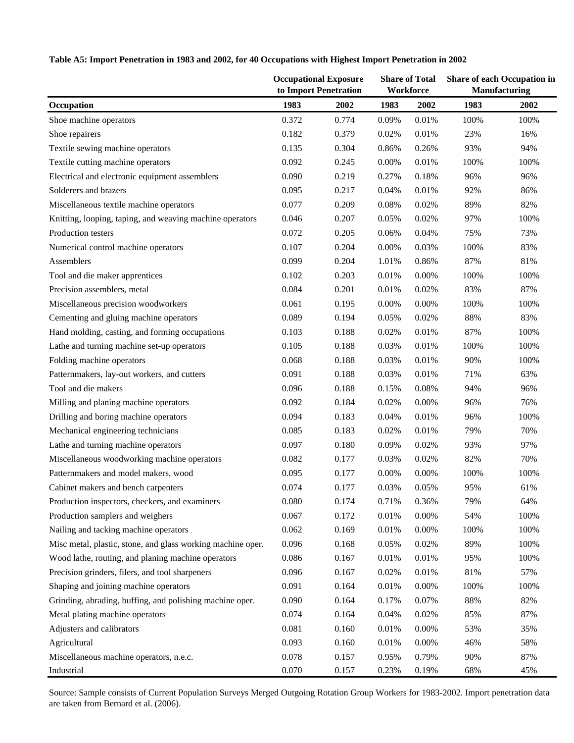**Table A5: Import Penetration in 1983 and 2002, for 40 Occupations with Highest Import Penetration in 2002**

| | Occupational Exposure to Import Penetration | | Share of Total Workforce | | Share of each Occupation in Manufacturing | |
|---|---|---|---|---|---|---|
| Occupation | 1983 | 2002 | 1983 | 2002 | 1983 | 2002 |
| Shoe machine operators | 0.372 | 0.774 | 0.09% | 0.01% | 100% | 100% |
| Shoe repairers | 0.182 | 0.379 | 0.02% | 0.01% | 23% | 16% |
| Textile sewing machine operators | 0.135 | 0.304 | 0.86% | 0.26% | 93% | 94% |
| Textile cutting machine operators | 0.092 | 0.245 | 0.00% | 0.01% | 100% | 100% |
| Electrical and electronic equipment assemblers | 0.090 | 0.219 | 0.27% | 0.18% | 96% | 96% |
| Solderers and brazers | 0.095 | 0.217 | 0.04% | 0.01% | 92% | 86% |
| Miscellaneous textile machine operators | 0.077 | 0.209 | 0.08% | 0.02% | 89% | 82% |
| Knitting, looping, taping, and weaving machine operators | 0.046 | 0.207 | 0.05% | 0.02% | 97% | 100% |
| Production testers | 0.072 | 0.205 | 0.06% | 0.04% | 75% | 73% |
| Numerical control machine operators | 0.107 | 0.204 | 0.00% | 0.03% | 100% | 83% |
| Assemblers | 0.099 | 0.204 | 1.01% | 0.86% | 87% | 81% |
| Tool and die maker apprentices | 0.102 | 0.203 | 0.01% | 0.00% | 100% | 100% |
| Precision assemblers, metal | 0.084 | 0.201 | 0.01% | 0.02% | 83% | 87% |
| Miscellaneous precision woodworkers | 0.061 | 0.195 | 0.00% | 0.00% | 100% | 100% |
| Cementing and gluing machine operators | 0.089 | 0.194 | 0.05% | 0.02% | 88% | 83% |
| Hand molding, casting, and forming occupations | 0.103 | 0.188 | 0.02% | 0.01% | 87% | 100% |
| Lathe and turning machine set-up operators | 0.105 | 0.188 | 0.03% | 0.01% | 100% | 100% |
| Folding machine operators | 0.068 | 0.188 | 0.03% | 0.01% | 90% | 100% |
| Patternmakers, lay-out workers, and cutters | 0.091 | 0.188 | 0.03% | 0.01% | 71% | 63% |
| Tool and die makers | 0.096 | 0.188 | 0.15% | 0.08% | 94% | 96% |
| Milling and planing machine operators | 0.092 | 0.184 | 0.02% | 0.00% | 96% | 76% |
| Drilling and boring machine operators | 0.094 | 0.183 | 0.04% | 0.01% | 96% | 100% |
| Mechanical engineering technicians | 0.085 | 0.183 | 0.02% | 0.01% | 79% | 70% |
| Lathe and turning machine operators | 0.097 | 0.180 | 0.09% | 0.02% | 93% | 97% |
| Miscellaneous woodworking machine operators | 0.082 | 0.177 | 0.03% | 0.02% | 82% | 70% |
| Patternmakers and model makers, wood | 0.095 | 0.177 | 0.00% | 0.00% | 100% | 100% |
| Cabinet makers and bench carpenters | 0.074 | 0.177 | 0.03% | 0.05% | 95% | 61% |
| Production inspectors, checkers, and examiners | 0.080 | 0.174 | 0.71% | 0.36% | 79% | 64% |
| Production samplers and weighers | 0.067 | 0.172 | 0.01% | 0.00% | 54% | 100% |
| Nailing and tacking machine operators | 0.062 | 0.169 | 0.01% | 0.00% | 100% | 100% |
| Misc metal, plastic, stone, and glass working machine oper. | 0.096 | 0.168 | 0.05% | 0.02% | 89% | 100% |
| Wood lathe, routing, and planing machine operators | 0.086 | 0.167 | 0.01% | 0.01% | 95% | 100% |
| Precision grinders, filers, and tool sharpeners | 0.096 | 0.167 | 0.02% | 0.01% | 81% | 57% |
| Shaping and joining machine operators | 0.091 | 0.164 | 0.01% | 0.00% | 100% | 100% |
| Grinding, abrading, buffing, and polishing machine oper. | 0.090 | 0.164 | 0.17% | 0.07% | 88% | 82% |
| Metal plating machine operators | 0.074 | 0.164 | 0.04% | 0.02% | 85% | 87% |
| Adjusters and calibrators | 0.081 | 0.160 | 0.01% | 0.00% | 53% | 35% |
| Agricultural | 0.093 | 0.160 | 0.01% | 0.00% | 46% | 58% |
| Miscellaneous machine operators, n.e.c. | 0.078 | 0.157 | 0.95% | 0.79% | 90% | 87% |
| Industrial | 0.070 | 0.157 | 0.23% | 0.19% | 68% | 45% |

Source: Sample consists of Current Population Surveys Merged Outgoing Rotation Group Workers for 1983-2002. Import penetration data are taken from Bernard et al. (2006).